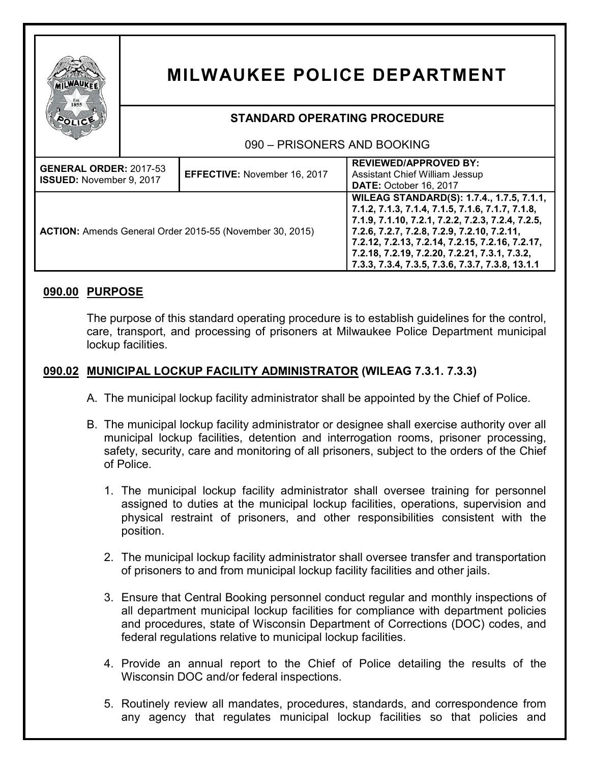# MILWAUKEE POLICE DEPARTMENT

## STANDARD OPERATING PROCEDURE

090 – PRISONERS AND BOOKING

| **GENERAL ORDER:** 2017-53<br>**ISSUED:** November 9, 2017 | **EFFECTIVE:** November 16, 2017 | **REVIEWED/APPROVED BY:**<br>Assistant Chief William Jessup<br>**DATE:** October 16, 2017 |
|---|---|---|
| **ACTION:** Amends General Order 2015-55 (November 30, 2015) | | **WILEAG STANDARD(S): 1.7.4., 1.7.5, 7.1.1, 7.1.2, 7.1.3, 7.1.4, 7.1.5, 7.1.6, 7.1.7, 7.1.8, 7.1.9, 7.1.10, 7.2.1, 7.2.2, 7.2.3, 7.2.4, 7.2.5, 7.2.6, 7.2.7, 7.2.8, 7.2.9, 7.2.10, 7.2.11, 7.2.12, 7.2.13, 7.2.14, 7.2.15, 7.2.16, 7.2.17, 7.2.18, 7.2.19, 7.2.20, 7.2.21, 7.3.1, 7.3.2, 7.3.3, 7.3.4, 7.3.5, 7.3.6, 7.3.7, 7.3.8, 13.1.1** |

## 090.00 PURPOSE

The purpose of this standard operating procedure is to establish guidelines for the control, care, transport, and processing of prisoners at Milwaukee Police Department municipal lockup facilities.

## 090.02 MUNICIPAL LOCKUP FACILITY ADMINISTRATOR (WILEAG 7.3.1. 7.3.3)

A. The municipal lockup facility administrator shall be appointed by the Chief of Police.

B. The municipal lockup facility administrator or designee shall exercise authority over all municipal lockup facilities, detention and interrogation rooms, prisoner processing, safety, security, care and monitoring of all prisoners, subject to the orders of the Chief of Police.

1. The municipal lockup facility administrator shall oversee training for personnel assigned to duties at the municipal lockup facilities, operations, supervision and physical restraint of prisoners, and other responsibilities consistent with the position.

2. The municipal lockup facility administrator shall oversee transfer and transportation of prisoners to and from municipal lockup facility facilities and other jails.

3. Ensure that Central Booking personnel conduct regular and monthly inspections of all department municipal lockup facilities for compliance with department policies and procedures, state of Wisconsin Department of Corrections (DOC) codes, and federal regulations relative to municipal lockup facilities.

4. Provide an annual report to the Chief of Police detailing the results of the Wisconsin DOC and/or federal inspections.

5. Routinely review all mandates, procedures, standards, and correspondence from any agency that regulates municipal lockup facilities so that policies and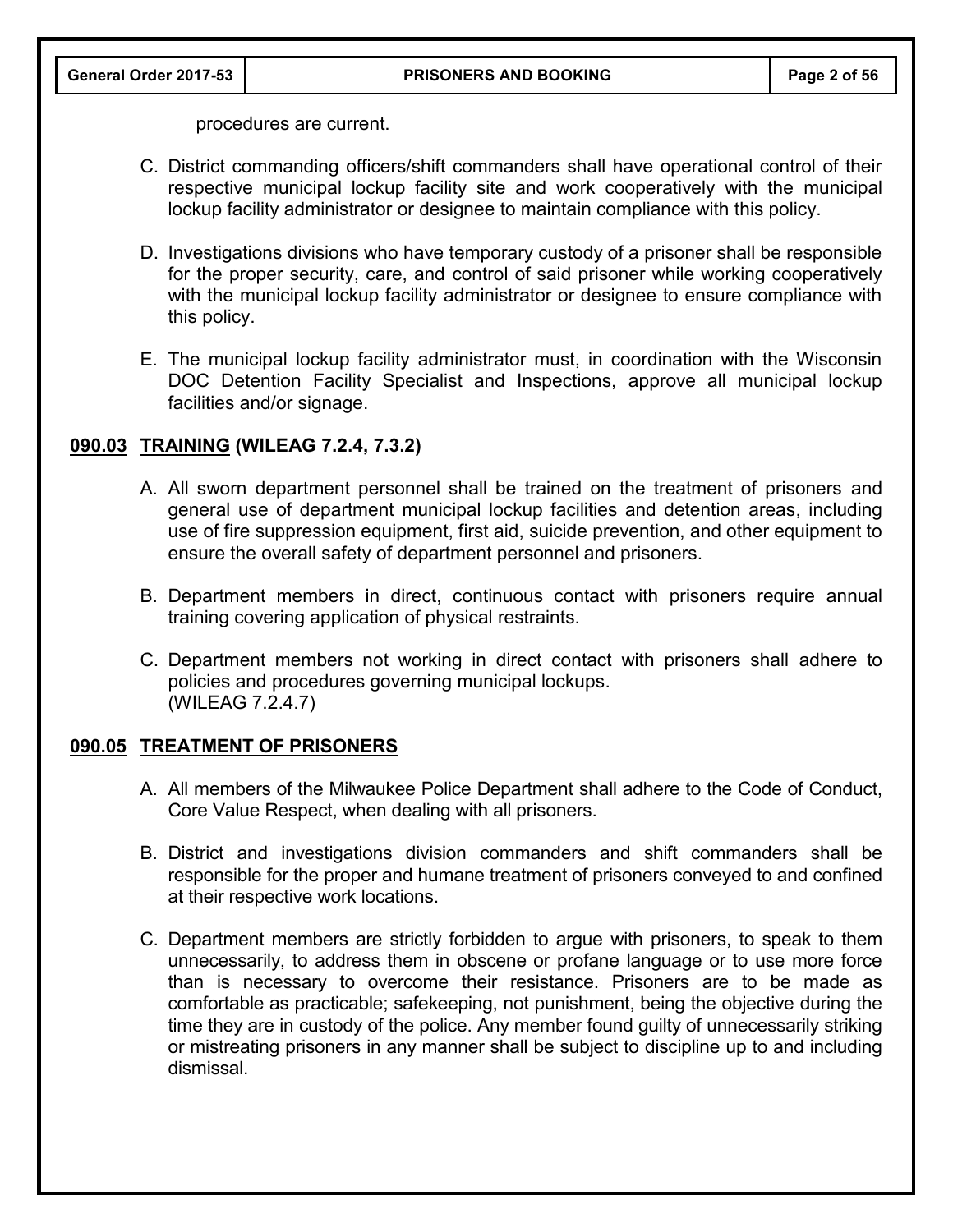procedures are current.

C. District commanding officers/shift commanders shall have operational control of their respective municipal lockup facility site and work cooperatively with the municipal lockup facility administrator or designee to maintain compliance with this policy.

D. Investigations divisions who have temporary custody of a prisoner shall be responsible for the proper security, care, and control of said prisoner while working cooperatively with the municipal lockup facility administrator or designee to ensure compliance with this policy.

E. The municipal lockup facility administrator must, in coordination with the Wisconsin DOC Detention Facility Specialist and Inspections, approve all municipal lockup facilities and/or signage.

## **090.03 TRAINING (WILEAG 7.2.4, 7.3.2)**

A. All sworn department personnel shall be trained on the treatment of prisoners and general use of department municipal lockup facilities and detention areas, including use of fire suppression equipment, first aid, suicide prevention, and other equipment to ensure the overall safety of department personnel and prisoners.

B. Department members in direct, continuous contact with prisoners require annual training covering application of physical restraints.

C. Department members not working in direct contact with prisoners shall adhere to policies and procedures governing municipal lockups.
(WILEAG 7.2.4.7)

## **090.05 TREATMENT OF PRISONERS**

A. All members of the Milwaukee Police Department shall adhere to the Code of Conduct, Core Value Respect, when dealing with all prisoners.

B. District and investigations division commanders and shift commanders shall be responsible for the proper and humane treatment of prisoners conveyed to and confined at their respective work locations.

C. Department members are strictly forbidden to argue with prisoners, to speak to them unnecessarily, to address them in obscene or profane language or to use more force than is necessary to overcome their resistance. Prisoners are to be made as comfortable as practicable; safekeeping, not punishment, being the objective during the time they are in custody of the police. Any member found guilty of unnecessarily striking or mistreating prisoners in any manner shall be subject to discipline up to and including dismissal.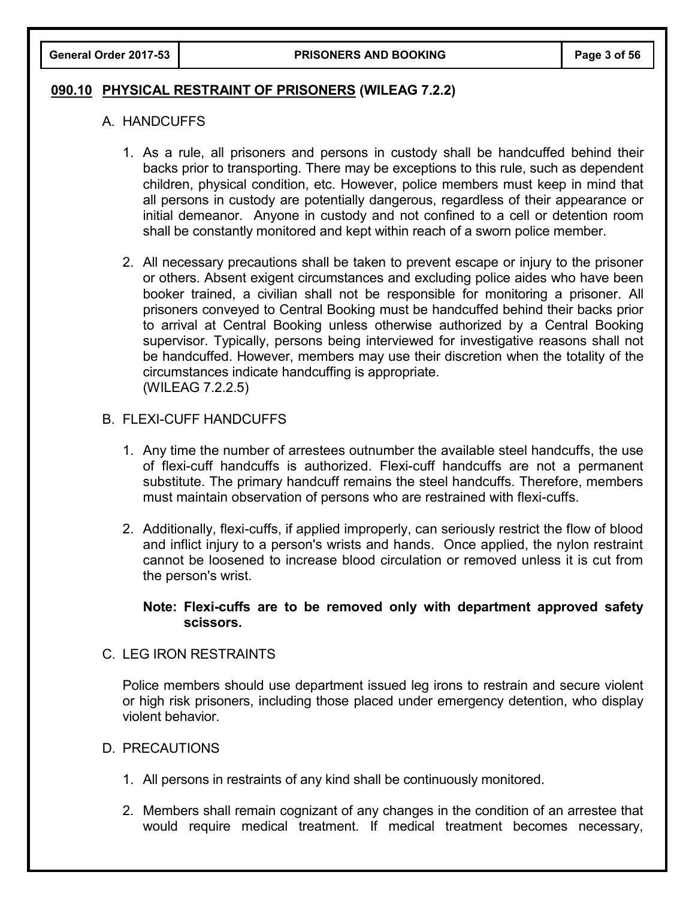## 090.10 PHYSICAL RESTRAINT OF PRISONERS (WILEAG 7.2.2)

A. HANDCUFFS

1. As a rule, all prisoners and persons in custody shall be handcuffed behind their backs prior to transporting. There may be exceptions to this rule, such as dependent children, physical condition, etc. However, police members must keep in mind that all persons in custody are potentially dangerous, regardless of their appearance or initial demeanor. Anyone in custody and not confined to a cell or detention room shall be constantly monitored and kept within reach of a sworn police member.

2. All necessary precautions shall be taken to prevent escape or injury to the prisoner or others. Absent exigent circumstances and excluding police aides who have been booker trained, a civilian shall not be responsible for monitoring a prisoner. All prisoners conveyed to Central Booking must be handcuffed behind their backs prior to arrival at Central Booking unless otherwise authorized by a Central Booking supervisor. Typically, persons being interviewed for investigative reasons shall not be handcuffed. However, members may use their discretion when the totality of the circumstances indicate handcuffing is appropriate.
(WILEAG 7.2.2.5)

B. FLEXI-CUFF HANDCUFFS

1. Any time the number of arrestees outnumber the available steel handcuffs, the use of flexi-cuff handcuffs is authorized. Flexi-cuff handcuffs are not a permanent substitute. The primary handcuff remains the steel handcuffs. Therefore, members must maintain observation of persons who are restrained with flexi-cuffs.

2. Additionally, flexi-cuffs, if applied improperly, can seriously restrict the flow of blood and inflict injury to a person's wrists and hands. Once applied, the nylon restraint cannot be loosened to increase blood circulation or removed unless it is cut from the person's wrist.

   **Note: Flexi-cuffs are to be removed only with department approved safety scissors.**

C. LEG IRON RESTRAINTS

Police members should use department issued leg irons to restrain and secure violent or high risk prisoners, including those placed under emergency detention, who display violent behavior.

D. PRECAUTIONS

1. All persons in restraints of any kind shall be continuously monitored.

2. Members shall remain cognizant of any changes in the condition of an arrestee that would require medical treatment. If medical treatment becomes necessary,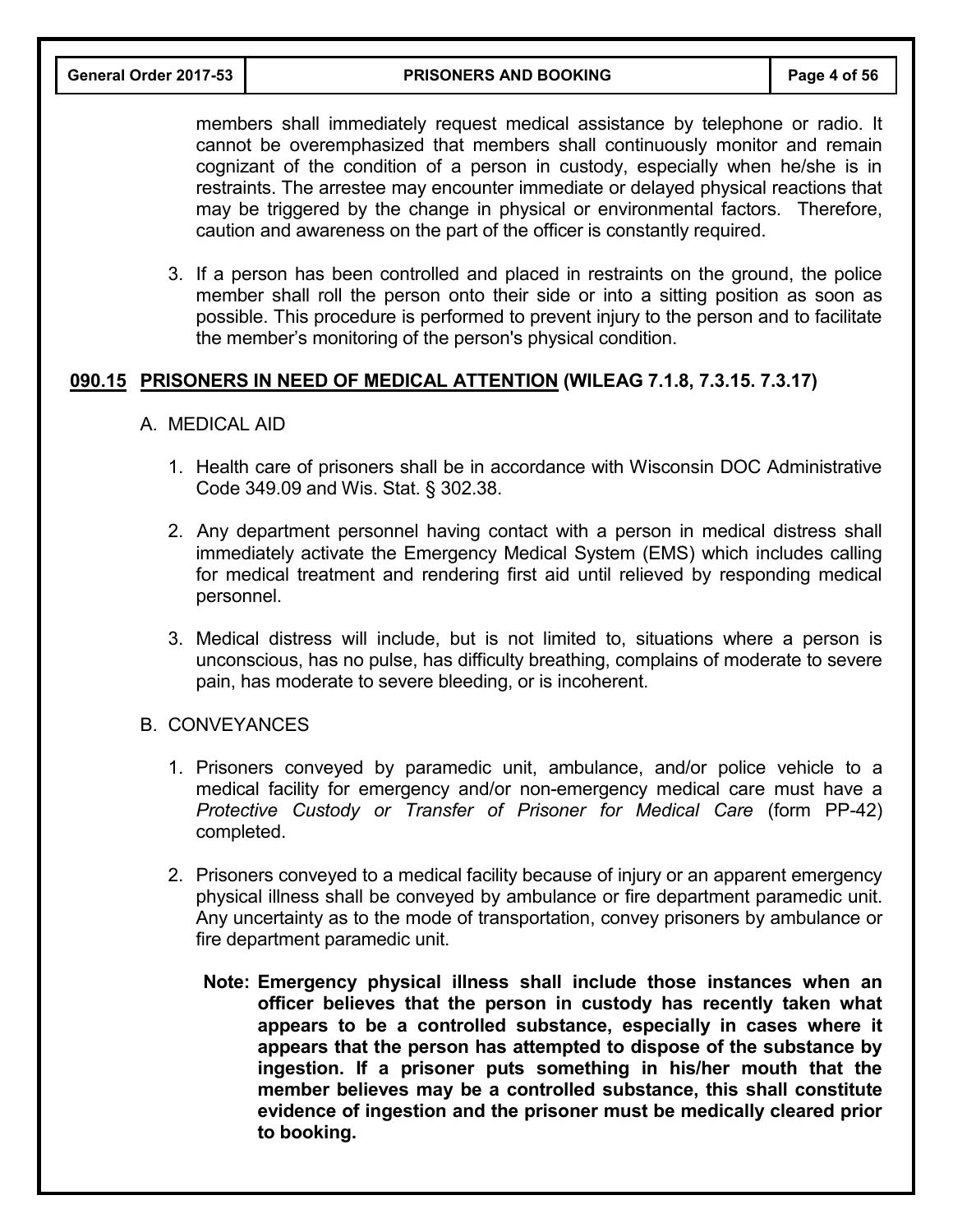members shall immediately request medical assistance by telephone or radio. It cannot be overemphasized that members shall continuously monitor and remain cognizant of the condition of a person in custody, especially when he/she is in restraints. The arrestee may encounter immediate or delayed physical reactions that may be triggered by the change in physical or environmental factors. Therefore, caution and awareness on the part of the officer is constantly required.

3. If a person has been controlled and placed in restraints on the ground, the police member shall roll the person onto their side or into a sitting position as soon as possible. This procedure is performed to prevent injury to the person and to facilitate the member's monitoring of the person's physical condition.

## <u>090.15 PRISONERS IN NEED OF MEDICAL ATTENTION</u> (WILEAG 7.1.8, 7.3.15. 7.3.17)

A. MEDICAL AID

1. Health care of prisoners shall be in accordance with Wisconsin DOC Administrative Code 349.09 and Wis. Stat. § 302.38.
2. Any department personnel having contact with a person in medical distress shall immediately activate the Emergency Medical System (EMS) which includes calling for medical treatment and rendering first aid until relieved by responding medical personnel.
3. Medical distress will include, but is not limited to, situations where a person is unconscious, has no pulse, has difficulty breathing, complains of moderate to severe pain, has moderate to severe bleeding, or is incoherent.

B. CONVEYANCES

1. Prisoners conveyed by paramedic unit, ambulance, and/or police vehicle to a medical facility for emergency and/or non-emergency medical care must have a *Protective Custody or Transfer of Prisoner for Medical Care* (form PP-42) completed.
2. Prisoners conveyed to a medical facility because of injury or an apparent emergency physical illness shall be conveyed by ambulance or fire department paramedic unit. Any uncertainty as to the mode of transportation, convey prisoners by ambulance or fire department paramedic unit.

   **Note: Emergency physical illness shall include those instances when an officer believes that the person in custody has recently taken what appears to be a controlled substance, especially in cases where it appears that the person has attempted to dispose of the substance by ingestion. If a prisoner puts something in his/her mouth that the member believes may be a controlled substance, this shall constitute evidence of ingestion and the prisoner must be medically cleared prior to booking.**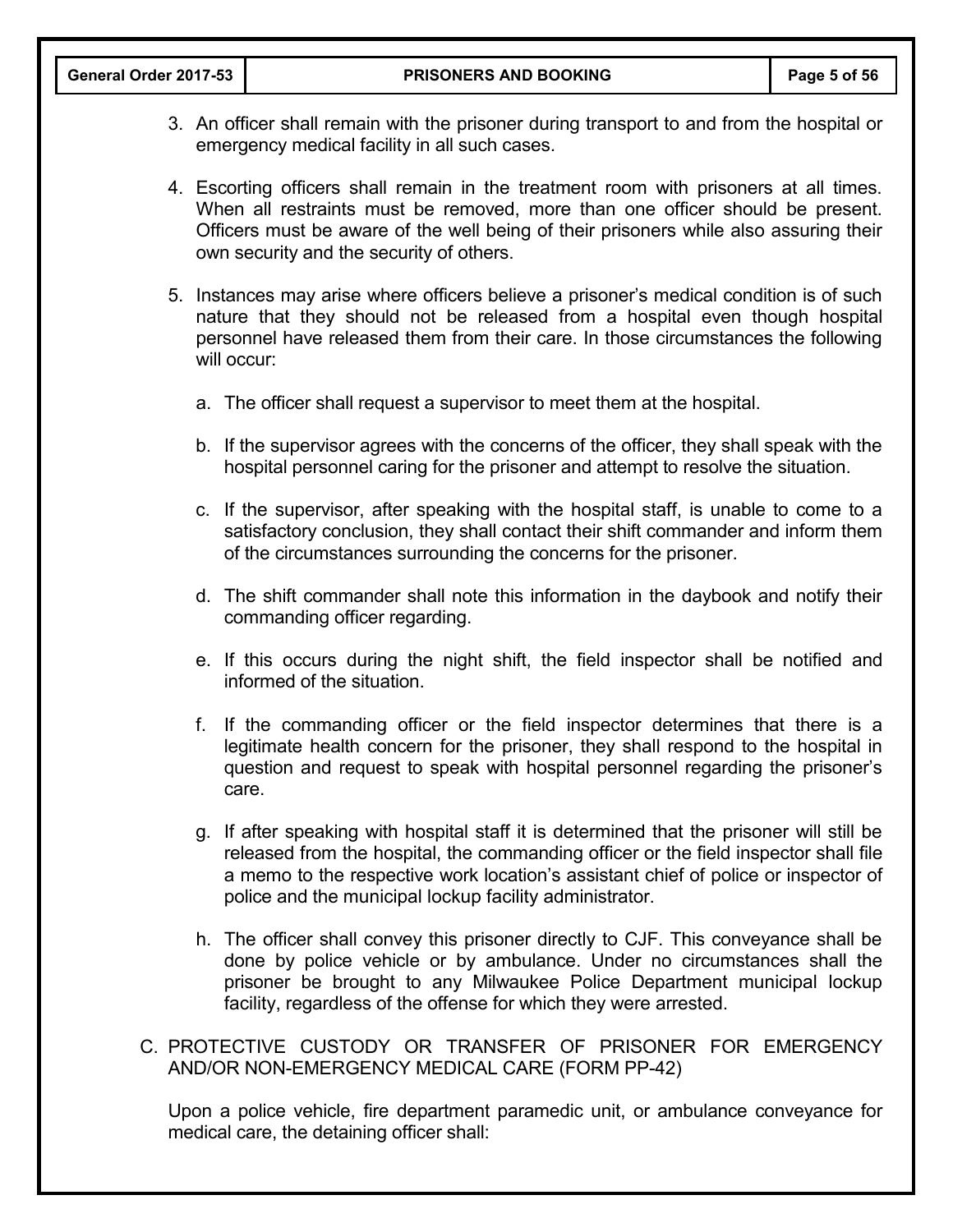3. An officer shall remain with the prisoner during transport to and from the hospital or emergency medical facility in all such cases.

4. Escorting officers shall remain in the treatment room with prisoners at all times. When all restraints must be removed, more than one officer should be present. Officers must be aware of the well being of their prisoners while also assuring their own security and the security of others.

5. Instances may arise where officers believe a prisoner's medical condition is of such nature that they should not be released from a hospital even though hospital personnel have released them from their care. In those circumstances the following will occur:

   a. The officer shall request a supervisor to meet them at the hospital.

   b. If the supervisor agrees with the concerns of the officer, they shall speak with the hospital personnel caring for the prisoner and attempt to resolve the situation.

   c. If the supervisor, after speaking with the hospital staff, is unable to come to a satisfactory conclusion, they shall contact their shift commander and inform them of the circumstances surrounding the concerns for the prisoner.

   d. The shift commander shall note this information in the daybook and notify their commanding officer regarding.

   e. If this occurs during the night shift, the field inspector shall be notified and informed of the situation.

   f. If the commanding officer or the field inspector determines that there is a legitimate health concern for the prisoner, they shall respond to the hospital in question and request to speak with hospital personnel regarding the prisoner's care.

   g. If after speaking with hospital staff it is determined that the prisoner will still be released from the hospital, the commanding officer or the field inspector shall file a memo to the respective work location's assistant chief of police or inspector of police and the municipal lockup facility administrator.

   h. The officer shall convey this prisoner directly to CJF. This conveyance shall be done by police vehicle or by ambulance. Under no circumstances shall the prisoner be brought to any Milwaukee Police Department municipal lockup facility, regardless of the offense for which they were arrested.

C. PROTECTIVE CUSTODY OR TRANSFER OF PRISONER FOR EMERGENCY AND/OR NON-EMERGENCY MEDICAL CARE (FORM PP-42)

Upon a police vehicle, fire department paramedic unit, or ambulance conveyance for medical care, the detaining officer shall: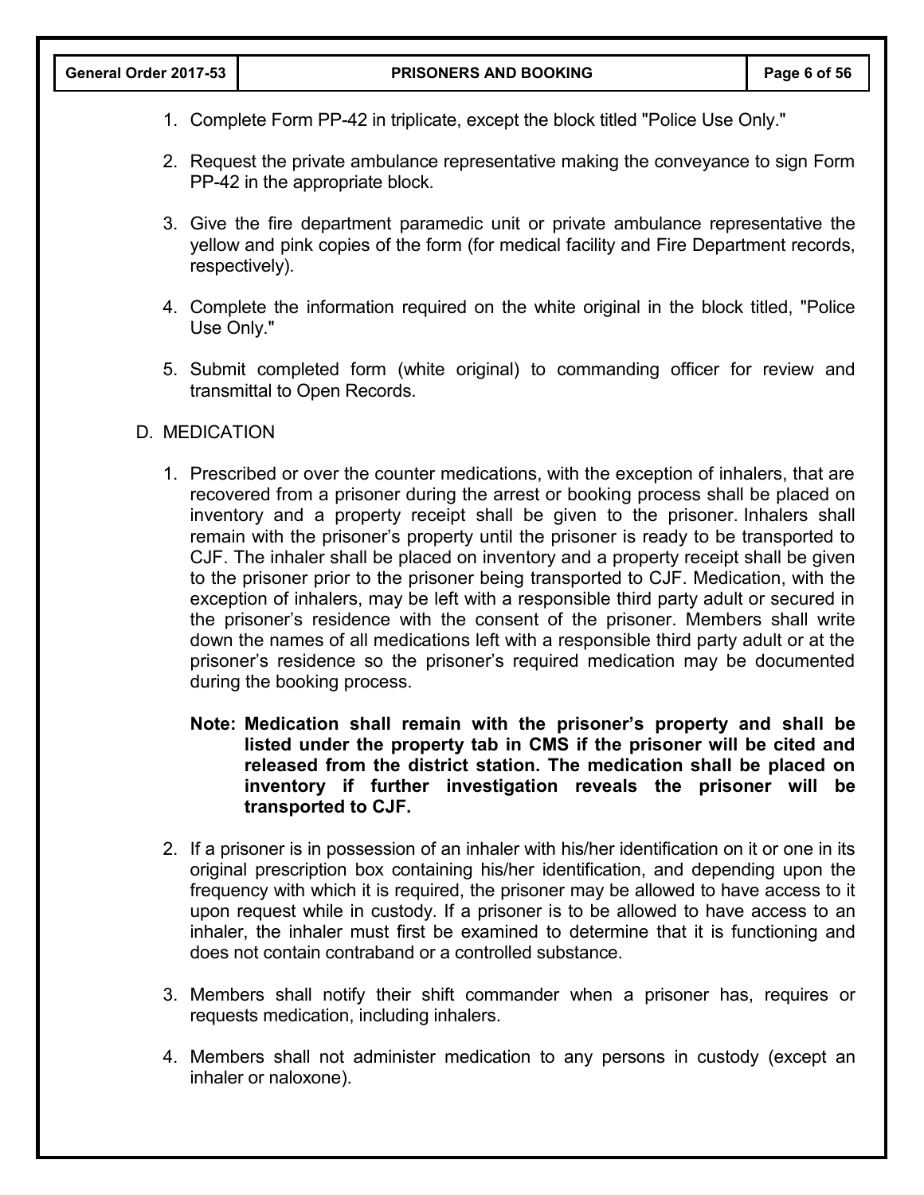1. Complete Form PP-42 in triplicate, except the block titled "Police Use Only."

2. Request the private ambulance representative making the conveyance to sign Form PP-42 in the appropriate block.

3. Give the fire department paramedic unit or private ambulance representative the yellow and pink copies of the form (for medical facility and Fire Department records, respectively).

4. Complete the information required on the white original in the block titled, "Police Use Only."

5. Submit completed form (white original) to commanding officer for review and transmittal to Open Records.

D. MEDICATION

1. Prescribed or over the counter medications, with the exception of inhalers, that are recovered from a prisoner during the arrest or booking process shall be placed on inventory and a property receipt shall be given to the prisoner. Inhalers shall remain with the prisoner's property until the prisoner is ready to be transported to CJF. The inhaler shall be placed on inventory and a property receipt shall be given to the prisoner prior to the prisoner being transported to CJF. Medication, with the exception of inhalers, may be left with a responsible third party adult or secured in the prisoner's residence with the consent of the prisoner. Members shall write down the names of all medications left with a responsible third party adult or at the prisoner's residence so the prisoner's required medication may be documented during the booking process.

   **Note: Medication shall remain with the prisoner's property and shall be listed under the property tab in CMS if the prisoner will be cited and released from the district station. The medication shall be placed on inventory if further investigation reveals the prisoner will be transported to CJF.**

2. If a prisoner is in possession of an inhaler with his/her identification on it or one in its original prescription box containing his/her identification, and depending upon the frequency with which it is required, the prisoner may be allowed to have access to it upon request while in custody. If a prisoner is to be allowed to have access to an inhaler, the inhaler must first be examined to determine that it is functioning and does not contain contraband or a controlled substance.

3. Members shall notify their shift commander when a prisoner has, requires or requests medication, including inhalers.

4. Members shall not administer medication to any persons in custody (except an inhaler or naloxone).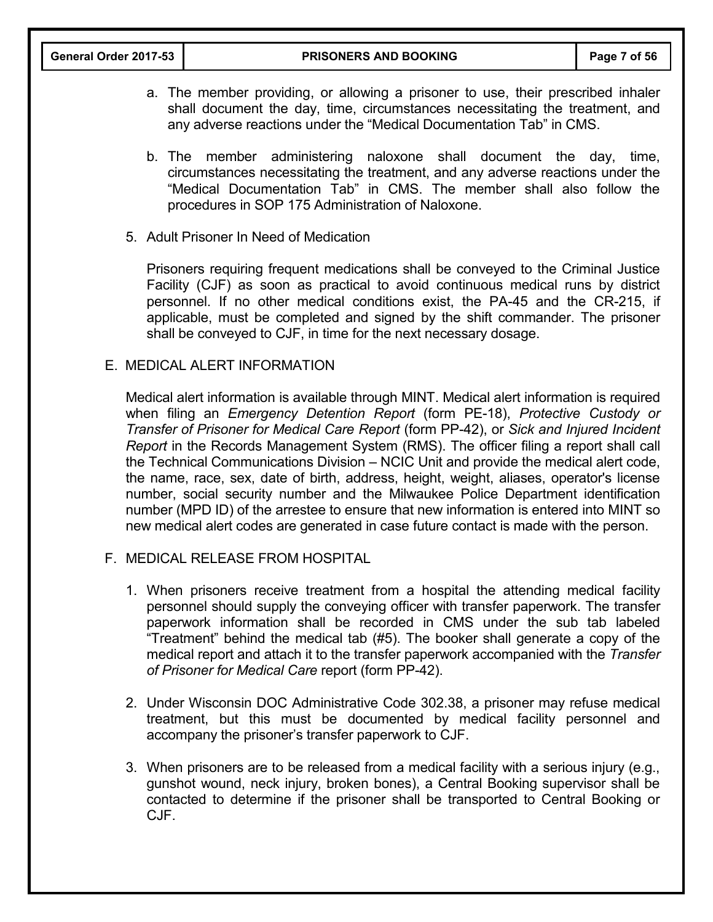a. The member providing, or allowing a prisoner to use, their prescribed inhaler shall document the day, time, circumstances necessitating the treatment, and any adverse reactions under the "Medical Documentation Tab" in CMS.

b. The member administering naloxone shall document the day, time, circumstances necessitating the treatment, and any adverse reactions under the "Medical Documentation Tab" in CMS. The member shall also follow the procedures in SOP 175 Administration of Naloxone.

5. Adult Prisoner In Need of Medication

Prisoners requiring frequent medications shall be conveyed to the Criminal Justice Facility (CJF) as soon as practical to avoid continuous medical runs by district personnel. If no other medical conditions exist, the PA-45 and the CR-215, if applicable, must be completed and signed by the shift commander. The prisoner shall be conveyed to CJF, in time for the next necessary dosage.

## E. MEDICAL ALERT INFORMATION

Medical alert information is available through MINT. Medical alert information is required when filing an *Emergency Detention Report* (form PE-18), *Protective Custody or Transfer of Prisoner for Medical Care Report* (form PP-42), or *Sick and Injured Incident Report* in the Records Management System (RMS). The officer filing a report shall call the Technical Communications Division – NCIC Unit and provide the medical alert code, the name, race, sex, date of birth, address, height, weight, aliases, operator's license number, social security number and the Milwaukee Police Department identification number (MPD ID) of the arrestee to ensure that new information is entered into MINT so new medical alert codes are generated in case future contact is made with the person.

## F. MEDICAL RELEASE FROM HOSPITAL

1. When prisoners receive treatment from a hospital the attending medical facility personnel should supply the conveying officer with transfer paperwork. The transfer paperwork information shall be recorded in CMS under the sub tab labeled "Treatment" behind the medical tab (#5). The booker shall generate a copy of the medical report and attach it to the transfer paperwork accompanied with the *Transfer of Prisoner for Medical Care* report (form PP-42).

2. Under Wisconsin DOC Administrative Code 302.38, a prisoner may refuse medical treatment, but this must be documented by medical facility personnel and accompany the prisoner's transfer paperwork to CJF.

3. When prisoners are to be released from a medical facility with a serious injury (e.g., gunshot wound, neck injury, broken bones), a Central Booking supervisor shall be contacted to determine if the prisoner shall be transported to Central Booking or CJF.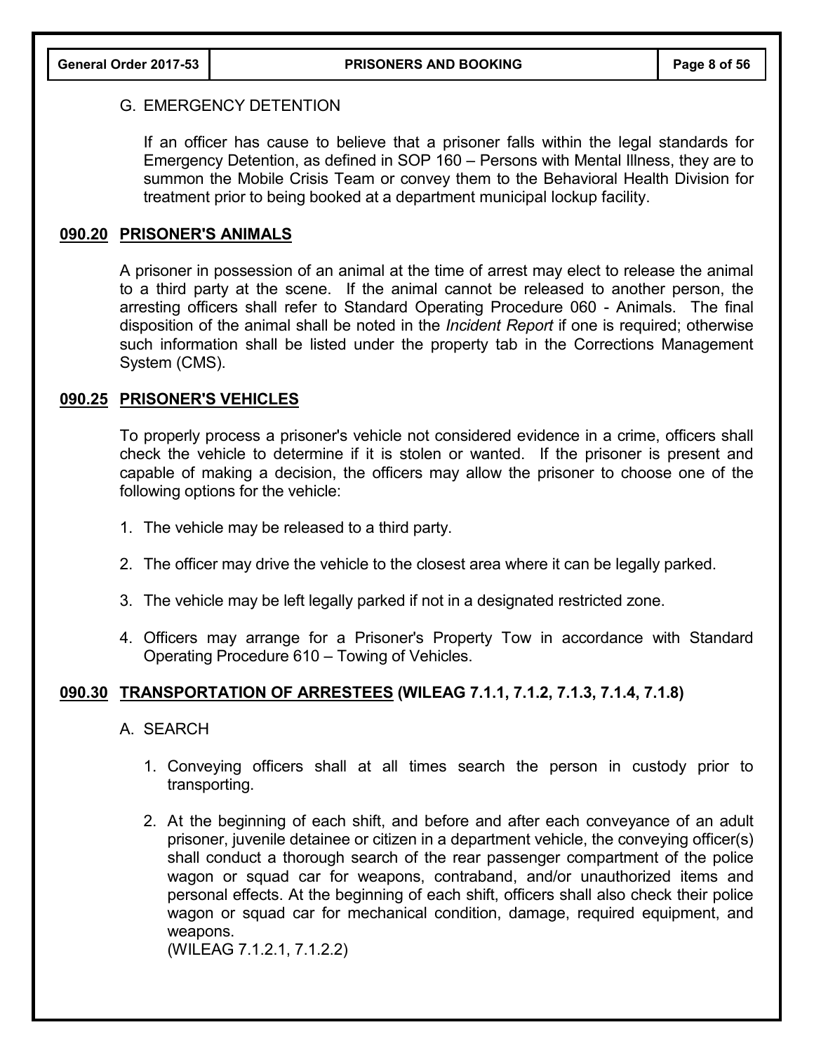G. EMERGENCY DETENTION

If an officer has cause to believe that a prisoner falls within the legal standards for Emergency Detention, as defined in SOP 160 – Persons with Mental Illness, they are to summon the Mobile Crisis Team or convey them to the Behavioral Health Division for treatment prior to being booked at a department municipal lockup facility.

## 090.20 PRISONER'S ANIMALS

A prisoner in possession of an animal at the time of arrest may elect to release the animal to a third party at the scene. If the animal cannot be released to another person, the arresting officers shall refer to Standard Operating Procedure 060 - Animals. The final disposition of the animal shall be noted in the *Incident Report* if one is required; otherwise such information shall be listed under the property tab in the Corrections Management System (CMS).

## 090.25 PRISONER'S VEHICLES

To properly process a prisoner's vehicle not considered evidence in a crime, officers shall check the vehicle to determine if it is stolen or wanted. If the prisoner is present and capable of making a decision, the officers may allow the prisoner to choose one of the following options for the vehicle:

1. The vehicle may be released to a third party.
2. The officer may drive the vehicle to the closest area where it can be legally parked.
3. The vehicle may be left legally parked if not in a designated restricted zone.
4. Officers may arrange for a Prisoner's Property Tow in accordance with Standard Operating Procedure 610 – Towing of Vehicles.

## 090.30 TRANSPORTATION OF ARRESTEES (WILEAG 7.1.1, 7.1.2, 7.1.3, 7.1.4, 7.1.8)

A. SEARCH

1. Conveying officers shall at all times search the person in custody prior to transporting.
2. At the beginning of each shift, and before and after each conveyance of an adult prisoner, juvenile detainee or citizen in a department vehicle, the conveying officer(s) shall conduct a thorough search of the rear passenger compartment of the police wagon or squad car for weapons, contraband, and/or unauthorized items and personal effects. At the beginning of each shift, officers shall also check their police wagon or squad car for mechanical condition, damage, required equipment, and weapons.
(WILEAG 7.1.2.1, 7.1.2.2)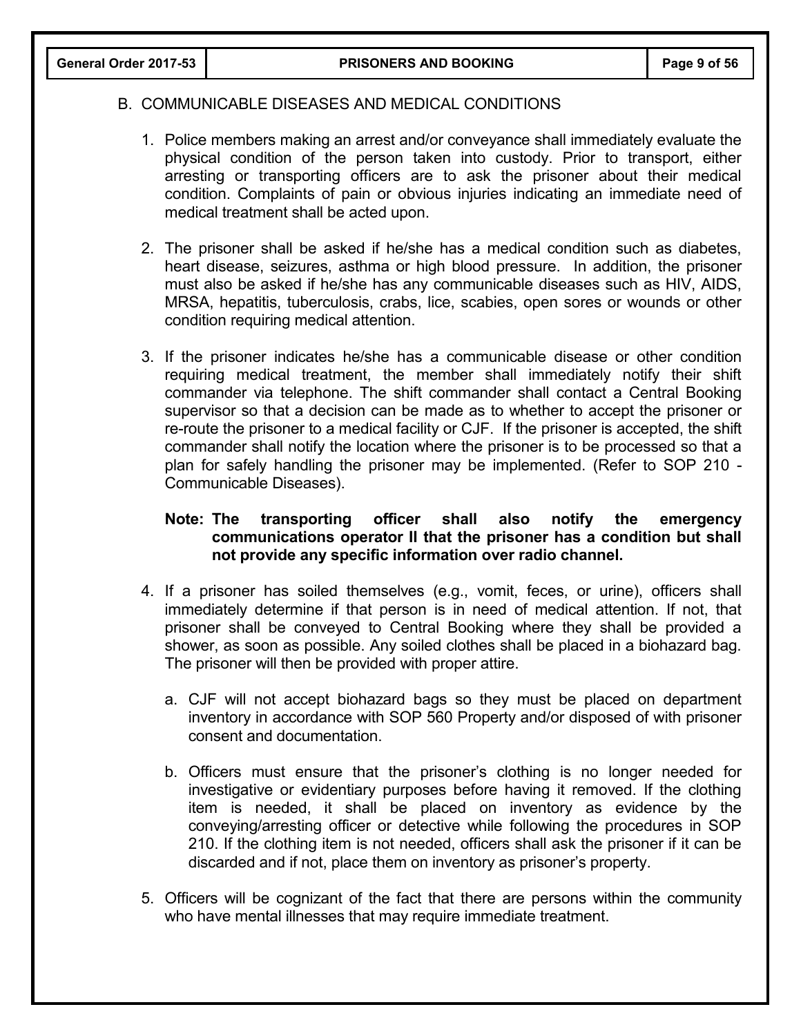## B. COMMUNICABLE DISEASES AND MEDICAL CONDITIONS

1. Police members making an arrest and/or conveyance shall immediately evaluate the physical condition of the person taken into custody. Prior to transport, either arresting or transporting officers are to ask the prisoner about their medical condition. Complaints of pain or obvious injuries indicating an immediate need of medical treatment shall be acted upon.

2. The prisoner shall be asked if he/she has a medical condition such as diabetes, heart disease, seizures, asthma or high blood pressure. In addition, the prisoner must also be asked if he/she has any communicable diseases such as HIV, AIDS, MRSA, hepatitis, tuberculosis, crabs, lice, scabies, open sores or wounds or other condition requiring medical attention.

3. If the prisoner indicates he/she has a communicable disease or other condition requiring medical treatment, the member shall immediately notify their shift commander via telephone. The shift commander shall contact a Central Booking supervisor so that a decision can be made as to whether to accept the prisoner or re-route the prisoner to a medical facility or CJF. If the prisoner is accepted, the shift commander shall notify the location where the prisoner is to be processed so that a plan for safely handling the prisoner may be implemented. (Refer to SOP 210 - Communicable Diseases).

   **Note: The transporting officer shall also notify the emergency communications operator II that the prisoner has a condition but shall not provide any specific information over radio channel.**

4. If a prisoner has soiled themselves (e.g., vomit, feces, or urine), officers shall immediately determine if that person is in need of medical attention. If not, that prisoner shall be conveyed to Central Booking where they shall be provided a shower, as soon as possible. Any soiled clothes shall be placed in a biohazard bag. The prisoner will then be provided with proper attire.

   a. CJF will not accept biohazard bags so they must be placed on department inventory in accordance with SOP 560 Property and/or disposed of with prisoner consent and documentation.

   b. Officers must ensure that the prisoner's clothing is no longer needed for investigative or evidentiary purposes before having it removed. If the clothing item is needed, it shall be placed on inventory as evidence by the conveying/arresting officer or detective while following the procedures in SOP 210. If the clothing item is not needed, officers shall ask the prisoner if it can be discarded and if not, place them on inventory as prisoner's property.

5. Officers will be cognizant of the fact that there are persons within the community who have mental illnesses that may require immediate treatment.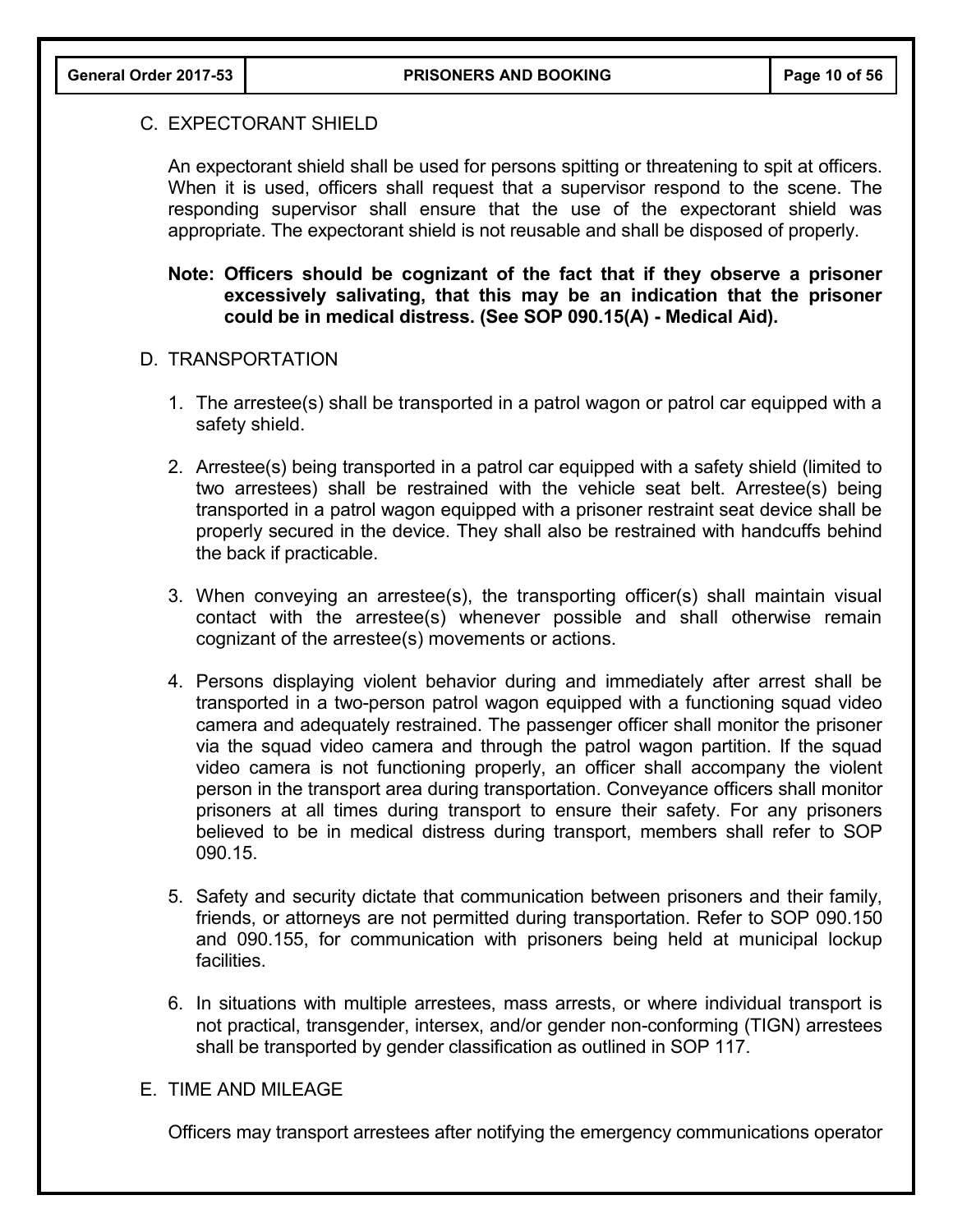## C. EXPECTORANT SHIELD

An expectorant shield shall be used for persons spitting or threatening to spit at officers. When it is used, officers shall request that a supervisor respond to the scene. The responding supervisor shall ensure that the use of the expectorant shield was appropriate. The expectorant shield is not reusable and shall be disposed of properly.

**Note: Officers should be cognizant of the fact that if they observe a prisoner excessively salivating, that this may be an indication that the prisoner could be in medical distress. (See SOP 090.15(A) - Medical Aid).**

## D. TRANSPORTATION

1. The arrestee(s) shall be transported in a patrol wagon or patrol car equipped with a safety shield.
2. Arrestee(s) being transported in a patrol car equipped with a safety shield (limited to two arrestees) shall be restrained with the vehicle seat belt. Arrestee(s) being transported in a patrol wagon equipped with a prisoner restraint seat device shall be properly secured in the device. They shall also be restrained with handcuffs behind the back if practicable.
3. When conveying an arrestee(s), the transporting officer(s) shall maintain visual contact with the arrestee(s) whenever possible and shall otherwise remain cognizant of the arrestee(s) movements or actions.
4. Persons displaying violent behavior during and immediately after arrest shall be transported in a two-person patrol wagon equipped with a functioning squad video camera and adequately restrained. The passenger officer shall monitor the prisoner via the squad video camera and through the patrol wagon partition. If the squad video camera is not functioning properly, an officer shall accompany the violent person in the transport area during transportation. Conveyance officers shall monitor prisoners at all times during transport to ensure their safety. For any prisoners believed to be in medical distress during transport, members shall refer to SOP 090.15.
5. Safety and security dictate that communication between prisoners and their family, friends, or attorneys are not permitted during transportation. Refer to SOP 090.150 and 090.155, for communication with prisoners being held at municipal lockup facilities.
6. In situations with multiple arrestees, mass arrests, or where individual transport is not practical, transgender, intersex, and/or gender non-conforming (TIGN) arrestees shall be transported by gender classification as outlined in SOP 117.

## E. TIME AND MILEAGE

Officers may transport arrestees after notifying the emergency communications operator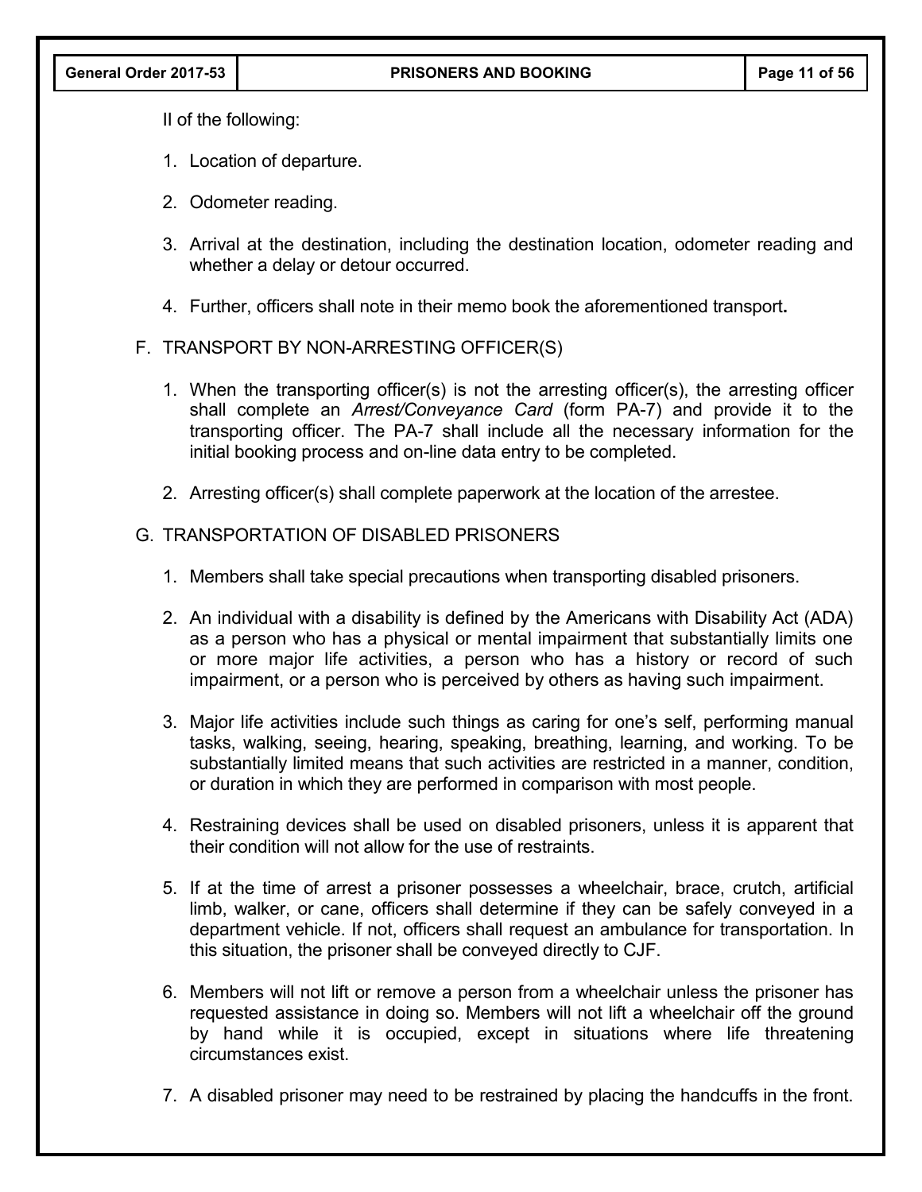ll of the following:

1. Location of departure.

2. Odometer reading.

3. Arrival at the destination, including the destination location, odometer reading and whether a delay or detour occurred.

4. Further, officers shall note in their memo book the aforementioned transport**.**

F. TRANSPORT BY NON-ARRESTING OFFICER(S)

1. When the transporting officer(s) is not the arresting officer(s), the arresting officer shall complete an *Arrest/Conveyance Card* (form PA-7) and provide it to the transporting officer. The PA-7 shall include all the necessary information for the initial booking process and on-line data entry to be completed.

2. Arresting officer(s) shall complete paperwork at the location of the arrestee.

G. TRANSPORTATION OF DISABLED PRISONERS

1. Members shall take special precautions when transporting disabled prisoners.

2. An individual with a disability is defined by the Americans with Disability Act (ADA) as a person who has a physical or mental impairment that substantially limits one or more major life activities, a person who has a history or record of such impairment, or a person who is perceived by others as having such impairment.

3. Major life activities include such things as caring for one's self, performing manual tasks, walking, seeing, hearing, speaking, breathing, learning, and working. To be substantially limited means that such activities are restricted in a manner, condition, or duration in which they are performed in comparison with most people.

4. Restraining devices shall be used on disabled prisoners, unless it is apparent that their condition will not allow for the use of restraints.

5. If at the time of arrest a prisoner possesses a wheelchair, brace, crutch, artificial limb, walker, or cane, officers shall determine if they can be safely conveyed in a department vehicle. If not, officers shall request an ambulance for transportation. In this situation, the prisoner shall be conveyed directly to CJF.

6. Members will not lift or remove a person from a wheelchair unless the prisoner has requested assistance in doing so. Members will not lift a wheelchair off the ground by hand while it is occupied, except in situations where life threatening circumstances exist.

7. A disabled prisoner may need to be restrained by placing the handcuffs in the front.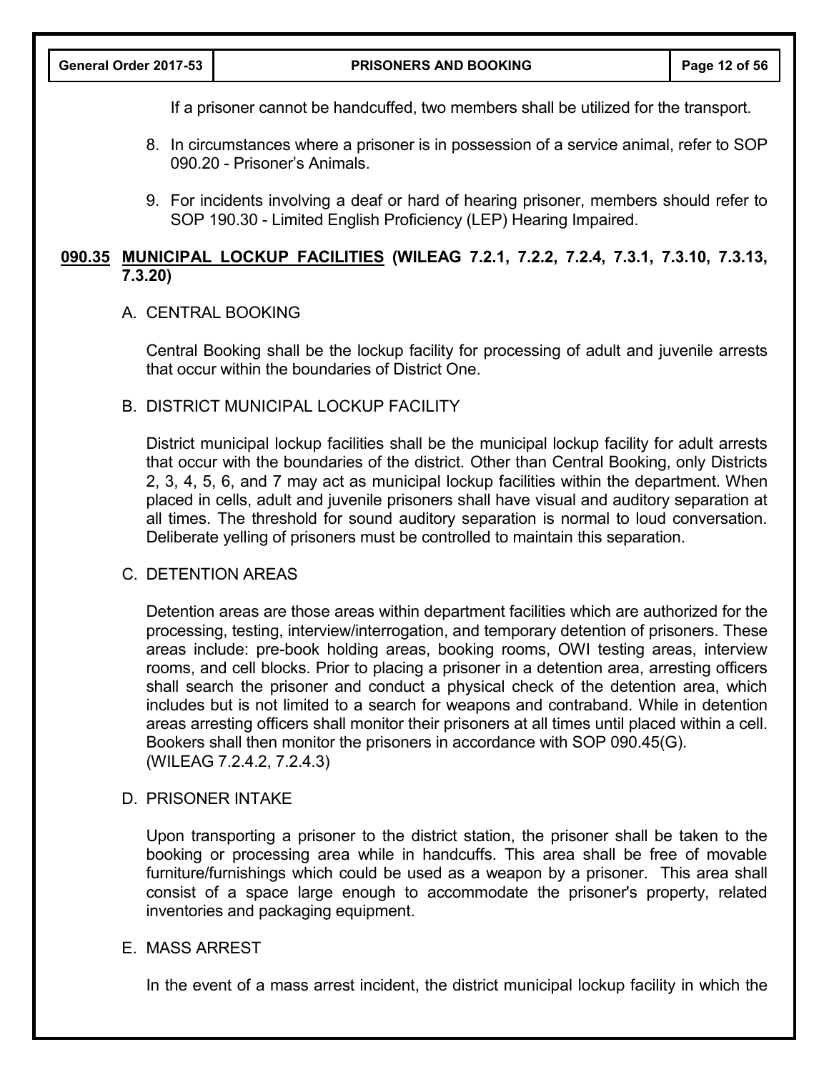If a prisoner cannot be handcuffed, two members shall be utilized for the transport.

8. In circumstances where a prisoner is in possession of a service animal, refer to SOP 090.20 - Prisoner's Animals.

9. For incidents involving a deaf or hard of hearing prisoner, members should refer to SOP 190.30 - Limited English Proficiency (LEP) Hearing Impaired.

## 090.35 MUNICIPAL LOCKUP FACILITIES (WILEAG 7.2.1, 7.2.2, 7.2.4, 7.3.1, 7.3.10, 7.3.13, 7.3.20)

### A. CENTRAL BOOKING

Central Booking shall be the lockup facility for processing of adult and juvenile arrests that occur within the boundaries of District One.

### B. DISTRICT MUNICIPAL LOCKUP FACILITY

District municipal lockup facilities shall be the municipal lockup facility for adult arrests that occur with the boundaries of the district. Other than Central Booking, only Districts 2, 3, 4, 5, 6, and 7 may act as municipal lockup facilities within the department. When placed in cells, adult and juvenile prisoners shall have visual and auditory separation at all times. The threshold for sound auditory separation is normal to loud conversation. Deliberate yelling of prisoners must be controlled to maintain this separation.

### C. DETENTION AREAS

Detention areas are those areas within department facilities which are authorized for the processing, testing, interview/interrogation, and temporary detention of prisoners. These areas include: pre-book holding areas, booking rooms, OWI testing areas, interview rooms, and cell blocks. Prior to placing a prisoner in a detention area, arresting officers shall search the prisoner and conduct a physical check of the detention area, which includes but is not limited to a search for weapons and contraband. While in detention areas arresting officers shall monitor their prisoners at all times until placed within a cell. Bookers shall then monitor the prisoners in accordance with SOP 090.45(G). (WILEAG 7.2.4.2, 7.2.4.3)

### D. PRISONER INTAKE

Upon transporting a prisoner to the district station, the prisoner shall be taken to the booking or processing area while in handcuffs. This area shall be free of movable furniture/furnishings which could be used as a weapon by a prisoner. This area shall consist of a space large enough to accommodate the prisoner's property, related inventories and packaging equipment.

### E. MASS ARREST

In the event of a mass arrest incident, the district municipal lockup facility in which the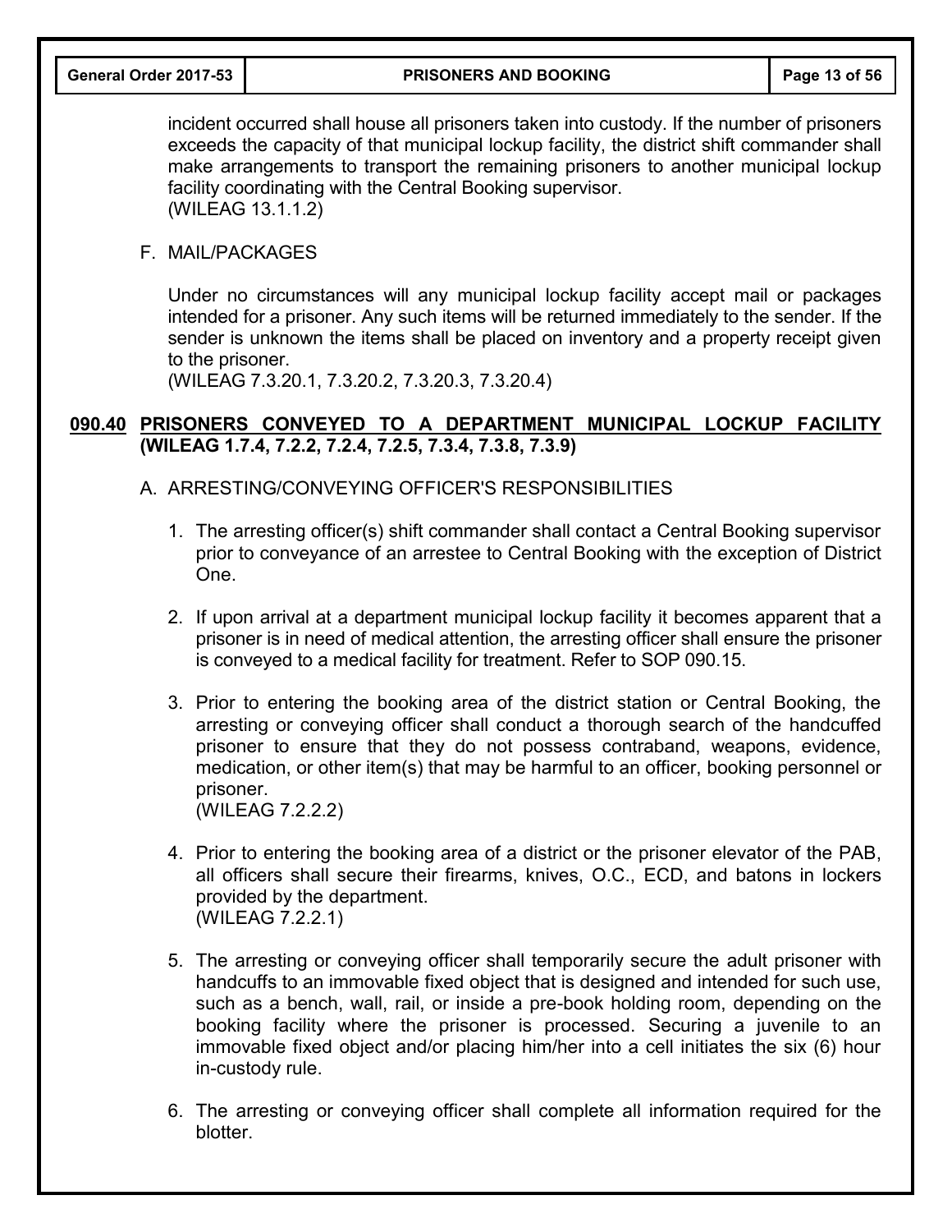incident occurred shall house all prisoners taken into custody. If the number of prisoners exceeds the capacity of that municipal lockup facility, the district shift commander shall make arrangements to transport the remaining prisoners to another municipal lockup facility coordinating with the Central Booking supervisor.
(WILEAG 13.1.1.2)

F. MAIL/PACKAGES

Under no circumstances will any municipal lockup facility accept mail or packages intended for a prisoner. Any such items will be returned immediately to the sender. If the sender is unknown the items shall be placed on inventory and a property receipt given to the prisoner.
(WILEAG 7.3.20.1, 7.3.20.2, 7.3.20.3, 7.3.20.4)

## 090.40 PRISONERS CONVEYED TO A DEPARTMENT MUNICIPAL LOCKUP FACILITY (WILEAG 1.7.4, 7.2.2, 7.2.4, 7.2.5, 7.3.4, 7.3.8, 7.3.9)

A. ARRESTING/CONVEYING OFFICER'S RESPONSIBILITIES

1. The arresting officer(s) shift commander shall contact a Central Booking supervisor prior to conveyance of an arrestee to Central Booking with the exception of District One.

2. If upon arrival at a department municipal lockup facility it becomes apparent that a prisoner is in need of medical attention, the arresting officer shall ensure the prisoner is conveyed to a medical facility for treatment. Refer to SOP 090.15.

3. Prior to entering the booking area of the district station or Central Booking, the arresting or conveying officer shall conduct a thorough search of the handcuffed prisoner to ensure that they do not possess contraband, weapons, evidence, medication, or other item(s) that may be harmful to an officer, booking personnel or prisoner.
(WILEAG 7.2.2.2)

4. Prior to entering the booking area of a district or the prisoner elevator of the PAB, all officers shall secure their firearms, knives, O.C., ECD, and batons in lockers provided by the department.
(WILEAG 7.2.2.1)

5. The arresting or conveying officer shall temporarily secure the adult prisoner with handcuffs to an immovable fixed object that is designed and intended for such use, such as a bench, wall, rail, or inside a pre-book holding room, depending on the booking facility where the prisoner is processed. Securing a juvenile to an immovable fixed object and/or placing him/her into a cell initiates the six (6) hour in-custody rule.

6. The arresting or conveying officer shall complete all information required for the blotter.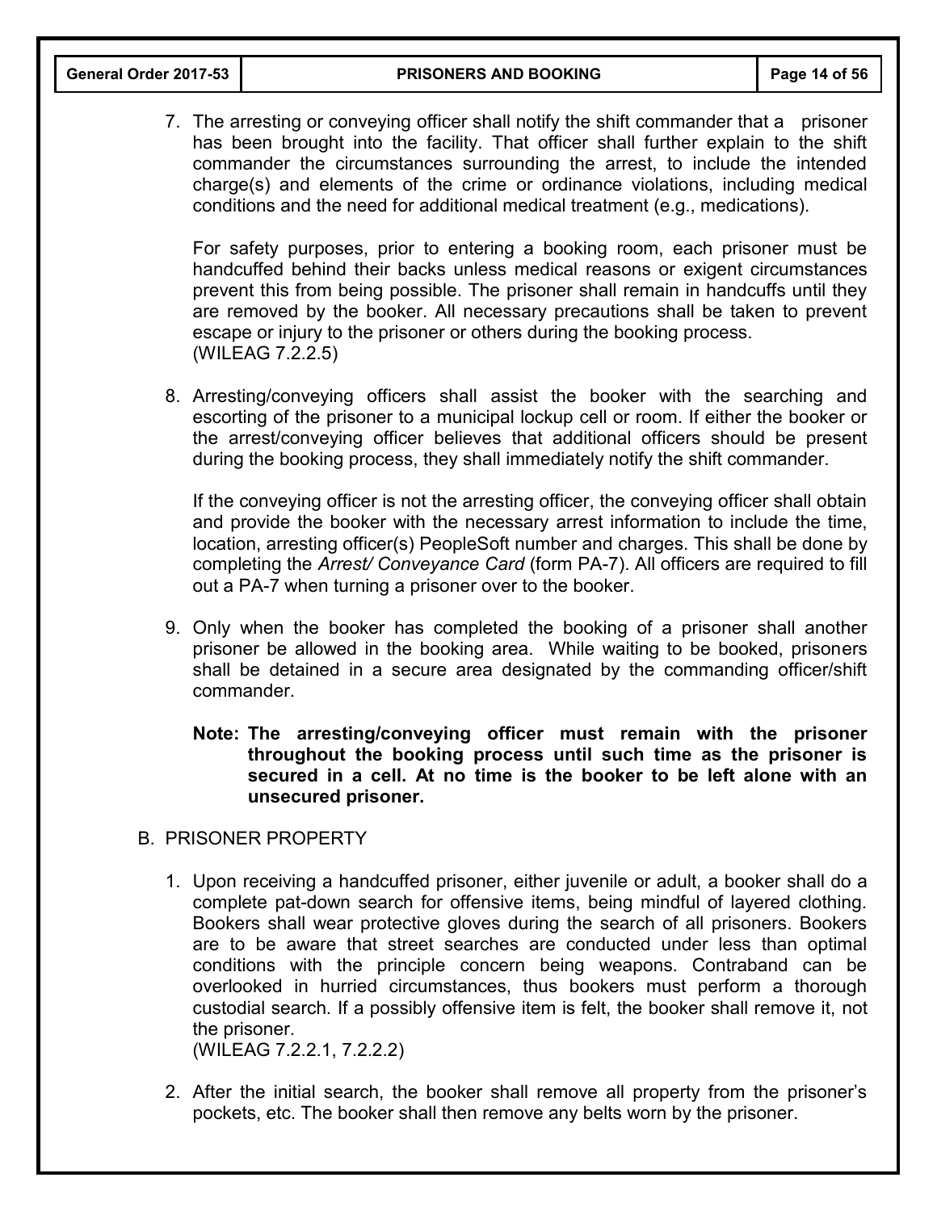7. The arresting or conveying officer shall notify the shift commander that a prisoner has been brought into the facility. That officer shall further explain to the shift commander the circumstances surrounding the arrest, to include the intended charge(s) and elements of the crime or ordinance violations, including medical conditions and the need for additional medical treatment (e.g., medications).

   For safety purposes, prior to entering a booking room, each prisoner must be handcuffed behind their backs unless medical reasons or exigent circumstances prevent this from being possible. The prisoner shall remain in handcuffs until they are removed by the booker. All necessary precautions shall be taken to prevent escape or injury to the prisoner or others during the booking process. (WILEAG 7.2.2.5)

8. Arresting/conveying officers shall assist the booker with the searching and escorting of the prisoner to a municipal lockup cell or room. If either the booker or the arrest/conveying officer believes that additional officers should be present during the booking process, they shall immediately notify the shift commander.

   If the conveying officer is not the arresting officer, the conveying officer shall obtain and provide the booker with the necessary arrest information to include the time, location, arresting officer(s) PeopleSoft number and charges. This shall be done by completing the *Arrest/ Conveyance Card* (form PA-7). All officers are required to fill out a PA-7 when turning a prisoner over to the booker.

9. Only when the booker has completed the booking of a prisoner shall another prisoner be allowed in the booking area. While waiting to be booked, prisoners shall be detained in a secure area designated by the commanding officer/shift commander.

   **Note: The arresting/conveying officer must remain with the prisoner throughout the booking process until such time as the prisoner is secured in a cell. At no time is the booker to be left alone with an unsecured prisoner.**

B. PRISONER PROPERTY

1. Upon receiving a handcuffed prisoner, either juvenile or adult, a booker shall do a complete pat-down search for offensive items, being mindful of layered clothing. Bookers shall wear protective gloves during the search of all prisoners. Bookers are to be aware that street searches are conducted under less than optimal conditions with the principle concern being weapons. Contraband can be overlooked in hurried circumstances, thus bookers must perform a thorough custodial search. If a possibly offensive item is felt, the booker shall remove it, not the prisoner. (WILEAG 7.2.2.1, 7.2.2.2)

2. After the initial search, the booker shall remove all property from the prisoner's pockets, etc. The booker shall then remove any belts worn by the prisoner.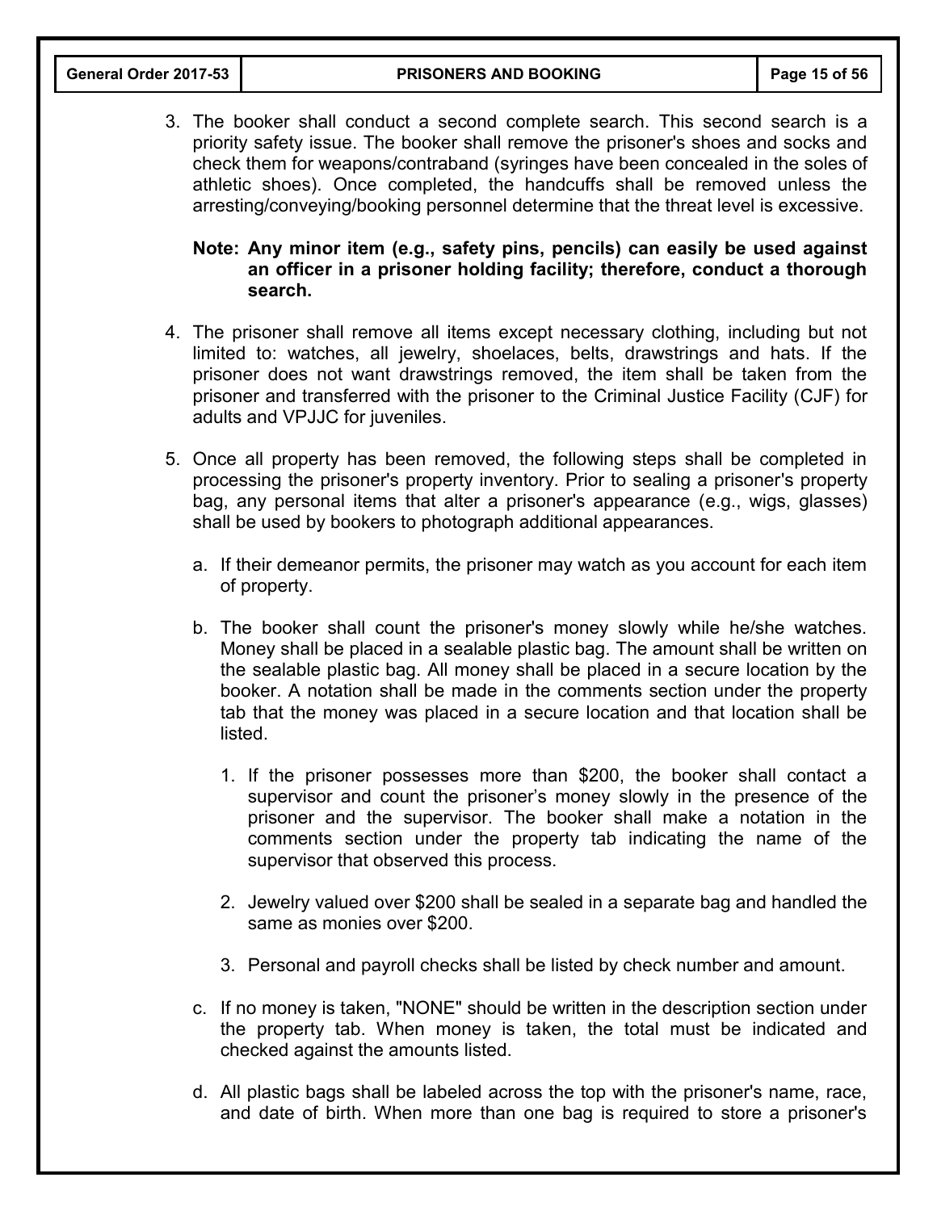3. The booker shall conduct a second complete search. This second search is a priority safety issue. The booker shall remove the prisoner's shoes and socks and check them for weapons/contraband (syringes have been concealed in the soles of athletic shoes). Once completed, the handcuffs shall be removed unless the arresting/conveying/booking personnel determine that the threat level is excessive.

   **Note: Any minor item (e.g., safety pins, pencils) can easily be used against an officer in a prisoner holding facility; therefore, conduct a thorough search.**

4. The prisoner shall remove all items except necessary clothing, including but not limited to: watches, all jewelry, shoelaces, belts, drawstrings and hats. If the prisoner does not want drawstrings removed, the item shall be taken from the prisoner and transferred with the prisoner to the Criminal Justice Facility (CJF) for adults and VPJJC for juveniles.

5. Once all property has been removed, the following steps shall be completed in processing the prisoner's property inventory. Prior to sealing a prisoner's property bag, any personal items that alter a prisoner's appearance (e.g., wigs, glasses) shall be used by bookers to photograph additional appearances.

   a. If their demeanor permits, the prisoner may watch as you account for each item of property.

   b. The booker shall count the prisoner's money slowly while he/she watches. Money shall be placed in a sealable plastic bag. The amount shall be written on the sealable plastic bag. All money shall be placed in a secure location by the booker. A notation shall be made in the comments section under the property tab that the money was placed in a secure location and that location shall be listed.

      1. If the prisoner possesses more than $200, the booker shall contact a supervisor and count the prisoner's money slowly in the presence of the prisoner and the supervisor. The booker shall make a notation in the comments section under the property tab indicating the name of the supervisor that observed this process.

      2. Jewelry valued over $200 shall be sealed in a separate bag and handled the same as monies over $200.

      3. Personal and payroll checks shall be listed by check number and amount.

   c. If no money is taken, "NONE" should be written in the description section under the property tab. When money is taken, the total must be indicated and checked against the amounts listed.

   d. All plastic bags shall be labeled across the top with the prisoner's name, race, and date of birth. When more than one bag is required to store a prisoner's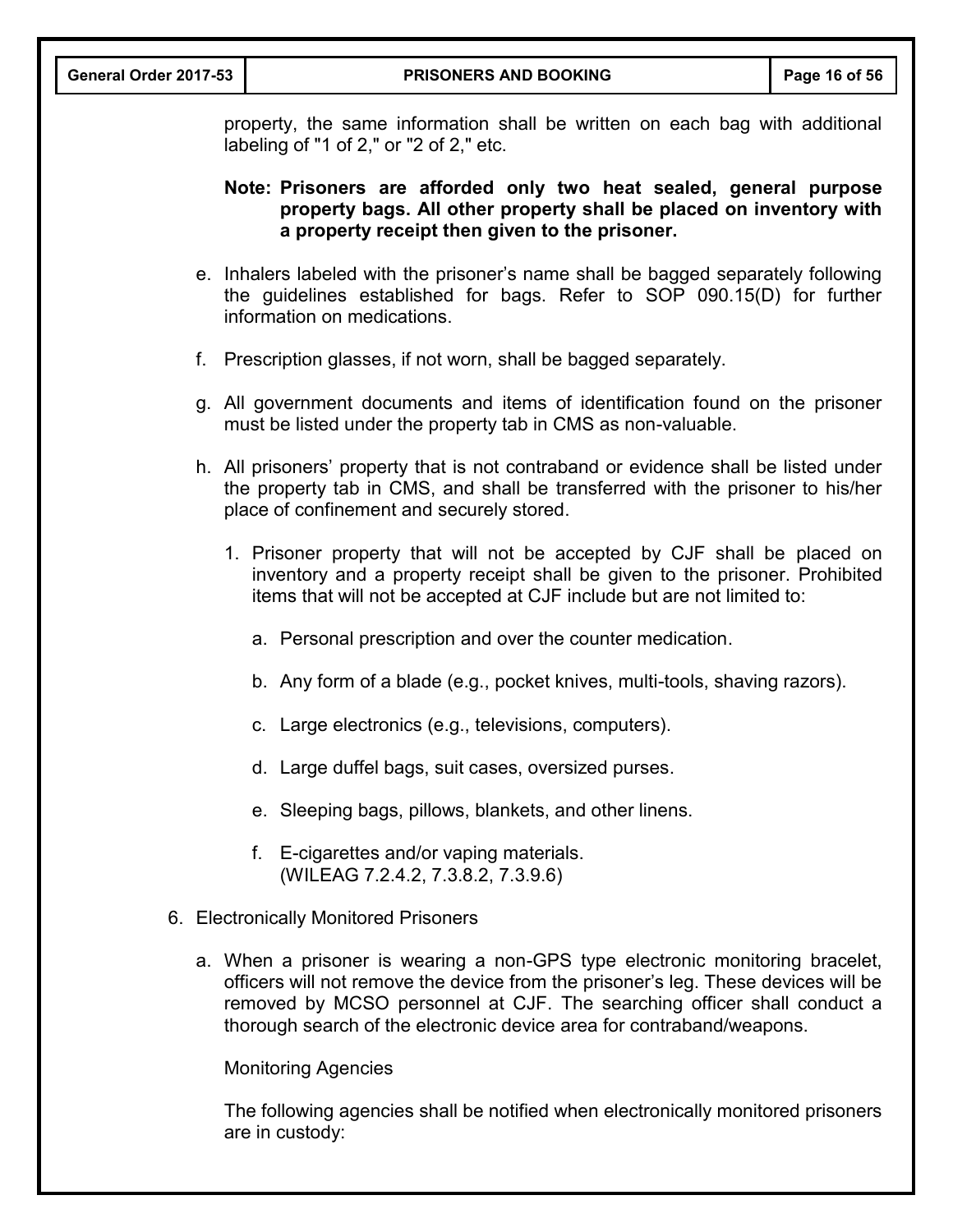property, the same information shall be written on each bag with additional labeling of "1 of 2," or "2 of 2," etc.

**Note: Prisoners are afforded only two heat sealed, general purpose property bags. All other property shall be placed on inventory with a property receipt then given to the prisoner.**

e. Inhalers labeled with the prisoner's name shall be bagged separately following the guidelines established for bags. Refer to SOP 090.15(D) for further information on medications.

f. Prescription glasses, if not worn, shall be bagged separately.

g. All government documents and items of identification found on the prisoner must be listed under the property tab in CMS as non-valuable.

h. All prisoners' property that is not contraband or evidence shall be listed under the property tab in CMS, and shall be transferred with the prisoner to his/her place of confinement and securely stored.

   1. Prisoner property that will not be accepted by CJF shall be placed on inventory and a property receipt shall be given to the prisoner. Prohibited items that will not be accepted at CJF include but are not limited to:

      a. Personal prescription and over the counter medication.

      b. Any form of a blade (e.g., pocket knives, multi-tools, shaving razors).

      c. Large electronics (e.g., televisions, computers).

      d. Large duffel bags, suit cases, oversized purses.

      e. Sleeping bags, pillows, blankets, and other linens.

      f. E-cigarettes and/or vaping materials.
      (WILEAG 7.2.4.2, 7.3.8.2, 7.3.9.6)

6. Electronically Monitored Prisoners

   a. When a prisoner is wearing a non-GPS type electronic monitoring bracelet, officers will not remove the device from the prisoner's leg. These devices will be removed by MCSO personnel at CJF. The searching officer shall conduct a thorough search of the electronic device area for contraband/weapons.

   Monitoring Agencies

   The following agencies shall be notified when electronically monitored prisoners are in custody: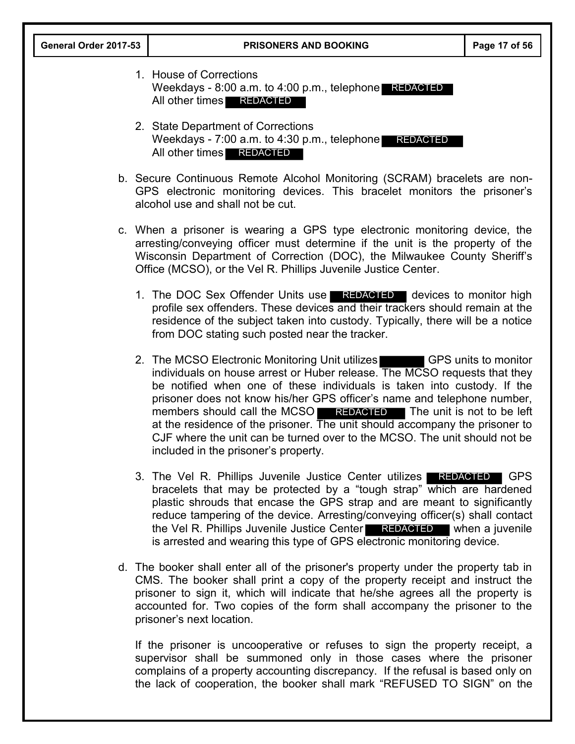1. House of Corrections
   Weekdays - 8:00 a.m. to 4:00 p.m., telephone REDACTED
   All other times REDACTED

2. State Department of Corrections
   Weekdays - 7:00 a.m. to 4:30 p.m., telephone REDACTED
   All other times REDACTED

b. Secure Continuous Remote Alcohol Monitoring (SCRAM) bracelets are non-GPS electronic monitoring devices. This bracelet monitors the prisoner's alcohol use and shall not be cut.

c. When a prisoner is wearing a GPS type electronic monitoring device, the arresting/conveying officer must determine if the unit is the property of the Wisconsin Department of Correction (DOC), the Milwaukee County Sheriff's Office (MCSO), or the Vel R. Phillips Juvenile Justice Center.

   1. The DOC Sex Offender Units use REDACTED devices to monitor high profile sex offenders. These devices and their trackers should remain at the residence of the subject taken into custody. Typically, there will be a notice from DOC stating such posted near the tracker.

   2. The MCSO Electronic Monitoring Unit utilizes [REDACTED] GPS units to monitor individuals on house arrest or Huber release. The MCSO requests that they be notified when one of these individuals is taken into custody. If the prisoner does not know his/her GPS officer's name and telephone number, members should call the MCSO REDACTED The unit is not to be left at the residence of the prisoner. The unit should accompany the prisoner to CJF where the unit can be turned over to the MCSO. The unit should not be included in the prisoner's property.

   3. The Vel R. Phillips Juvenile Justice Center utilizes REDACTED GPS bracelets that may be protected by a "tough strap" which are hardened plastic shrouds that encase the GPS strap and are meant to significantly reduce tampering of the device. Arresting/conveying officer(s) shall contact the Vel R. Phillips Juvenile Justice Center REDACTED when a juvenile is arrested and wearing this type of GPS electronic monitoring device.

d. The booker shall enter all of the prisoner's property under the property tab in CMS. The booker shall print a copy of the property receipt and instruct the prisoner to sign it, which will indicate that he/she agrees all the property is accounted for. Two copies of the form shall accompany the prisoner to the prisoner's next location.

   If the prisoner is uncooperative or refuses to sign the property receipt, a supervisor shall be summoned only in those cases where the prisoner complains of a property accounting discrepancy. If the refusal is based only on the lack of cooperation, the booker shall mark "REFUSED TO SIGN" on the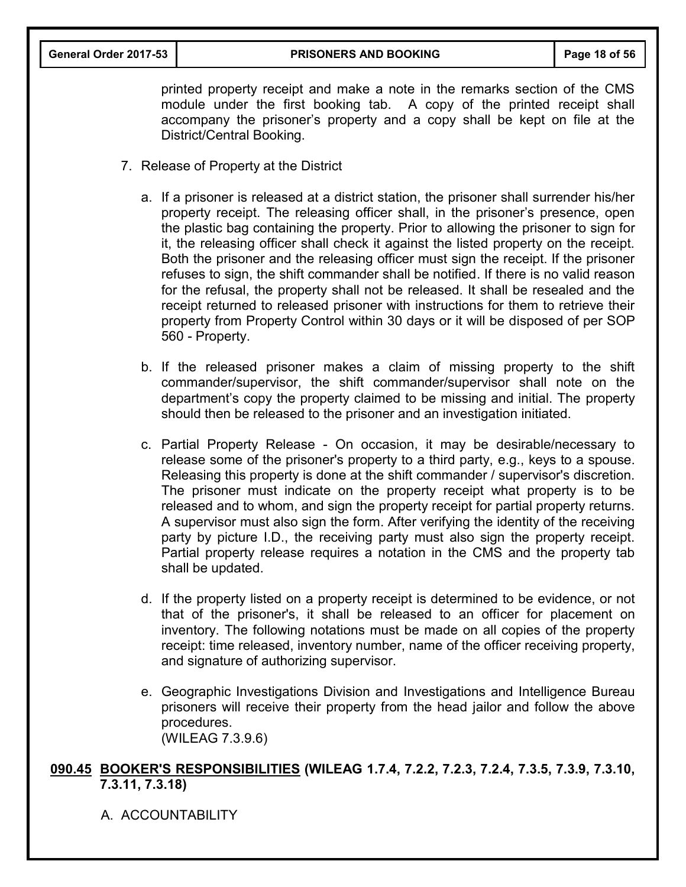printed property receipt and make a note in the remarks section of the CMS module under the first booking tab. A copy of the printed receipt shall accompany the prisoner's property and a copy shall be kept on file at the District/Central Booking.

7. Release of Property at the District

   a. If a prisoner is released at a district station, the prisoner shall surrender his/her property receipt. The releasing officer shall, in the prisoner's presence, open the plastic bag containing the property. Prior to allowing the prisoner to sign for it, the releasing officer shall check it against the listed property on the receipt. Both the prisoner and the releasing officer must sign the receipt. If the prisoner refuses to sign, the shift commander shall be notified. If there is no valid reason for the refusal, the property shall not be released. It shall be resealed and the receipt returned to released prisoner with instructions for them to retrieve their property from Property Control within 30 days or it will be disposed of per SOP 560 - Property.

   b. If the released prisoner makes a claim of missing property to the shift commander/supervisor, the shift commander/supervisor shall note on the department's copy the property claimed to be missing and initial. The property should then be released to the prisoner and an investigation initiated.

   c. Partial Property Release - On occasion, it may be desirable/necessary to release some of the prisoner's property to a third party, e.g., keys to a spouse. Releasing this property is done at the shift commander / supervisor's discretion. The prisoner must indicate on the property receipt what property is to be released and to whom, and sign the property receipt for partial property returns. A supervisor must also sign the form. After verifying the identity of the receiving party by picture I.D., the receiving party must also sign the property receipt. Partial property release requires a notation in the CMS and the property tab shall be updated.

   d. If the property listed on a property receipt is determined to be evidence, or not that of the prisoner's, it shall be released to an officer for placement on inventory. The following notations must be made on all copies of the property receipt: time released, inventory number, name of the officer receiving property, and signature of authorizing supervisor.

   e. Geographic Investigations Division and Investigations and Intelligence Bureau prisoners will receive their property from the head jailor and follow the above procedures.
   (WILEAG 7.3.9.6)

## 090.45 BOOKER'S RESPONSIBILITIES (WILEAG 1.7.4, 7.2.2, 7.2.3, 7.2.4, 7.3.5, 7.3.9, 7.3.10, 7.3.11, 7.3.18)

A. ACCOUNTABILITY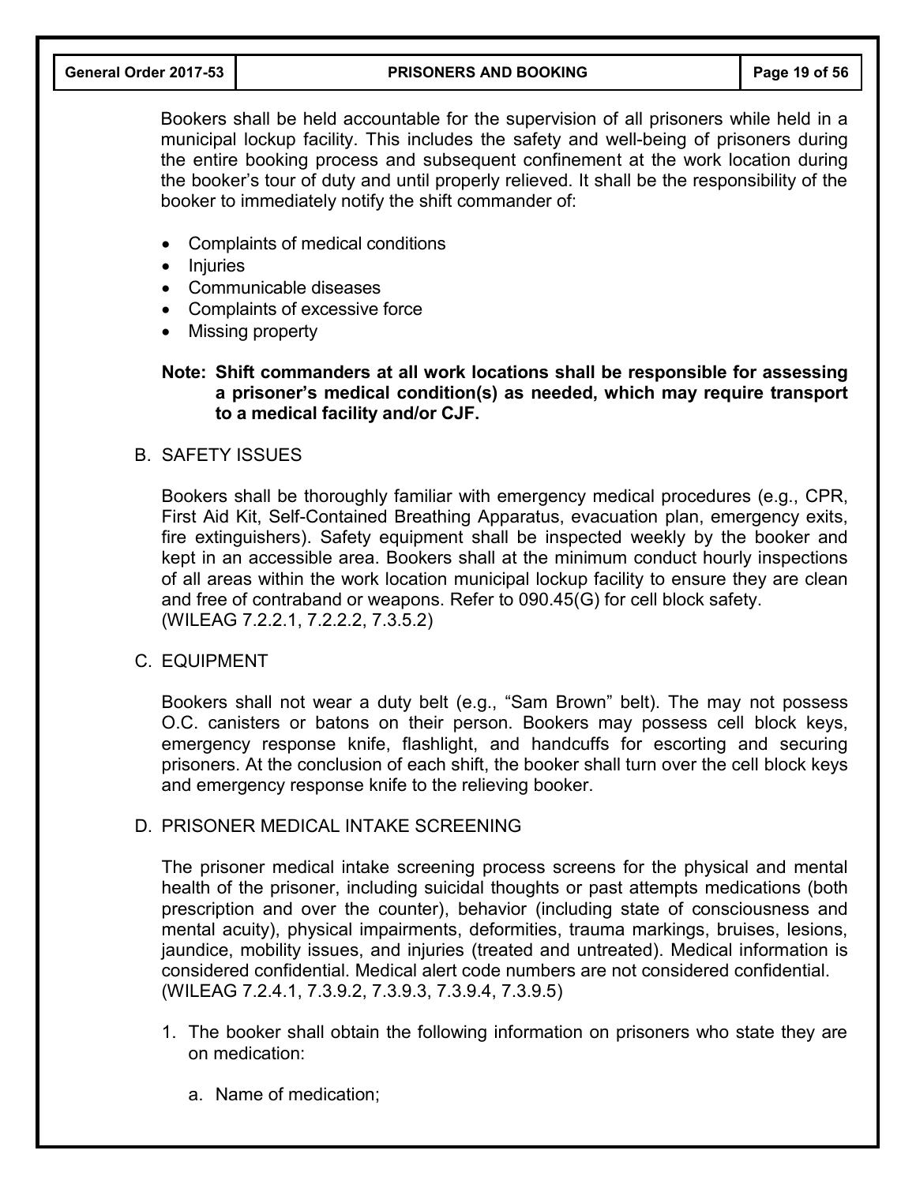Bookers shall be held accountable for the supervision of all prisoners while held in a municipal lockup facility. This includes the safety and well-being of prisoners during the entire booking process and subsequent confinement at the work location during the booker's tour of duty and until properly relieved. It shall be the responsibility of the booker to immediately notify the shift commander of:

- Complaints of medical conditions
- Injuries
- Communicable diseases
- Complaints of excessive force
- Missing property

**Note: Shift commanders at all work locations shall be responsible for assessing a prisoner's medical condition(s) as needed, which may require transport to a medical facility and/or CJF.**

B. SAFETY ISSUES

Bookers shall be thoroughly familiar with emergency medical procedures (e.g., CPR, First Aid Kit, Self-Contained Breathing Apparatus, evacuation plan, emergency exits, fire extinguishers). Safety equipment shall be inspected weekly by the booker and kept in an accessible area. Bookers shall at the minimum conduct hourly inspections of all areas within the work location municipal lockup facility to ensure they are clean and free of contraband or weapons. Refer to 090.45(G) for cell block safety. (WILEAG 7.2.2.1, 7.2.2.2, 7.3.5.2)

C. EQUIPMENT

Bookers shall not wear a duty belt (e.g., "Sam Brown" belt). The may not possess O.C. canisters or batons on their person. Bookers may possess cell block keys, emergency response knife, flashlight, and handcuffs for escorting and securing prisoners. At the conclusion of each shift, the booker shall turn over the cell block keys and emergency response knife to the relieving booker.

D. PRISONER MEDICAL INTAKE SCREENING

The prisoner medical intake screening process screens for the physical and mental health of the prisoner, including suicidal thoughts or past attempts medications (both prescription and over the counter), behavior (including state of consciousness and mental acuity), physical impairments, deformities, trauma markings, bruises, lesions, jaundice, mobility issues, and injuries (treated and untreated). Medical information is considered confidential. Medical alert code numbers are not considered confidential. (WILEAG 7.2.4.1, 7.3.9.2, 7.3.9.3, 7.3.9.4, 7.3.9.5)

1. The booker shall obtain the following information on prisoners who state they are on medication:

   a. Name of medication;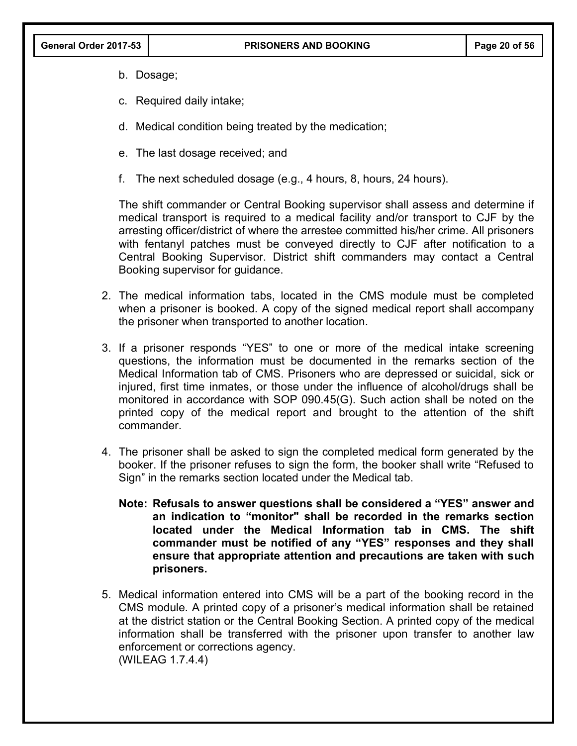b. Dosage;

c. Required daily intake;

d. Medical condition being treated by the medication;

e. The last dosage received; and

f. The next scheduled dosage (e.g., 4 hours, 8, hours, 24 hours).

The shift commander or Central Booking supervisor shall assess and determine if medical transport is required to a medical facility and/or transport to CJF by the arresting officer/district of where the arrestee committed his/her crime. All prisoners with fentanyl patches must be conveyed directly to CJF after notification to a Central Booking Supervisor. District shift commanders may contact a Central Booking supervisor for guidance.

2. The medical information tabs, located in the CMS module must be completed when a prisoner is booked. A copy of the signed medical report shall accompany the prisoner when transported to another location.

3. If a prisoner responds "YES" to one or more of the medical intake screening questions, the information must be documented in the remarks section of the Medical Information tab of CMS. Prisoners who are depressed or suicidal, sick or injured, first time inmates, or those under the influence of alcohol/drugs shall be monitored in accordance with SOP 090.45(G). Such action shall be noted on the printed copy of the medical report and brought to the attention of the shift commander.

4. The prisoner shall be asked to sign the completed medical form generated by the booker. If the prisoner refuses to sign the form, the booker shall write "Refused to Sign" in the remarks section located under the Medical tab.

   **Note: Refusals to answer questions shall be considered a "YES" answer and an indication to "monitor" shall be recorded in the remarks section located under the Medical Information tab in CMS. The shift commander must be notified of any "YES" responses and they shall ensure that appropriate attention and precautions are taken with such prisoners.**

5. Medical information entered into CMS will be a part of the booking record in the CMS module. A printed copy of a prisoner's medical information shall be retained at the district station or the Central Booking Section. A printed copy of the medical information shall be transferred with the prisoner upon transfer to another law enforcement or corrections agency.
   (WILEAG 1.7.4.4)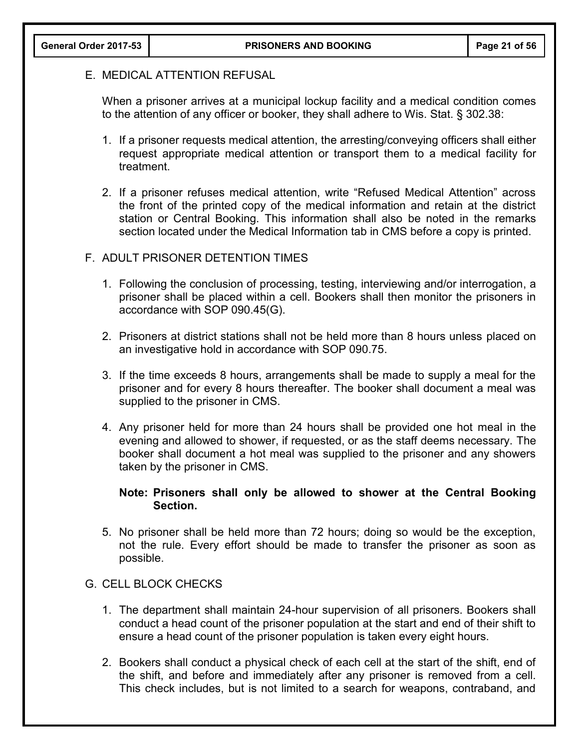E. MEDICAL ATTENTION REFUSAL

When a prisoner arrives at a municipal lockup facility and a medical condition comes to the attention of any officer or booker, they shall adhere to Wis. Stat. § 302.38:

1. If a prisoner requests medical attention, the arresting/conveying officers shall either request appropriate medical attention or transport them to a medical facility for treatment.

2. If a prisoner refuses medical attention, write "Refused Medical Attention" across the front of the printed copy of the medical information and retain at the district station or Central Booking. This information shall also be noted in the remarks section located under the Medical Information tab in CMS before a copy is printed.

F. ADULT PRISONER DETENTION TIMES

1. Following the conclusion of processing, testing, interviewing and/or interrogation, a prisoner shall be placed within a cell. Bookers shall then monitor the prisoners in accordance with SOP 090.45(G).

2. Prisoners at district stations shall not be held more than 8 hours unless placed on an investigative hold in accordance with SOP 090.75.

3. If the time exceeds 8 hours, arrangements shall be made to supply a meal for the prisoner and for every 8 hours thereafter. The booker shall document a meal was supplied to the prisoner in CMS.

4. Any prisoner held for more than 24 hours shall be provided one hot meal in the evening and allowed to shower, if requested, or as the staff deems necessary. The booker shall document a hot meal was supplied to the prisoner and any showers taken by the prisoner in CMS.

   **Note: Prisoners shall only be allowed to shower at the Central Booking Section.**

5. No prisoner shall be held more than 72 hours; doing so would be the exception, not the rule. Every effort should be made to transfer the prisoner as soon as possible.

G. CELL BLOCK CHECKS

1. The department shall maintain 24-hour supervision of all prisoners. Bookers shall conduct a head count of the prisoner population at the start and end of their shift to ensure a head count of the prisoner population is taken every eight hours.

2. Bookers shall conduct a physical check of each cell at the start of the shift, end of the shift, and before and immediately after any prisoner is removed from a cell. This check includes, but is not limited to a search for weapons, contraband, and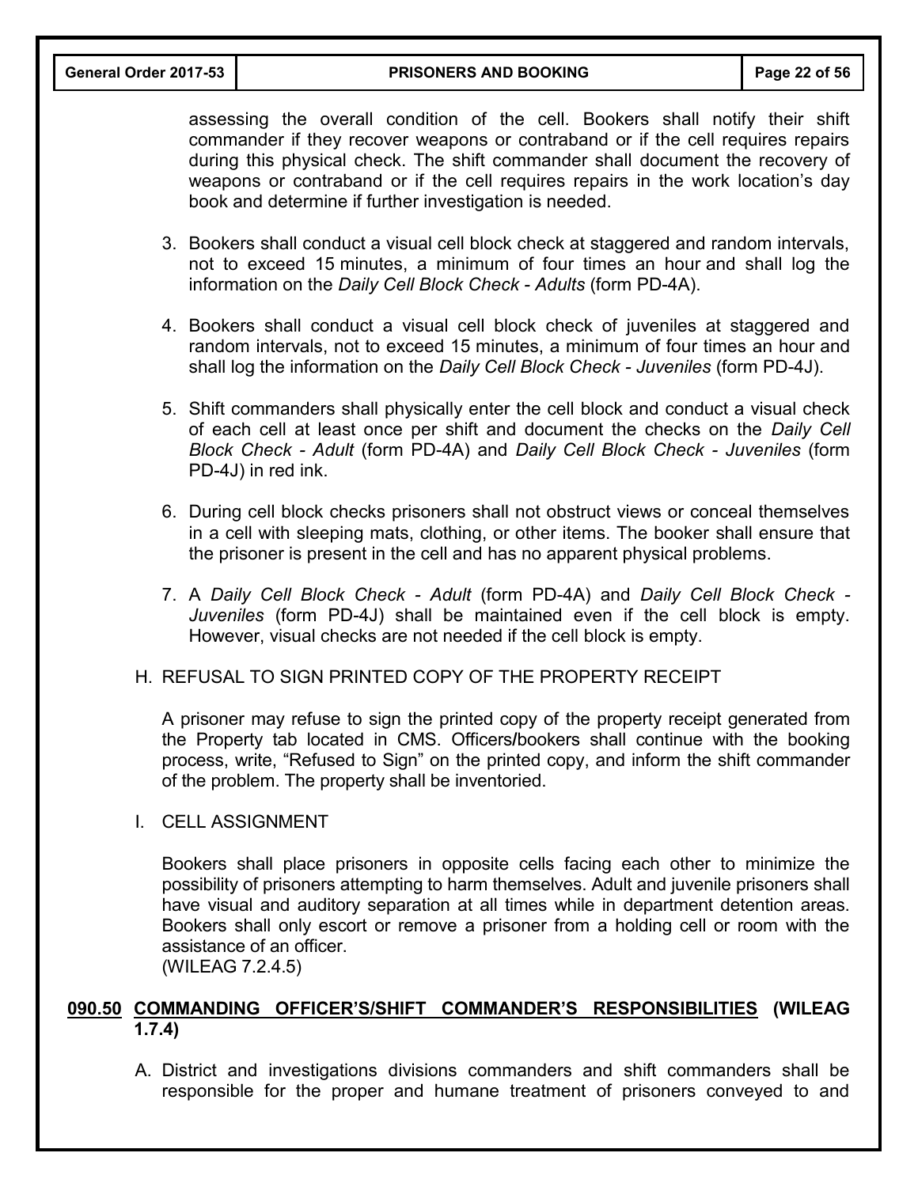assessing the overall condition of the cell. Bookers shall notify their shift commander if they recover weapons or contraband or if the cell requires repairs during this physical check. The shift commander shall document the recovery of weapons or contraband or if the cell requires repairs in the work location's day book and determine if further investigation is needed.

3. Bookers shall conduct a visual cell block check at staggered and random intervals, not to exceed 15 minutes, a minimum of four times an hour and shall log the information on the *Daily Cell Block Check - Adults* (form PD-4A).

4. Bookers shall conduct a visual cell block check of juveniles at staggered and random intervals, not to exceed 15 minutes, a minimum of four times an hour and shall log the information on the *Daily Cell Block Check - Juveniles* (form PD-4J).

5. Shift commanders shall physically enter the cell block and conduct a visual check of each cell at least once per shift and document the checks on the *Daily Cell Block Check - Adult* (form PD-4A) and *Daily Cell Block Check - Juveniles* (form PD-4J) in red ink.

6. During cell block checks prisoners shall not obstruct views or conceal themselves in a cell with sleeping mats, clothing, or other items. The booker shall ensure that the prisoner is present in the cell and has no apparent physical problems.

7. A *Daily Cell Block Check - Adult* (form PD-4A) and *Daily Cell Block Check - Juveniles* (form PD-4J) shall be maintained even if the cell block is empty. However, visual checks are not needed if the cell block is empty.

H. REFUSAL TO SIGN PRINTED COPY OF THE PROPERTY RECEIPT

A prisoner may refuse to sign the printed copy of the property receipt generated from the Property tab located in CMS. Officers/bookers shall continue with the booking process, write, "Refused to Sign" on the printed copy, and inform the shift commander of the problem. The property shall be inventoried.

I. CELL ASSIGNMENT

Bookers shall place prisoners in opposite cells facing each other to minimize the possibility of prisoners attempting to harm themselves. Adult and juvenile prisoners shall have visual and auditory separation at all times while in department detention areas. Bookers shall only escort or remove a prisoner from a holding cell or room with the assistance of an officer.
(WILEAG 7.2.4.5)

## 090.50 COMMANDING OFFICER'S/SHIFT COMMANDER'S RESPONSIBILITIES (WILEAG 1.7.4)

A. District and investigations divisions commanders and shift commanders shall be responsible for the proper and humane treatment of prisoners conveyed to and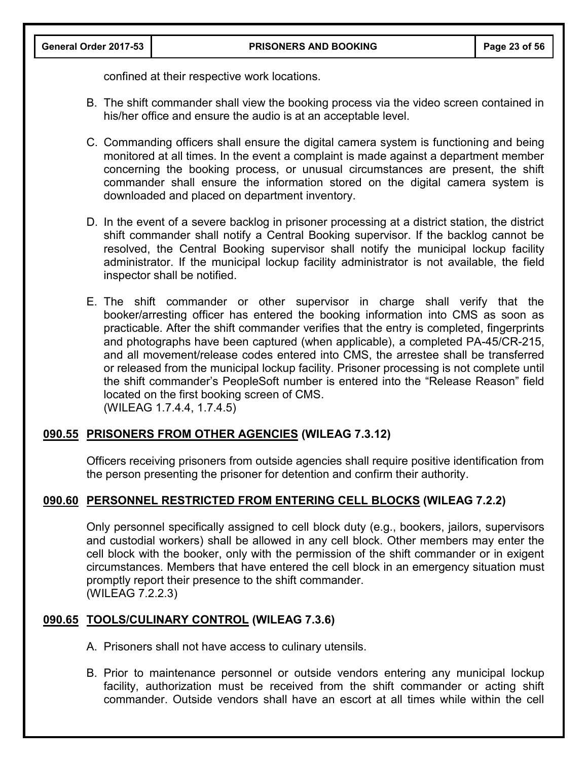confined at their respective work locations.

B. The shift commander shall view the booking process via the video screen contained in his/her office and ensure the audio is at an acceptable level.

C. Commanding officers shall ensure the digital camera system is functioning and being monitored at all times. In the event a complaint is made against a department member concerning the booking process, or unusual circumstances are present, the shift commander shall ensure the information stored on the digital camera system is downloaded and placed on department inventory.

D. In the event of a severe backlog in prisoner processing at a district station, the district shift commander shall notify a Central Booking supervisor. If the backlog cannot be resolved, the Central Booking supervisor shall notify the municipal lockup facility administrator. If the municipal lockup facility administrator is not available, the field inspector shall be notified.

E. The shift commander or other supervisor in charge shall verify that the booker/arresting officer has entered the booking information into CMS as soon as practicable. After the shift commander verifies that the entry is completed, fingerprints and photographs have been captured (when applicable), a completed PA-45/CR-215, and all movement/release codes entered into CMS, the arrestee shall be transferred or released from the municipal lockup facility. Prisoner processing is not complete until the shift commander's PeopleSoft number is entered into the "Release Reason" field located on the first booking screen of CMS.
(WILEAG 1.7.4.4, 1.7.4.5)

## 090.55 PRISONERS FROM OTHER AGENCIES (WILEAG 7.3.12)

Officers receiving prisoners from outside agencies shall require positive identification from the person presenting the prisoner for detention and confirm their authority.

## 090.60 PERSONNEL RESTRICTED FROM ENTERING CELL BLOCKS (WILEAG 7.2.2)

Only personnel specifically assigned to cell block duty (e.g., bookers, jailors, supervisors and custodial workers) shall be allowed in any cell block. Other members may enter the cell block with the booker, only with the permission of the shift commander or in exigent circumstances. Members that have entered the cell block in an emergency situation must promptly report their presence to the shift commander.
(WILEAG 7.2.2.3)

## 090.65 TOOLS/CULINARY CONTROL (WILEAG 7.3.6)

A. Prisoners shall not have access to culinary utensils.

B. Prior to maintenance personnel or outside vendors entering any municipal lockup facility, authorization must be received from the shift commander or acting shift commander. Outside vendors shall have an escort at all times while within the cell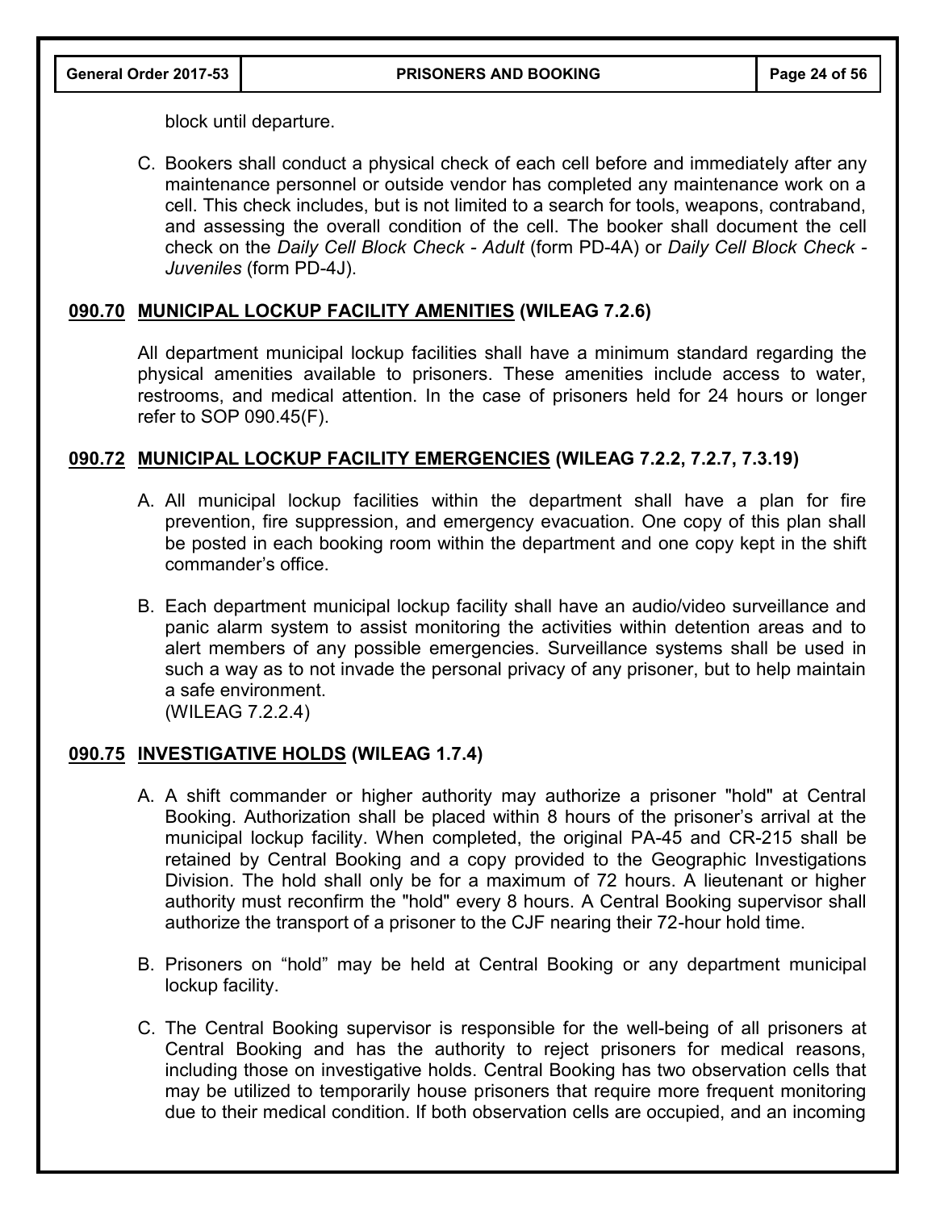block until departure.

C. Bookers shall conduct a physical check of each cell before and immediately after any maintenance personnel or outside vendor has completed any maintenance work on a cell. This check includes, but is not limited to a search for tools, weapons, contraband, and assessing the overall condition of the cell. The booker shall document the cell check on the *Daily Cell Block Check - Adult* (form PD-4A) or *Daily Cell Block Check - Juveniles* (form PD-4J).

## 090.70 MUNICIPAL LOCKUP FACILITY AMENITIES (WILEAG 7.2.6)

All department municipal lockup facilities shall have a minimum standard regarding the physical amenities available to prisoners. These amenities include access to water, restrooms, and medical attention. In the case of prisoners held for 24 hours or longer refer to SOP 090.45(F).

## 090.72 MUNICIPAL LOCKUP FACILITY EMERGENCIES (WILEAG 7.2.2, 7.2.7, 7.3.19)

A. All municipal lockup facilities within the department shall have a plan for fire prevention, fire suppression, and emergency evacuation. One copy of this plan shall be posted in each booking room within the department and one copy kept in the shift commander's office.

B. Each department municipal lockup facility shall have an audio/video surveillance and panic alarm system to assist monitoring the activities within detention areas and to alert members of any possible emergencies. Surveillance systems shall be used in such a way as to not invade the personal privacy of any prisoner, but to help maintain a safe environment.
(WILEAG 7.2.2.4)

## 090.75 INVESTIGATIVE HOLDS (WILEAG 1.7.4)

A. A shift commander or higher authority may authorize a prisoner "hold" at Central Booking. Authorization shall be placed within 8 hours of the prisoner's arrival at the municipal lockup facility. When completed, the original PA-45 and CR-215 shall be retained by Central Booking and a copy provided to the Geographic Investigations Division. The hold shall only be for a maximum of 72 hours. A lieutenant or higher authority must reconfirm the "hold" every 8 hours. A Central Booking supervisor shall authorize the transport of a prisoner to the CJF nearing their 72-hour hold time.

B. Prisoners on "hold" may be held at Central Booking or any department municipal lockup facility.

C. The Central Booking supervisor is responsible for the well-being of all prisoners at Central Booking and has the authority to reject prisoners for medical reasons, including those on investigative holds. Central Booking has two observation cells that may be utilized to temporarily house prisoners that require more frequent monitoring due to their medical condition. If both observation cells are occupied, and an incoming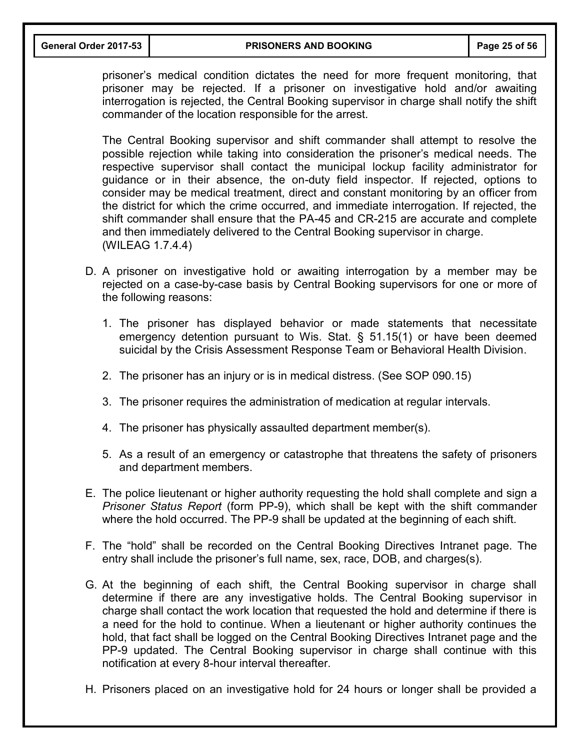prisoner's medical condition dictates the need for more frequent monitoring, that prisoner may be rejected. If a prisoner on investigative hold and/or awaiting interrogation is rejected, the Central Booking supervisor in charge shall notify the shift commander of the location responsible for the arrest.

The Central Booking supervisor and shift commander shall attempt to resolve the possible rejection while taking into consideration the prisoner's medical needs. The respective supervisor shall contact the municipal lockup facility administrator for guidance or in their absence, the on-duty field inspector. If rejected, options to consider may be medical treatment, direct and constant monitoring by an officer from the district for which the crime occurred, and immediate interrogation. If rejected, the shift commander shall ensure that the PA-45 and CR-215 are accurate and complete and then immediately delivered to the Central Booking supervisor in charge. (WILEAG 1.7.4.4)

D. A prisoner on investigative hold or awaiting interrogation by a member may be rejected on a case-by-case basis by Central Booking supervisors for one or more of the following reasons:

   1. The prisoner has displayed behavior or made statements that necessitate emergency detention pursuant to Wis. Stat. § 51.15(1) or have been deemed suicidal by the Crisis Assessment Response Team or Behavioral Health Division.

   2. The prisoner has an injury or is in medical distress. (See SOP 090.15)

   3. The prisoner requires the administration of medication at regular intervals.

   4. The prisoner has physically assaulted department member(s).

   5. As a result of an emergency or catastrophe that threatens the safety of prisoners and department members.

E. The police lieutenant or higher authority requesting the hold shall complete and sign a *Prisoner Status Report* (form PP-9), which shall be kept with the shift commander where the hold occurred. The PP-9 shall be updated at the beginning of each shift.

F. The "hold" shall be recorded on the Central Booking Directives Intranet page. The entry shall include the prisoner's full name, sex, race, DOB, and charges(s).

G. At the beginning of each shift, the Central Booking supervisor in charge shall determine if there are any investigative holds. The Central Booking supervisor in charge shall contact the work location that requested the hold and determine if there is a need for the hold to continue. When a lieutenant or higher authority continues the hold, that fact shall be logged on the Central Booking Directives Intranet page and the PP-9 updated. The Central Booking supervisor in charge shall continue with this notification at every 8-hour interval thereafter.

H. Prisoners placed on an investigative hold for 24 hours or longer shall be provided a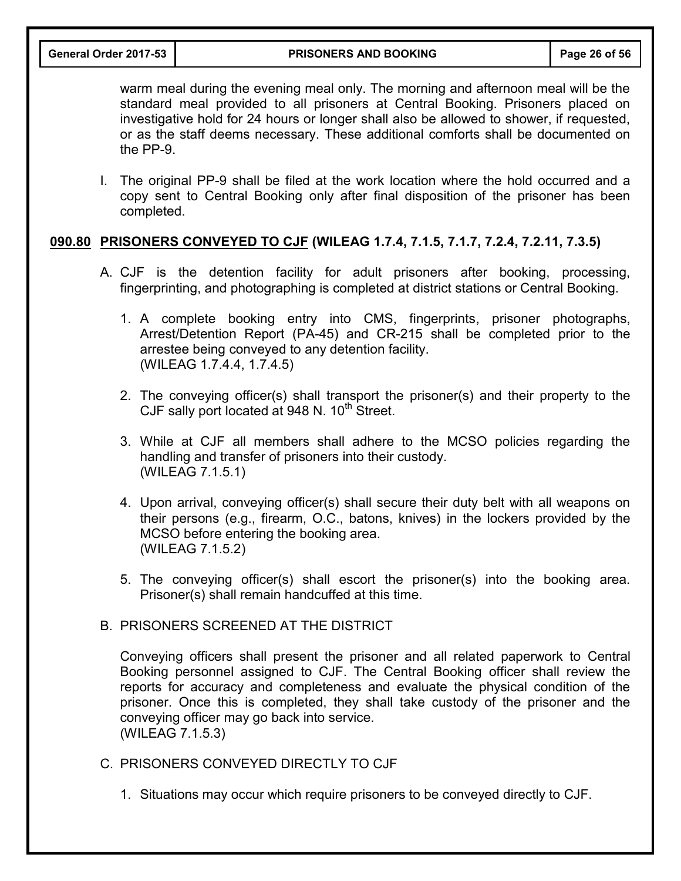warm meal during the evening meal only. The morning and afternoon meal will be the standard meal provided to all prisoners at Central Booking. Prisoners placed on investigative hold for 24 hours or longer shall also be allowed to shower, if requested, or as the staff deems necessary. These additional comforts shall be documented on the PP-9.

I. The original PP-9 shall be filed at the work location where the hold occurred and a copy sent to Central Booking only after final disposition of the prisoner has been completed.

## <u>090.80</u> <u>PRISONERS CONVEYED TO CJF</u> (WILEAG 1.7.4, 7.1.5, 7.1.7, 7.2.4, 7.2.11, 7.3.5)

A. CJF is the detention facility for adult prisoners after booking, processing, fingerprinting, and photographing is completed at district stations or Central Booking.

1. A complete booking entry into CMS, fingerprints, prisoner photographs, Arrest/Detention Report (PA-45) and CR-215 shall be completed prior to the arrestee being conveyed to any detention facility.
(WILEAG 1.7.4.4, 1.7.4.5)

2. The conveying officer(s) shall transport the prisoner(s) and their property to the CJF sally port located at 948 N. 10th Street.

3. While at CJF all members shall adhere to the MCSO policies regarding the handling and transfer of prisoners into their custody.
(WILEAG 7.1.5.1)

4. Upon arrival, conveying officer(s) shall secure their duty belt with all weapons on their persons (e.g., firearm, O.C., batons, knives) in the lockers provided by the MCSO before entering the booking area.
(WILEAG 7.1.5.2)

5. The conveying officer(s) shall escort the prisoner(s) into the booking area. Prisoner(s) shall remain handcuffed at this time.

B. PRISONERS SCREENED AT THE DISTRICT

Conveying officers shall present the prisoner and all related paperwork to Central Booking personnel assigned to CJF. The Central Booking officer shall review the reports for accuracy and completeness and evaluate the physical condition of the prisoner. Once this is completed, they shall take custody of the prisoner and the conveying officer may go back into service.
(WILEAG 7.1.5.3)

C. PRISONERS CONVEYED DIRECTLY TO CJF

1. Situations may occur which require prisoners to be conveyed directly to CJF.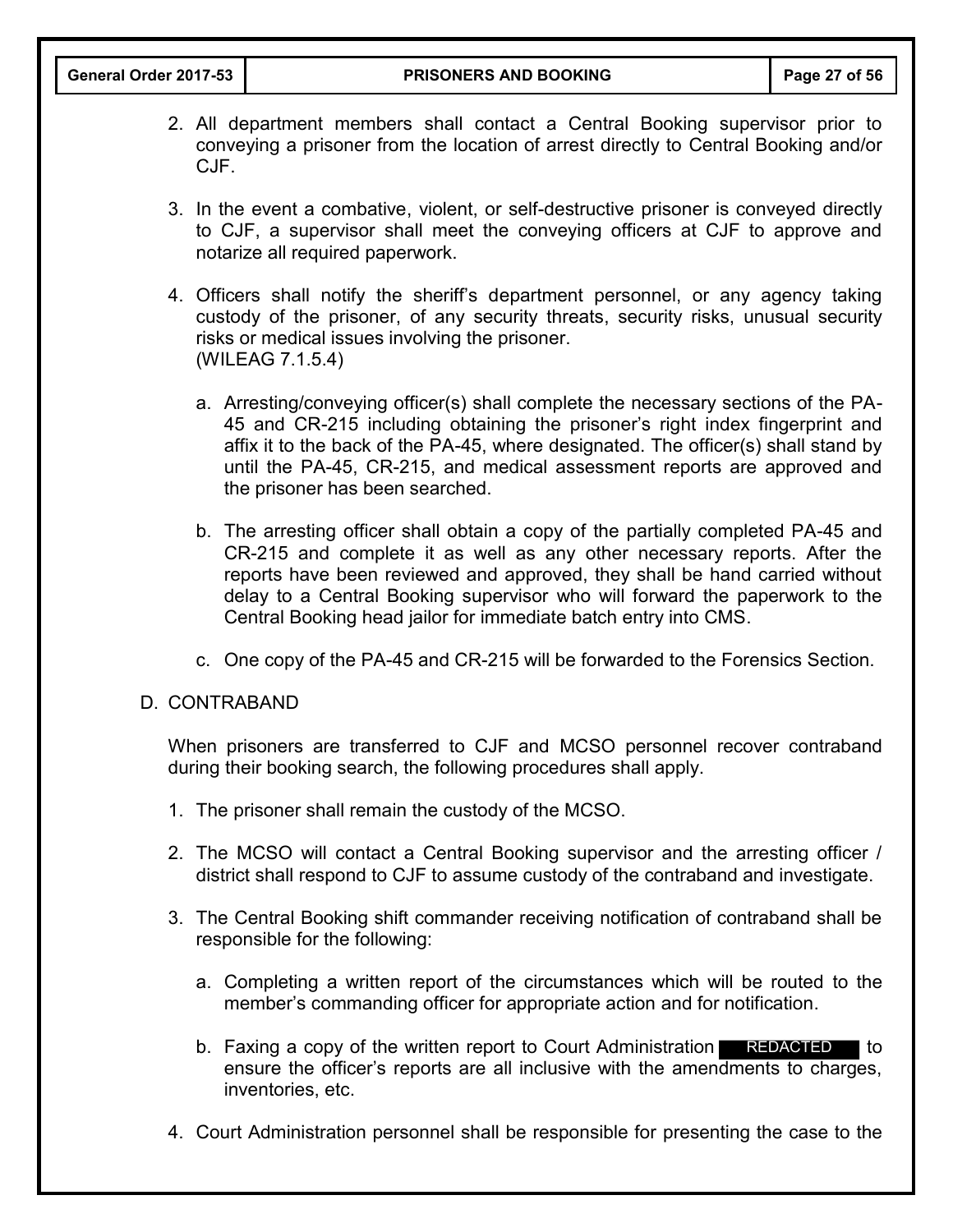2. All department members shall contact a Central Booking supervisor prior to conveying a prisoner from the location of arrest directly to Central Booking and/or CJF.

3. In the event a combative, violent, or self-destructive prisoner is conveyed directly to CJF, a supervisor shall meet the conveying officers at CJF to approve and notarize all required paperwork.

4. Officers shall notify the sheriff's department personnel, or any agency taking custody of the prisoner, of any security threats, security risks, unusual security risks or medical issues involving the prisoner.
(WILEAG 7.1.5.4)

   a. Arresting/conveying officer(s) shall complete the necessary sections of the PA-45 and CR-215 including obtaining the prisoner's right index fingerprint and affix it to the back of the PA-45, where designated. The officer(s) shall stand by until the PA-45, CR-215, and medical assessment reports are approved and the prisoner has been searched.

   b. The arresting officer shall obtain a copy of the partially completed PA-45 and CR-215 and complete it as well as any other necessary reports. After the reports have been reviewed and approved, they shall be hand carried without delay to a Central Booking supervisor who will forward the paperwork to the Central Booking head jailor for immediate batch entry into CMS.

   c. One copy of the PA-45 and CR-215 will be forwarded to the Forensics Section.

D. CONTRABAND

When prisoners are transferred to CJF and MCSO personnel recover contraband during their booking search, the following procedures shall apply.

1. The prisoner shall remain the custody of the MCSO.

2. The MCSO will contact a Central Booking supervisor and the arresting officer / district shall respond to CJF to assume custody of the contraband and investigate.

3. The Central Booking shift commander receiving notification of contraband shall be responsible for the following:

   a. Completing a written report of the circumstances which will be routed to the member's commanding officer for appropriate action and for notification.

   b. Faxing a copy of the written report to Court Administration REDACTED to ensure the officer's reports are all inclusive with the amendments to charges, inventories, etc.

4. Court Administration personnel shall be responsible for presenting the case to the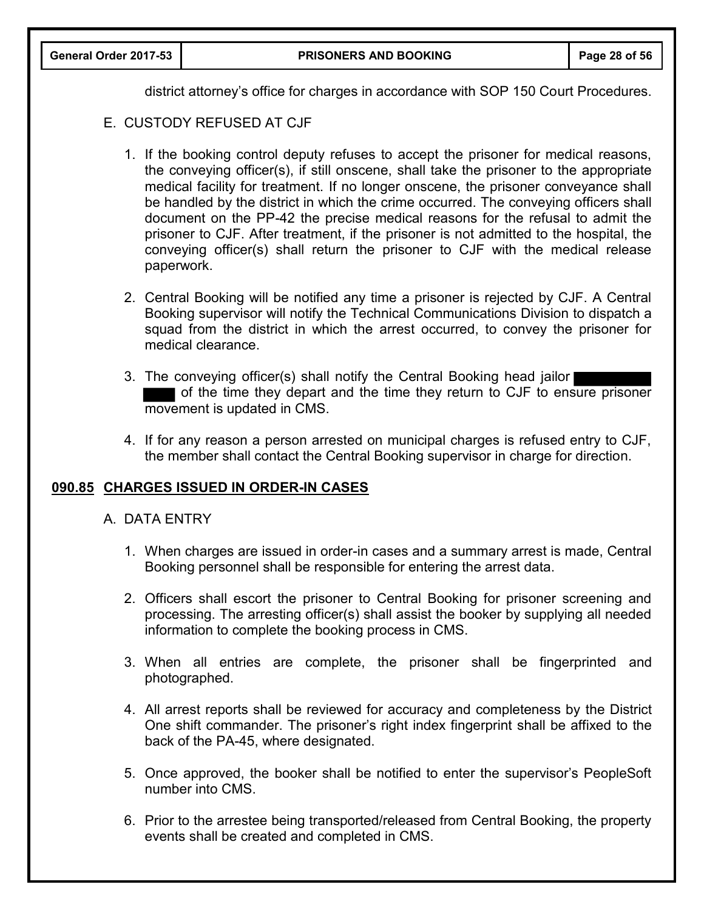district attorney's office for charges in accordance with SOP 150 Court Procedures.

E. CUSTODY REFUSED AT CJF

1. If the booking control deputy refuses to accept the prisoner for medical reasons, the conveying officer(s), if still onscene, shall take the prisoner to the appropriate medical facility for treatment. If no longer onscene, the prisoner conveyance shall be handled by the district in which the crime occurred. The conveying officers shall document on the PP-42 the precise medical reasons for the refusal to admit the prisoner to CJF. After treatment, if the prisoner is not admitted to the hospital, the conveying officer(s) shall return the prisoner to CJF with the medical release paperwork.

2. Central Booking will be notified any time a prisoner is rejected by CJF. A Central Booking supervisor will notify the Technical Communications Division to dispatch a squad from the district in which the arrest occurred, to convey the prisoner for medical clearance.

3. The conveying officer(s) shall notify the Central Booking head jailor [REDACTED] of the time they depart and the time they return to CJF to ensure prisoner movement is updated in CMS.

4. If for any reason a person arrested on municipal charges is refused entry to CJF, the member shall contact the Central Booking supervisor in charge for direction.

## 090.85 CHARGES ISSUED IN ORDER-IN CASES

A. DATA ENTRY

1. When charges are issued in order-in cases and a summary arrest is made, Central Booking personnel shall be responsible for entering the arrest data.

2. Officers shall escort the prisoner to Central Booking for prisoner screening and processing. The arresting officer(s) shall assist the booker by supplying all needed information to complete the booking process in CMS.

3. When all entries are complete, the prisoner shall be fingerprinted and photographed.

4. All arrest reports shall be reviewed for accuracy and completeness by the District One shift commander. The prisoner's right index fingerprint shall be affixed to the back of the PA-45, where designated.

5. Once approved, the booker shall be notified to enter the supervisor's PeopleSoft number into CMS.

6. Prior to the arrestee being transported/released from Central Booking, the property events shall be created and completed in CMS.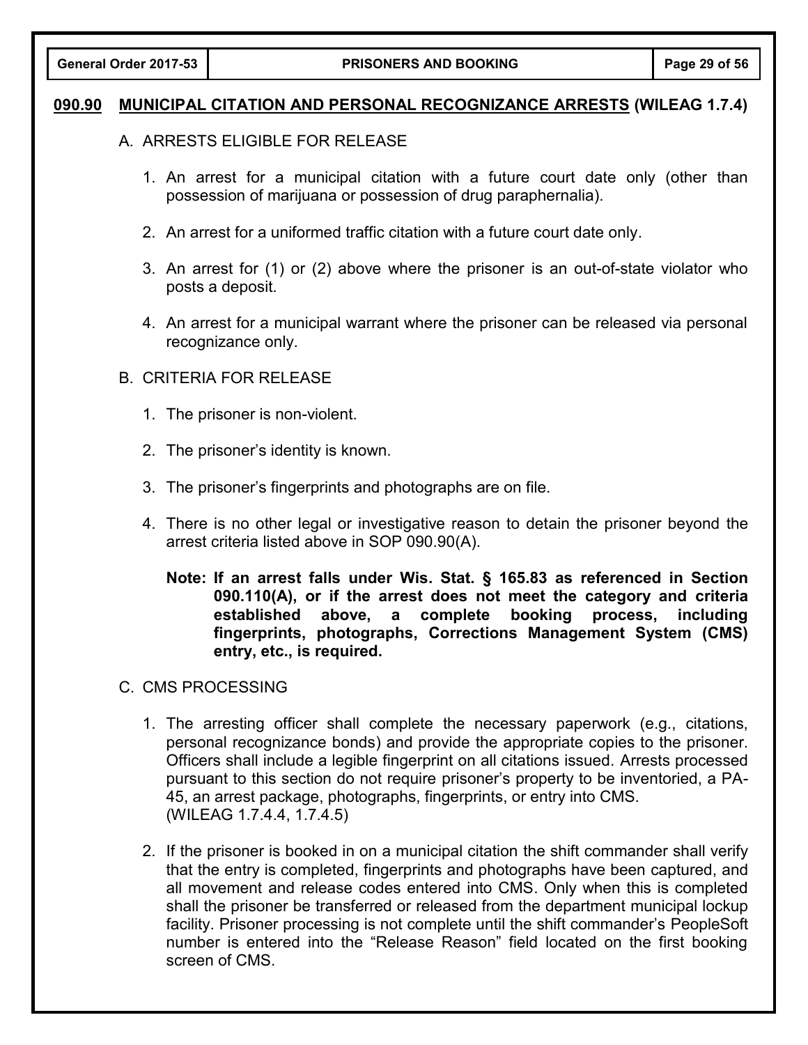## 090.90 MUNICIPAL CITATION AND PERSONAL RECOGNIZANCE ARRESTS (WILEAG 1.7.4)

A. ARRESTS ELIGIBLE FOR RELEASE

1. An arrest for a municipal citation with a future court date only (other than possession of marijuana or possession of drug paraphernalia).

2. An arrest for a uniformed traffic citation with a future court date only.

3. An arrest for (1) or (2) above where the prisoner is an out-of-state violator who posts a deposit.

4. An arrest for a municipal warrant where the prisoner can be released via personal recognizance only.

B. CRITERIA FOR RELEASE

1. The prisoner is non-violent.

2. The prisoner's identity is known.

3. The prisoner's fingerprints and photographs are on file.

4. There is no other legal or investigative reason to detain the prisoner beyond the arrest criteria listed above in SOP 090.90(A).

   **Note: If an arrest falls under Wis. Stat. § 165.83 as referenced in Section 090.110(A), or if the arrest does not meet the category and criteria established above, a complete booking process, including fingerprints, photographs, Corrections Management System (CMS) entry, etc., is required.**

C. CMS PROCESSING

1. The arresting officer shall complete the necessary paperwork (e.g., citations, personal recognizance bonds) and provide the appropriate copies to the prisoner. Officers shall include a legible fingerprint on all citations issued. Arrests processed pursuant to this section do not require prisoner's property to be inventoried, a PA-45, an arrest package, photographs, fingerprints, or entry into CMS. (WILEAG 1.7.4.4, 1.7.4.5)

2. If the prisoner is booked in on a municipal citation the shift commander shall verify that the entry is completed, fingerprints and photographs have been captured, and all movement and release codes entered into CMS. Only when this is completed shall the prisoner be transferred or released from the department municipal lockup facility. Prisoner processing is not complete until the shift commander's PeopleSoft number is entered into the "Release Reason" field located on the first booking screen of CMS.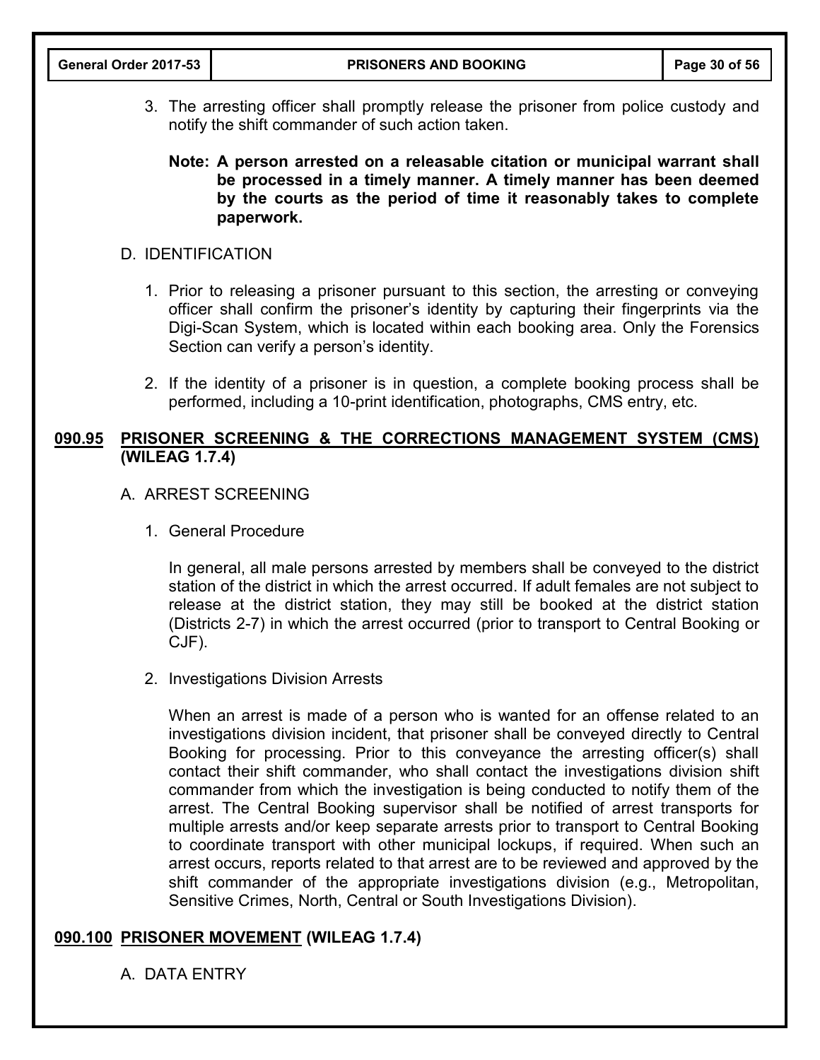3. The arresting officer shall promptly release the prisoner from police custody and notify the shift commander of such action taken.

   **Note: A person arrested on a releasable citation or municipal warrant shall be processed in a timely manner. A timely manner has been deemed by the courts as the period of time it reasonably takes to complete paperwork.**

D. IDENTIFICATION

1. Prior to releasing a prisoner pursuant to this section, the arresting or conveying officer shall confirm the prisoner's identity by capturing their fingerprints via the Digi-Scan System, which is located within each booking area. Only the Forensics Section can verify a person's identity.

2. If the identity of a prisoner is in question, a complete booking process shall be performed, including a 10-print identification, photographs, CMS entry, etc.

## 090.95 PRISONER SCREENING & THE CORRECTIONS MANAGEMENT SYSTEM (CMS) (WILEAG 1.7.4)

A. ARREST SCREENING

1. General Procedure

   In general, all male persons arrested by members shall be conveyed to the district station of the district in which the arrest occurred. If adult females are not subject to release at the district station, they may still be booked at the district station (Districts 2-7) in which the arrest occurred (prior to transport to Central Booking or CJF).

2. Investigations Division Arrests

   When an arrest is made of a person who is wanted for an offense related to an investigations division incident, that prisoner shall be conveyed directly to Central Booking for processing. Prior to this conveyance the arresting officer(s) shall contact their shift commander, who shall contact the investigations division shift commander from which the investigation is being conducted to notify them of the arrest. The Central Booking supervisor shall be notified of arrest transports for multiple arrests and/or keep separate arrests prior to transport to Central Booking to coordinate transport with other municipal lockups, if required. When such an arrest occurs, reports related to that arrest are to be reviewed and approved by the shift commander of the appropriate investigations division (e.g., Metropolitan, Sensitive Crimes, North, Central or South Investigations Division).

## 090.100 PRISONER MOVEMENT (WILEAG 1.7.4)

A. DATA ENTRY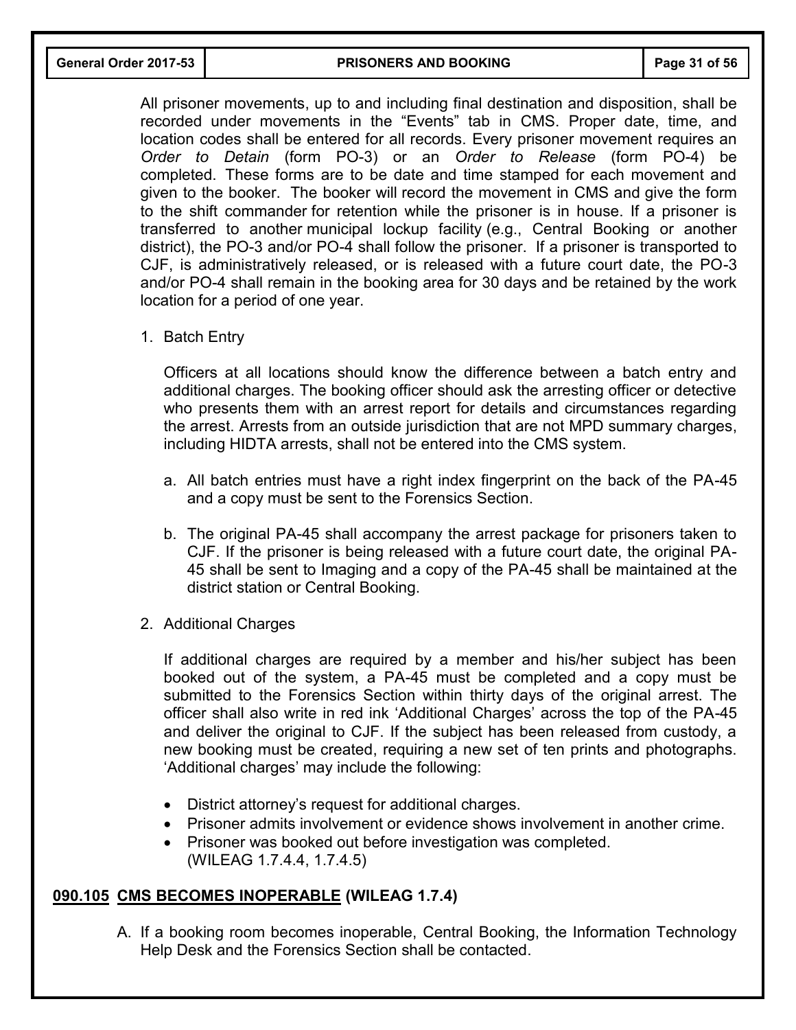All prisoner movements, up to and including final destination and disposition, shall be recorded under movements in the "Events" tab in CMS. Proper date, time, and location codes shall be entered for all records. Every prisoner movement requires an *Order to Detain* (form PO-3) or an *Order to Release* (form PO-4) be completed. These forms are to be date and time stamped for each movement and given to the booker. The booker will record the movement in CMS and give the form to the shift commander for retention while the prisoner is in house. If a prisoner is transferred to another municipal lockup facility (e.g., Central Booking or another district), the PO-3 and/or PO-4 shall follow the prisoner. If a prisoner is transported to CJF, is administratively released, or is released with a future court date, the PO-3 and/or PO-4 shall remain in the booking area for 30 days and be retained by the work location for a period of one year.

1. Batch Entry

   Officers at all locations should know the difference between a batch entry and additional charges. The booking officer should ask the arresting officer or detective who presents them with an arrest report for details and circumstances regarding the arrest. Arrests from an outside jurisdiction that are not MPD summary charges, including HIDTA arrests, shall not be entered into the CMS system.

   a. All batch entries must have a right index fingerprint on the back of the PA-45 and a copy must be sent to the Forensics Section.

   b. The original PA-45 shall accompany the arrest package for prisoners taken to CJF. If the prisoner is being released with a future court date, the original PA-45 shall be sent to Imaging and a copy of the PA-45 shall be maintained at the district station or Central Booking.

2. Additional Charges

   If additional charges are required by a member and his/her subject has been booked out of the system, a PA-45 must be completed and a copy must be submitted to the Forensics Section within thirty days of the original arrest. The officer shall also write in red ink 'Additional Charges' across the top of the PA-45 and deliver the original to CJF. If the subject has been released from custody, a new booking must be created, requiring a new set of ten prints and photographs. 'Additional charges' may include the following:

   - District attorney's request for additional charges.
   - Prisoner admits involvement or evidence shows involvement in another crime.
   - Prisoner was booked out before investigation was completed. (WILEAG 1.7.4.4, 1.7.4.5)

## 090.105 CMS BECOMES INOPERABLE (WILEAG 1.7.4)

A. If a booking room becomes inoperable, Central Booking, the Information Technology Help Desk and the Forensics Section shall be contacted.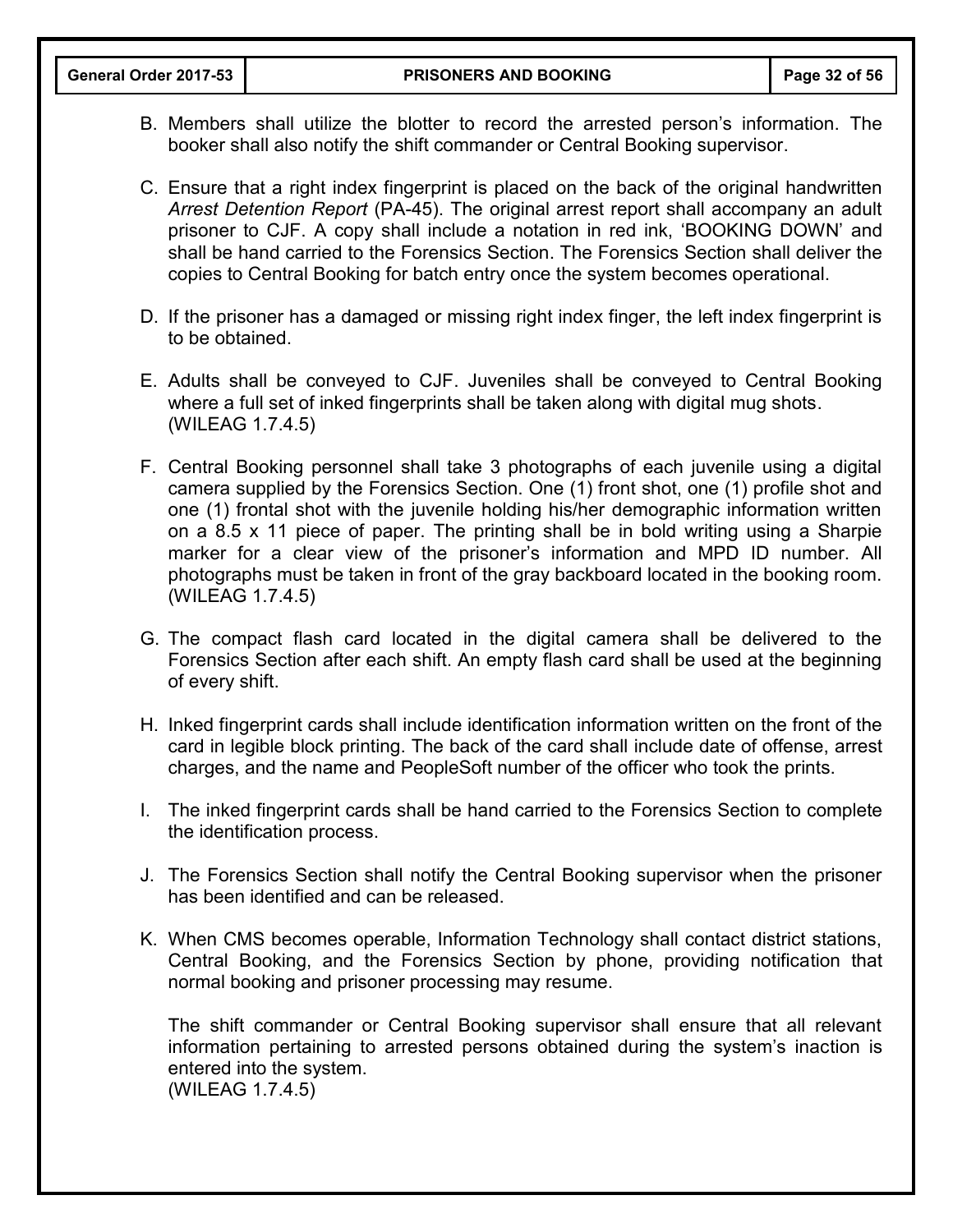B. Members shall utilize the blotter to record the arrested person's information. The booker shall also notify the shift commander or Central Booking supervisor.

C. Ensure that a right index fingerprint is placed on the back of the original handwritten *Arrest Detention Report* (PA-45). The original arrest report shall accompany an adult prisoner to CJF. A copy shall include a notation in red ink, 'BOOKING DOWN' and shall be hand carried to the Forensics Section. The Forensics Section shall deliver the copies to Central Booking for batch entry once the system becomes operational.

D. If the prisoner has a damaged or missing right index finger, the left index fingerprint is to be obtained.

E. Adults shall be conveyed to CJF. Juveniles shall be conveyed to Central Booking where a full set of inked fingerprints shall be taken along with digital mug shots. (WILEAG 1.7.4.5)

F. Central Booking personnel shall take 3 photographs of each juvenile using a digital camera supplied by the Forensics Section. One (1) front shot, one (1) profile shot and one (1) frontal shot with the juvenile holding his/her demographic information written on a 8.5 x 11 piece of paper. The printing shall be in bold writing using a Sharpie marker for a clear view of the prisoner's information and MPD ID number. All photographs must be taken in front of the gray backboard located in the booking room. (WILEAG 1.7.4.5)

G. The compact flash card located in the digital camera shall be delivered to the Forensics Section after each shift. An empty flash card shall be used at the beginning of every shift.

H. Inked fingerprint cards shall include identification information written on the front of the card in legible block printing. The back of the card shall include date of offense, arrest charges, and the name and PeopleSoft number of the officer who took the prints.

I. The inked fingerprint cards shall be hand carried to the Forensics Section to complete the identification process.

J. The Forensics Section shall notify the Central Booking supervisor when the prisoner has been identified and can be released.

K. When CMS becomes operable, Information Technology shall contact district stations, Central Booking, and the Forensics Section by phone, providing notification that normal booking and prisoner processing may resume.

   The shift commander or Central Booking supervisor shall ensure that all relevant information pertaining to arrested persons obtained during the system's inaction is entered into the system.
   (WILEAG 1.7.4.5)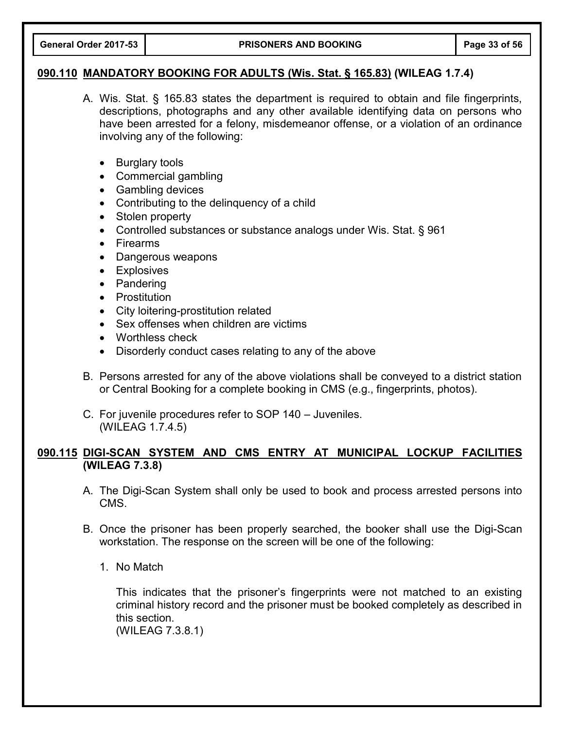## 090.110 MANDATORY BOOKING FOR ADULTS (Wis. Stat. § 165.83) (WILEAG 1.7.4)

A. Wis. Stat. § 165.83 states the department is required to obtain and file fingerprints, descriptions, photographs and any other available identifying data on persons who have been arrested for a felony, misdemeanor offense, or a violation of an ordinance involving any of the following:

- Burglary tools
- Commercial gambling
- Gambling devices
- Contributing to the delinquency of a child
- Stolen property
- Controlled substances or substance analogs under Wis. Stat. § 961
- Firearms
- Dangerous weapons
- Explosives
- Pandering
- Prostitution
- City loitering-prostitution related
- Sex offenses when children are victims
- Worthless check
- Disorderly conduct cases relating to any of the above

B. Persons arrested for any of the above violations shall be conveyed to a district station or Central Booking for a complete booking in CMS (e.g., fingerprints, photos).

C. For juvenile procedures refer to SOP 140 – Juveniles.
(WILEAG 1.7.4.5)

## 090.115 DIGI-SCAN SYSTEM AND CMS ENTRY AT MUNICIPAL LOCKUP FACILITIES (WILEAG 7.3.8)

A. The Digi-Scan System shall only be used to book and process arrested persons into CMS.

B. Once the prisoner has been properly searched, the booker shall use the Digi-Scan workstation. The response on the screen will be one of the following:

1. No Match

   This indicates that the prisoner's fingerprints were not matched to an existing criminal history record and the prisoner must be booked completely as described in this section.
   (WILEAG 7.3.8.1)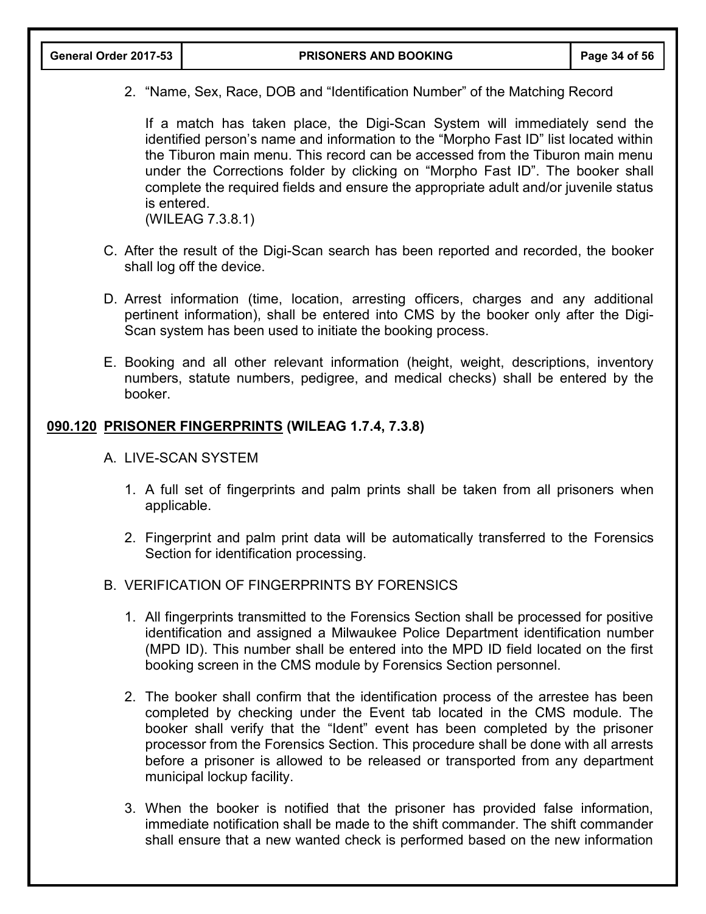2. "Name, Sex, Race, DOB and "Identification Number" of the Matching Record

   If a match has taken place, the Digi-Scan System will immediately send the identified person's name and information to the "Morpho Fast ID" list located within the Tiburon main menu. This record can be accessed from the Tiburon main menu under the Corrections folder by clicking on "Morpho Fast ID". The booker shall complete the required fields and ensure the appropriate adult and/or juvenile status is entered.
   (WILEAG 7.3.8.1)

C. After the result of the Digi-Scan search has been reported and recorded, the booker shall log off the device.

D. Arrest information (time, location, arresting officers, charges and any additional pertinent information), shall be entered into CMS by the booker only after the Digi-Scan system has been used to initiate the booking process.

E. Booking and all other relevant information (height, weight, descriptions, inventory numbers, statute numbers, pedigree, and medical checks) shall be entered by the booker.

## **<u>090.120 PRISONER FINGERPRINTS</u> (WILEAG 1.7.4, 7.3.8)**

A. LIVE-SCAN SYSTEM

1. A full set of fingerprints and palm prints shall be taken from all prisoners when applicable.

2. Fingerprint and palm print data will be automatically transferred to the Forensics Section for identification processing.

B. VERIFICATION OF FINGERPRINTS BY FORENSICS

1. All fingerprints transmitted to the Forensics Section shall be processed for positive identification and assigned a Milwaukee Police Department identification number (MPD ID). This number shall be entered into the MPD ID field located on the first booking screen in the CMS module by Forensics Section personnel.

2. The booker shall confirm that the identification process of the arrestee has been completed by checking under the Event tab located in the CMS module. The booker shall verify that the "Ident" event has been completed by the prisoner processor from the Forensics Section. This procedure shall be done with all arrests before a prisoner is allowed to be released or transported from any department municipal lockup facility.

3. When the booker is notified that the prisoner has provided false information, immediate notification shall be made to the shift commander. The shift commander shall ensure that a new wanted check is performed based on the new information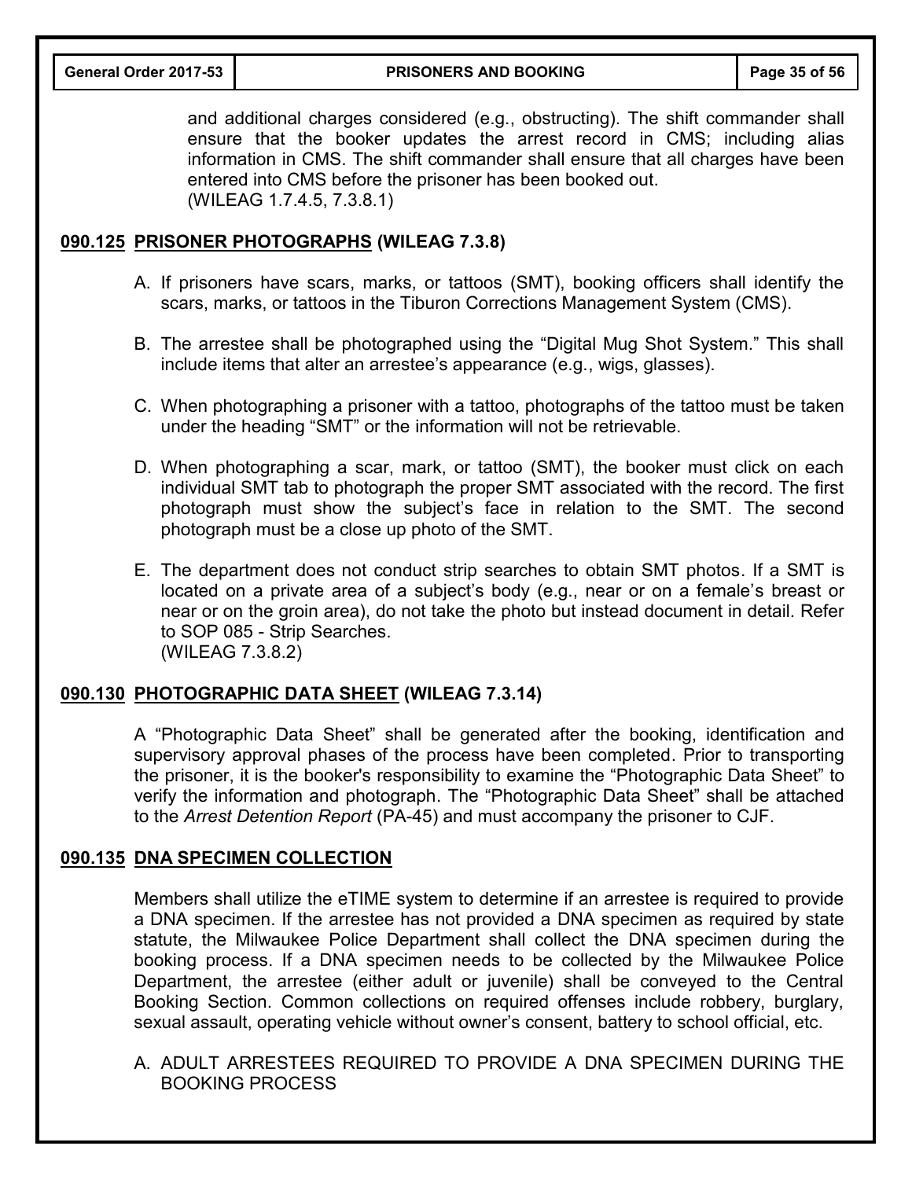and additional charges considered (e.g., obstructing). The shift commander shall ensure that the booker updates the arrest record in CMS; including alias information in CMS. The shift commander shall ensure that all charges have been entered into CMS before the prisoner has been booked out.
(WILEAG 1.7.4.5, 7.3.8.1)

## **090.125 PRISONER PHOTOGRAPHS (WILEAG 7.3.8)**

A. If prisoners have scars, marks, or tattoos (SMT), booking officers shall identify the scars, marks, or tattoos in the Tiburon Corrections Management System (CMS).

B. The arrestee shall be photographed using the "Digital Mug Shot System." This shall include items that alter an arrestee's appearance (e.g., wigs, glasses).

C. When photographing a prisoner with a tattoo, photographs of the tattoo must be taken under the heading "SMT" or the information will not be retrievable.

D. When photographing a scar, mark, or tattoo (SMT), the booker must click on each individual SMT tab to photograph the proper SMT associated with the record. The first photograph must show the subject's face in relation to the SMT. The second photograph must be a close up photo of the SMT.

E. The department does not conduct strip searches to obtain SMT photos. If a SMT is located on a private area of a subject's body (e.g., near or on a female's breast or near or on the groin area), do not take the photo but instead document in detail. Refer to SOP 085 - Strip Searches.
(WILEAG 7.3.8.2)

## **090.130 PHOTOGRAPHIC DATA SHEET (WILEAG 7.3.14)**

A "Photographic Data Sheet" shall be generated after the booking, identification and supervisory approval phases of the process have been completed. Prior to transporting the prisoner, it is the booker's responsibility to examine the "Photographic Data Sheet" to verify the information and photograph. The "Photographic Data Sheet" shall be attached to the *Arrest Detention Report* (PA-45) and must accompany the prisoner to CJF.

## **090.135 DNA SPECIMEN COLLECTION**

Members shall utilize the eTIME system to determine if an arrestee is required to provide a DNA specimen. If the arrestee has not provided a DNA specimen as required by state statute, the Milwaukee Police Department shall collect the DNA specimen during the booking process. If a DNA specimen needs to be collected by the Milwaukee Police Department, the arrestee (either adult or juvenile) shall be conveyed to the Central Booking Section. Common collections on required offenses include robbery, burglary, sexual assault, operating vehicle without owner's consent, battery to school official, etc.

A. ADULT ARRESTEES REQUIRED TO PROVIDE A DNA SPECIMEN DURING THE BOOKING PROCESS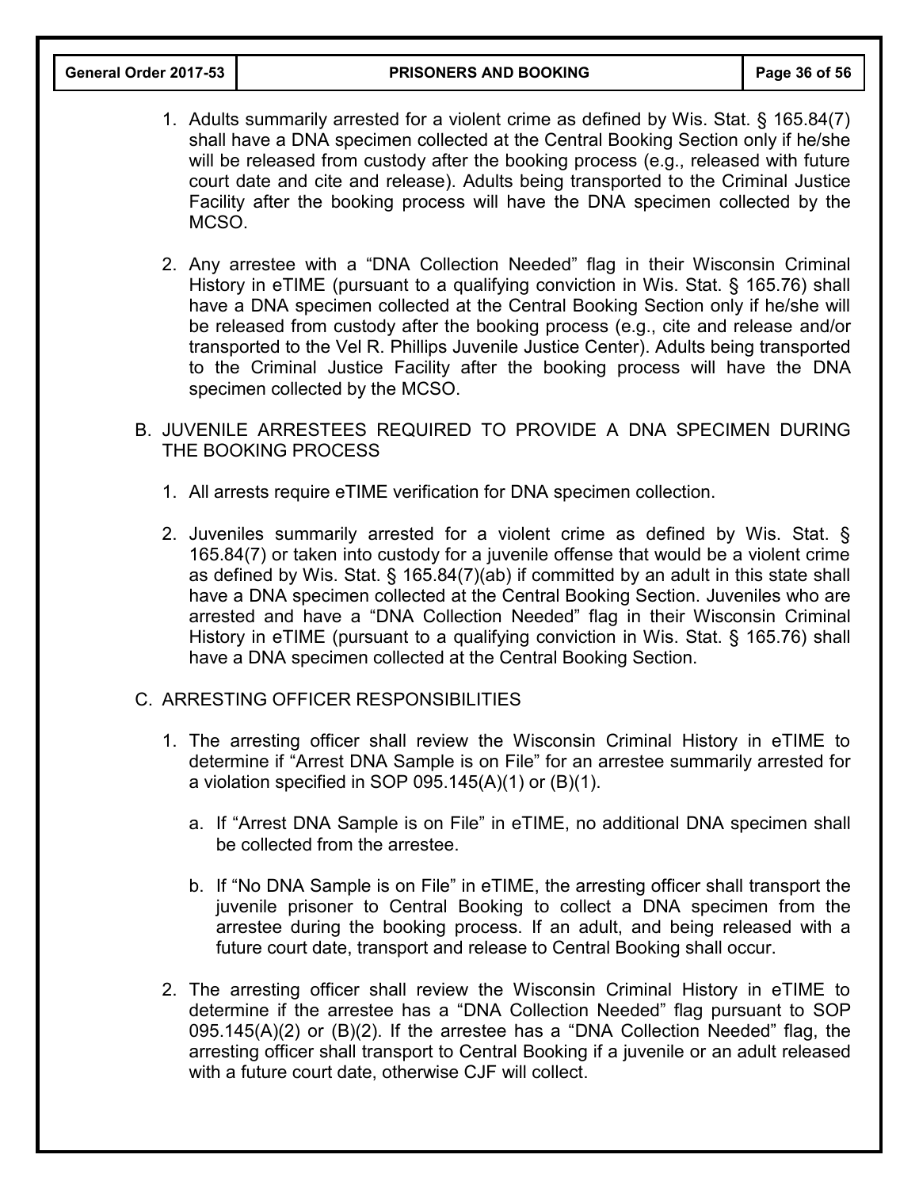1. Adults summarily arrested for a violent crime as defined by Wis. Stat. § 165.84(7) shall have a DNA specimen collected at the Central Booking Section only if he/she will be released from custody after the booking process (e.g., released with future court date and cite and release). Adults being transported to the Criminal Justice Facility after the booking process will have the DNA specimen collected by the MCSO.

2. Any arrestee with a "DNA Collection Needed" flag in their Wisconsin Criminal History in eTIME (pursuant to a qualifying conviction in Wis. Stat. § 165.76) shall have a DNA specimen collected at the Central Booking Section only if he/she will be released from custody after the booking process (e.g., cite and release and/or transported to the Vel R. Phillips Juvenile Justice Center). Adults being transported to the Criminal Justice Facility after the booking process will have the DNA specimen collected by the MCSO.

B. JUVENILE ARRESTEES REQUIRED TO PROVIDE A DNA SPECIMEN DURING THE BOOKING PROCESS

1. All arrests require eTIME verification for DNA specimen collection.

2. Juveniles summarily arrested for a violent crime as defined by Wis. Stat. § 165.84(7) or taken into custody for a juvenile offense that would be a violent crime as defined by Wis. Stat. § 165.84(7)(ab) if committed by an adult in this state shall have a DNA specimen collected at the Central Booking Section. Juveniles who are arrested and have a "DNA Collection Needed" flag in their Wisconsin Criminal History in eTIME (pursuant to a qualifying conviction in Wis. Stat. § 165.76) shall have a DNA specimen collected at the Central Booking Section.

C. ARRESTING OFFICER RESPONSIBILITIES

1. The arresting officer shall review the Wisconsin Criminal History in eTIME to determine if "Arrest DNA Sample is on File" for an arrestee summarily arrested for a violation specified in SOP 095.145(A)(1) or (B)(1).

   a. If "Arrest DNA Sample is on File" in eTIME, no additional DNA specimen shall be collected from the arrestee.

   b. If "No DNA Sample is on File" in eTIME, the arresting officer shall transport the juvenile prisoner to Central Booking to collect a DNA specimen from the arrestee during the booking process. If an adult, and being released with a future court date, transport and release to Central Booking shall occur.

2. The arresting officer shall review the Wisconsin Criminal History in eTIME to determine if the arrestee has a "DNA Collection Needed" flag pursuant to SOP 095.145(A)(2) or (B)(2). If the arrestee has a "DNA Collection Needed" flag, the arresting officer shall transport to Central Booking if a juvenile or an adult released with a future court date, otherwise CJF will collect.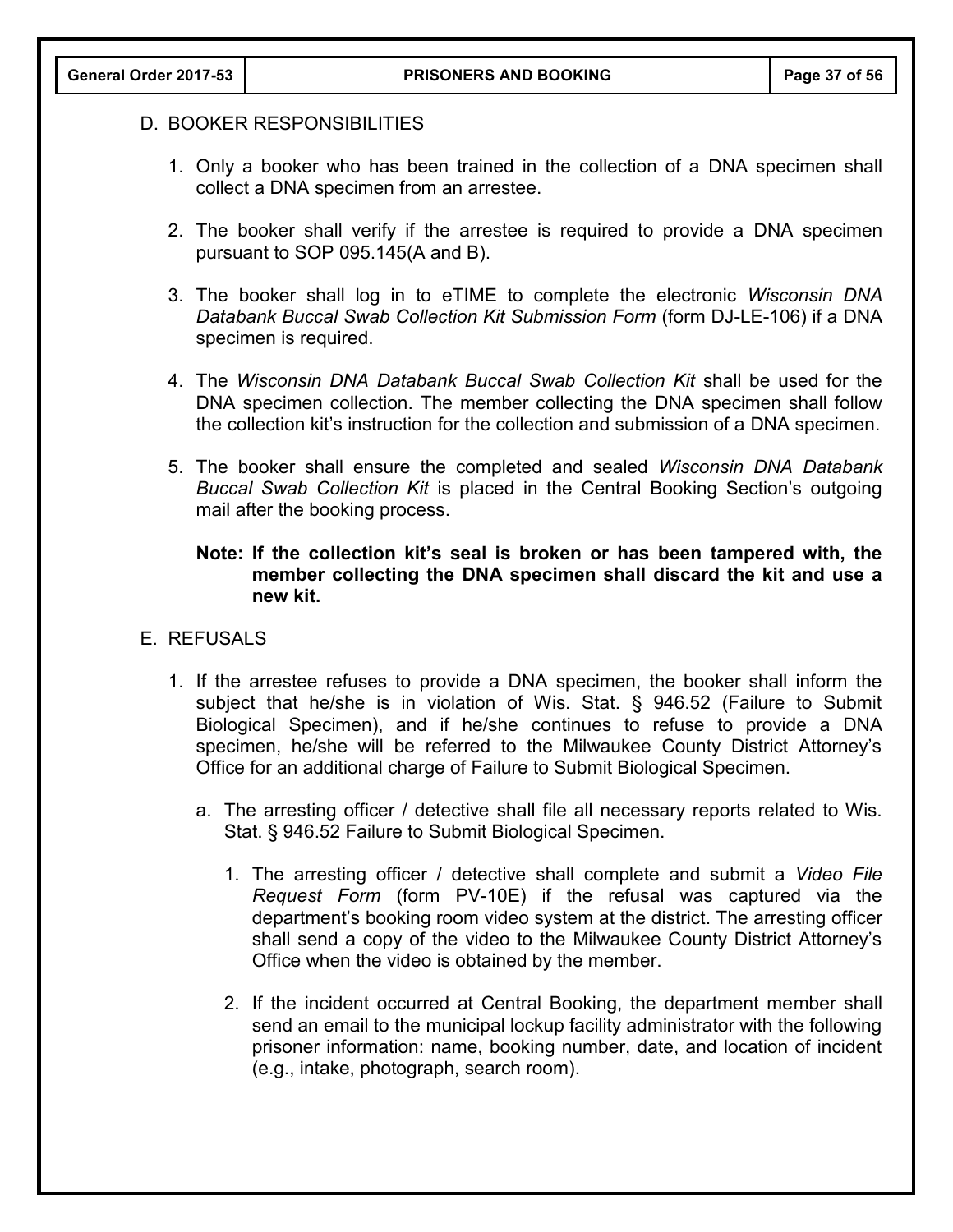## D. BOOKER RESPONSIBILITIES

1. Only a booker who has been trained in the collection of a DNA specimen shall collect a DNA specimen from an arrestee.

2. The booker shall verify if the arrestee is required to provide a DNA specimen pursuant to SOP 095.145(A and B).

3. The booker shall log in to eTIME to complete the electronic *Wisconsin DNA Databank Buccal Swab Collection Kit Submission Form* (form DJ-LE-106) if a DNA specimen is required.

4. The *Wisconsin DNA Databank Buccal Swab Collection Kit* shall be used for the DNA specimen collection. The member collecting the DNA specimen shall follow the collection kit's instruction for the collection and submission of a DNA specimen.

5. The booker shall ensure the completed and sealed *Wisconsin DNA Databank Buccal Swab Collection Kit* is placed in the Central Booking Section's outgoing mail after the booking process.

   **Note: If the collection kit's seal is broken or has been tampered with, the member collecting the DNA specimen shall discard the kit and use a new kit.**

## E. REFUSALS

1. If the arrestee refuses to provide a DNA specimen, the booker shall inform the subject that he/she is in violation of Wis. Stat. § 946.52 (Failure to Submit Biological Specimen), and if he/she continues to refuse to provide a DNA specimen, he/she will be referred to the Milwaukee County District Attorney's Office for an additional charge of Failure to Submit Biological Specimen.

   a. The arresting officer / detective shall file all necessary reports related to Wis. Stat. § 946.52 Failure to Submit Biological Specimen.

      1. The arresting officer / detective shall complete and submit a *Video File Request Form* (form PV-10E) if the refusal was captured via the department's booking room video system at the district. The arresting officer shall send a copy of the video to the Milwaukee County District Attorney's Office when the video is obtained by the member.

      2. If the incident occurred at Central Booking, the department member shall send an email to the municipal lockup facility administrator with the following prisoner information: name, booking number, date, and location of incident (e.g., intake, photograph, search room).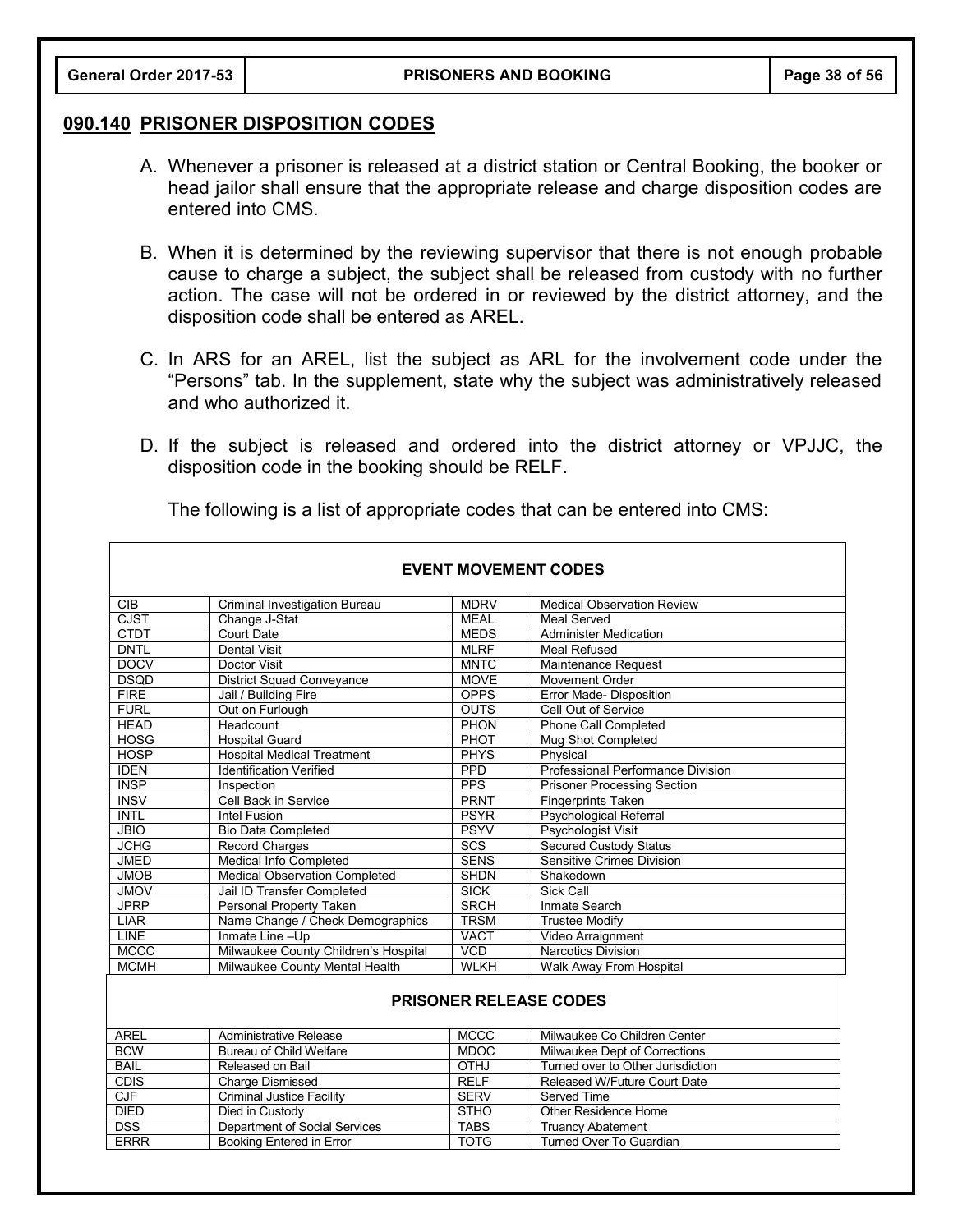## 090.140 PRISONER DISPOSITION CODES

A. Whenever a prisoner is released at a district station or Central Booking, the booker or head jailor shall ensure that the appropriate release and charge disposition codes are entered into CMS.

B. When it is determined by the reviewing supervisor that there is not enough probable cause to charge a subject, the subject shall be released from custody with no further action. The case will not be ordered in or reviewed by the district attorney, and the disposition code shall be entered as AREL.

C. In ARS for an AREL, list the subject as ARL for the involvement code under the "Persons" tab. In the supplement, state why the subject was administratively released and who authorized it.

D. If the subject is released and ordered into the district attorney or VPJJC, the disposition code in the booking should be RELF.

The following is a list of appropriate codes that can be entered into CMS:

| EVENT MOVEMENT CODES | | | |
|---|---|---|---|
| CIB | Criminal Investigation Bureau | MDRV | Medical Observation Review |
| CJST | Change J-Stat | MEAL | Meal Served |
| CTDT | Court Date | MEDS | Administer Medication |
| DNTL | Dental Visit | MLRF | Meal Refused |
| DOCV | Doctor Visit | MNTC | Maintenance Request |
| DSQD | District Squad Conveyance | MOVE | Movement Order |
| FIRE | Jail / Building Fire | OPPS | Error Made- Disposition |
| FURL | Out on Furlough | OUTS | Cell Out of Service |
| HEAD | Headcount | PHON | Phone Call Completed |
| HOSG | Hospital Guard | PHOT | Mug Shot Completed |
| HOSP | Hospital Medical Treatment | PHYS | Physical |
| IDEN | Identification Verified | PPD | Professional Performance Division |
| INSP | Inspection | PPS | Prisoner Processing Section |
| INSV | Cell Back in Service | PRNT | Fingerprints Taken |
| INTL | Intel Fusion | PSYR | Psychological Referral |
| JBIO | Bio Data Completed | PSYV | Psychologist Visit |
| JCHG | Record Charges | SCS | Secured Custody Status |
| JMED | Medical Info Completed | SENS | Sensitive Crimes Division |
| JMOB | Medical Observation Completed | SHDN | Shakedown |
| JMOV | Jail ID Transfer Completed | SICK | Sick Call |
| JPRP | Personal Property Taken | SRCH | Inmate Search |
| LIAR | Name Change / Check Demographics | TRSM | Trustee Modify |
| LINE | Inmate Line –Up | VACT | Video Arraignment |
| MCCC | Milwaukee County Children's Hospital | VCD | Narcotics Division |
| MCMH | Milwaukee County Mental Health | WLKH | Walk Away From Hospital |

| PRISONER RELEASE CODES | | | |
|---|---|---|---|
| AREL | Administrative Release | MCCC | Milwaukee Co Children Center |
| BCW | Bureau of Child Welfare | MDOC | Milwaukee Dept of Corrections |
| BAIL | Released on Bail | OTHJ | Turned over to Other Jurisdiction |
| CDIS | Charge Dismissed | RELF | Released W/Future Court Date |
| CJF | Criminal Justice Facility | SERV | Served Time |
| DIED | Died in Custody | STHO | Other Residence Home |
| DSS | Department of Social Services | TABS | Truancy Abatement |
| ERRR | Booking Entered in Error | TOTG | Turned Over To Guardian |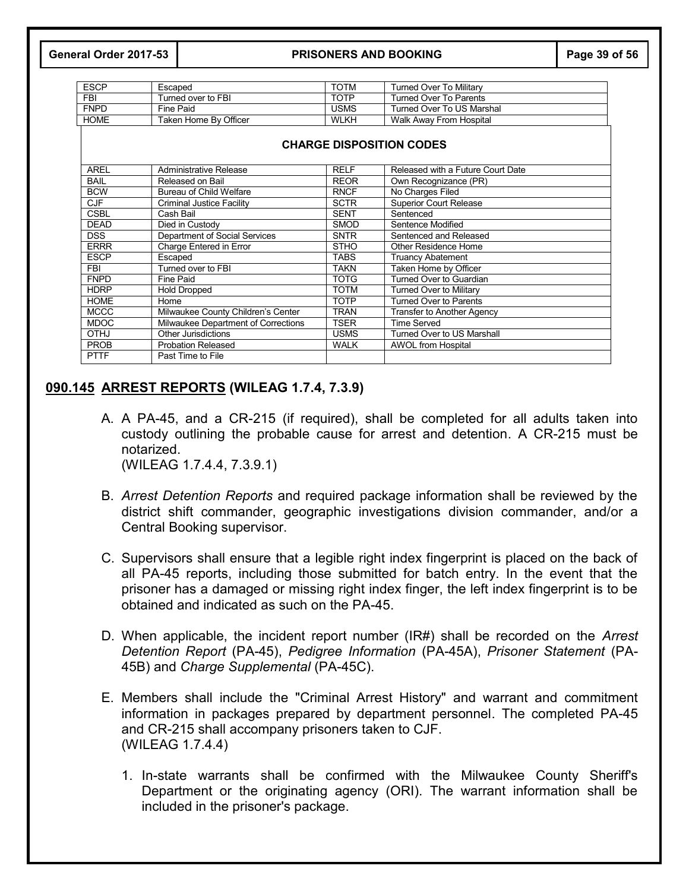| ESCP | Escaped | TOTM | Turned Over To Military |
|---|---|---|---|
| FBI | Turned over to FBI | TOTP | Turned Over To Parents |
| FNPD | Fine Paid | USMS | Turned Over To US Marshal |
| HOME | Taken Home By Officer | WLKH | Walk Away From Hospital |

**CHARGE DISPOSITION CODES**

| AREL | Administrative Release | RELF | Released with a Future Court Date |
|---|---|---|---|
| BAIL | Released on Bail | REOR | Own Recognizance (PR) |
| BCW | Bureau of Child Welfare | RNCF | No Charges Filed |
| CJF | Criminal Justice Facility | SCTR | Superior Court Release |
| CSBL | Cash Bail | SENT | Sentenced |
| DEAD | Died in Custody | SMOD | Sentence Modified |
| DSS | Department of Social Services | SNTR | Sentenced and Released |
| ERRR | Charge Entered in Error | STHO | Other Residence Home |
| ESCP | Escaped | TABS | Truancy Abatement |
| FBI | Turned over to FBI | TAKN | Taken Home by Officer |
| FNPD | Fine Paid | TOTG | Turned Over to Guardian |
| HDRP | Hold Dropped | TOTM | Turned Over to Military |
| HOME | Home | TOTP | Turned Over to Parents |
| MCCC | Milwaukee County Children's Center | TRAN | Transfer to Another Agency |
| MDOC | Milwaukee Department of Corrections | TSER | Time Served |
| OTHJ | Other Jurisdictions | USMS | Turned Over to US Marshall |
| PROB | Probation Released | WALK | AWOL from Hospital |
| PTTF | Past Time to File | | |

## 090.145 ARREST REPORTS (WILEAG 1.7.4, 7.3.9)

A. A PA-45, and a CR-215 (if required), shall be completed for all adults taken into custody outlining the probable cause for arrest and detention. A CR-215 must be notarized.
(WILEAG 1.7.4.4, 7.3.9.1)

B. *Arrest Detention Reports* and required package information shall be reviewed by the district shift commander, geographic investigations division commander, and/or a Central Booking supervisor.

C. Supervisors shall ensure that a legible right index fingerprint is placed on the back of all PA-45 reports, including those submitted for batch entry. In the event that the prisoner has a damaged or missing right index finger, the left index fingerprint is to be obtained and indicated as such on the PA-45.

D. When applicable, the incident report number (IR#) shall be recorded on the *Arrest Detention Report* (PA-45), *Pedigree Information* (PA-45A), *Prisoner Statement* (PA-45B) and *Charge Supplemental* (PA-45C).

E. Members shall include the "Criminal Arrest History" and warrant and commitment information in packages prepared by department personnel. The completed PA-45 and CR-215 shall accompany prisoners taken to CJF.
(WILEAG 1.7.4.4)

   1. In-state warrants shall be confirmed with the Milwaukee County Sheriff's Department or the originating agency (ORI). The warrant information shall be included in the prisoner's package.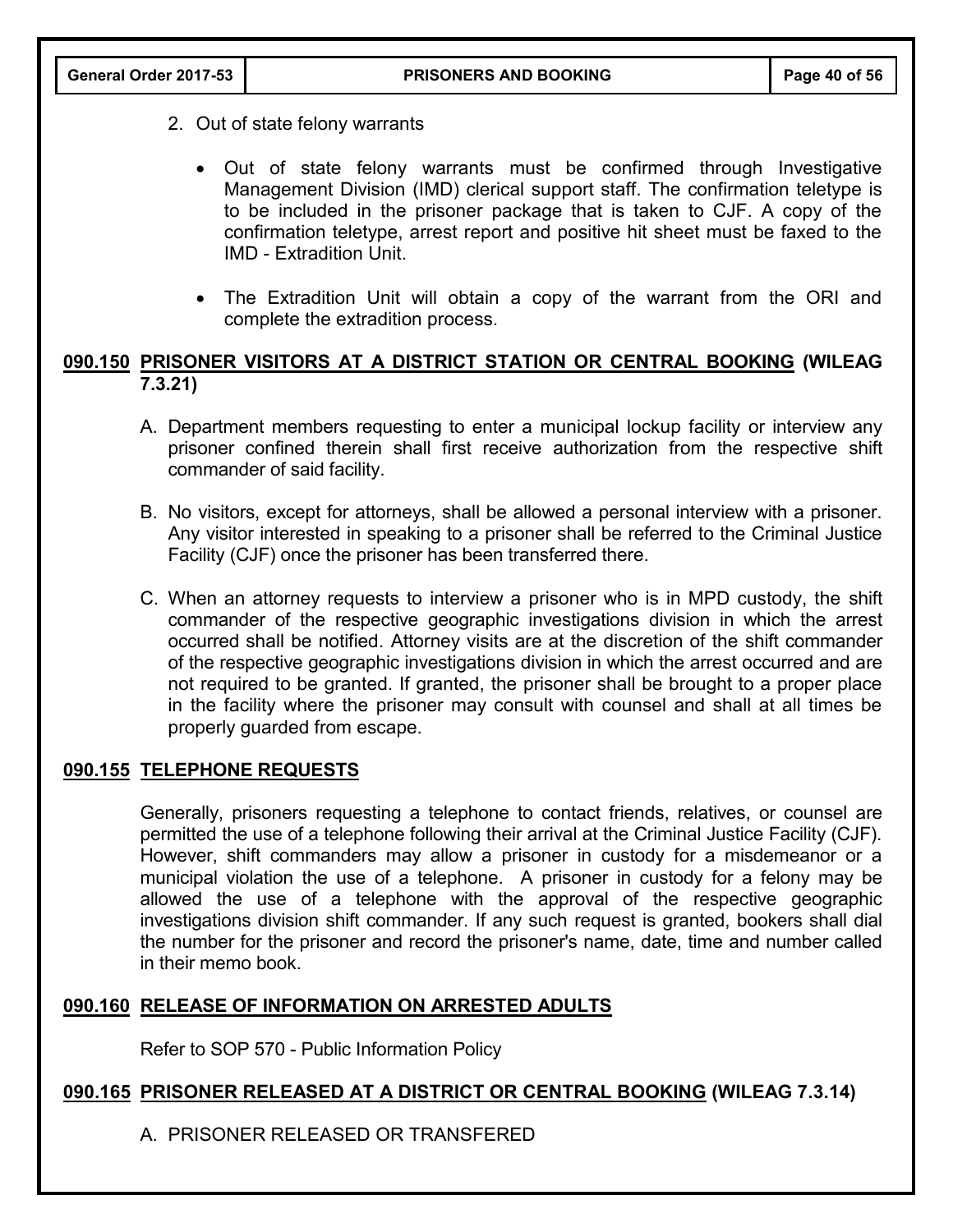2. Out of state felony warrants

   - Out of state felony warrants must be confirmed through Investigative Management Division (IMD) clerical support staff. The confirmation teletype is to be included in the prisoner package that is taken to CJF. A copy of the confirmation teletype, arrest report and positive hit sheet must be faxed to the IMD - Extradition Unit.

   - The Extradition Unit will obtain a copy of the warrant from the ORI and complete the extradition process.

## 090.150 PRISONER VISITORS AT A DISTRICT STATION OR CENTRAL BOOKING (WILEAG 7.3.21)

A. Department members requesting to enter a municipal lockup facility or interview any prisoner confined therein shall first receive authorization from the respective shift commander of said facility.

B. No visitors, except for attorneys, shall be allowed a personal interview with a prisoner. Any visitor interested in speaking to a prisoner shall be referred to the Criminal Justice Facility (CJF) once the prisoner has been transferred there.

C. When an attorney requests to interview a prisoner who is in MPD custody, the shift commander of the respective geographic investigations division in which the arrest occurred shall be notified. Attorney visits are at the discretion of the shift commander of the respective geographic investigations division in which the arrest occurred and are not required to be granted. If granted, the prisoner shall be brought to a proper place in the facility where the prisoner may consult with counsel and shall at all times be properly guarded from escape.

## 090.155 TELEPHONE REQUESTS

Generally, prisoners requesting a telephone to contact friends, relatives, or counsel are permitted the use of a telephone following their arrival at the Criminal Justice Facility (CJF). However, shift commanders may allow a prisoner in custody for a misdemeanor or a municipal violation the use of a telephone. A prisoner in custody for a felony may be allowed the use of a telephone with the approval of the respective geographic investigations division shift commander. If any such request is granted, bookers shall dial the number for the prisoner and record the prisoner's name, date, time and number called in their memo book.

## 090.160 RELEASE OF INFORMATION ON ARRESTED ADULTS

Refer to SOP 570 - Public Information Policy

## 090.165 PRISONER RELEASED AT A DISTRICT OR CENTRAL BOOKING (WILEAG 7.3.14)

A. PRISONER RELEASED OR TRANSFERED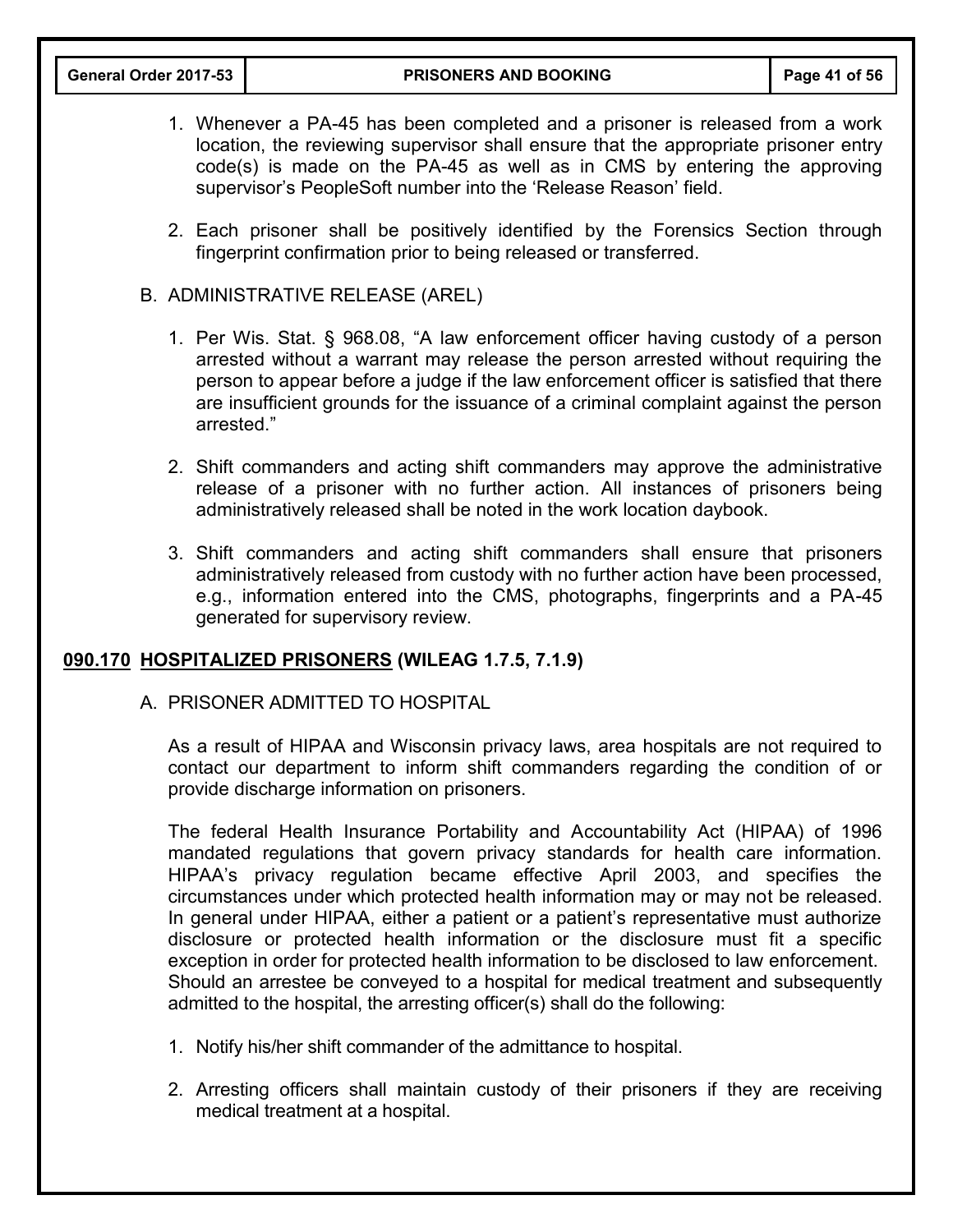1. Whenever a PA-45 has been completed and a prisoner is released from a work location, the reviewing supervisor shall ensure that the appropriate prisoner entry code(s) is made on the PA-45 as well as in CMS by entering the approving supervisor's PeopleSoft number into the 'Release Reason' field.

2. Each prisoner shall be positively identified by the Forensics Section through fingerprint confirmation prior to being released or transferred.

B. ADMINISTRATIVE RELEASE (AREL)

1. Per Wis. Stat. § 968.08, "A law enforcement officer having custody of a person arrested without a warrant may release the person arrested without requiring the person to appear before a judge if the law enforcement officer is satisfied that there are insufficient grounds for the issuance of a criminal complaint against the person arrested."

2. Shift commanders and acting shift commanders may approve the administrative release of a prisoner with no further action. All instances of prisoners being administratively released shall be noted in the work location daybook.

3. Shift commanders and acting shift commanders shall ensure that prisoners administratively released from custody with no further action have been processed, e.g., information entered into the CMS, photographs, fingerprints and a PA-45 generated for supervisory review.

## 090.170 HOSPITALIZED PRISONERS (WILEAG 1.7.5, 7.1.9)

A. PRISONER ADMITTED TO HOSPITAL

As a result of HIPAA and Wisconsin privacy laws, area hospitals are not required to contact our department to inform shift commanders regarding the condition of or provide discharge information on prisoners.

The federal Health Insurance Portability and Accountability Act (HIPAA) of 1996 mandated regulations that govern privacy standards for health care information. HIPAA's privacy regulation became effective April 2003, and specifies the circumstances under which protected health information may or may not be released. In general under HIPAA, either a patient or a patient's representative must authorize disclosure or protected health information or the disclosure must fit a specific exception in order for protected health information to be disclosed to law enforcement. Should an arrestee be conveyed to a hospital for medical treatment and subsequently admitted to the hospital, the arresting officer(s) shall do the following:

1. Notify his/her shift commander of the admittance to hospital.

2. Arresting officers shall maintain custody of their prisoners if they are receiving medical treatment at a hospital.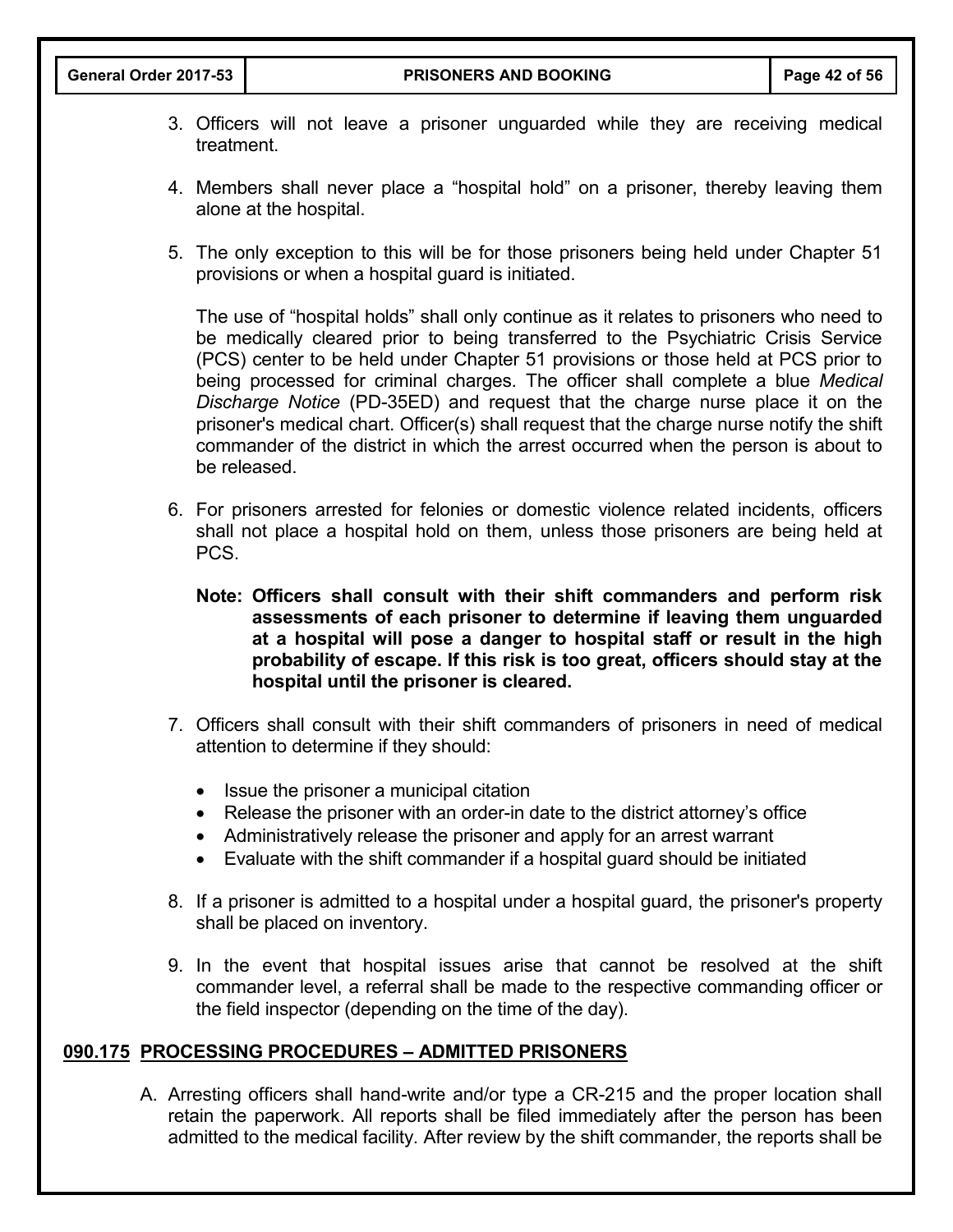3. Officers will not leave a prisoner unguarded while they are receiving medical treatment.

4. Members shall never place a "hospital hold" on a prisoner, thereby leaving them alone at the hospital.

5. The only exception to this will be for those prisoners being held under Chapter 51 provisions or when a hospital guard is initiated.

   The use of "hospital holds" shall only continue as it relates to prisoners who need to be medically cleared prior to being transferred to the Psychiatric Crisis Service (PCS) center to be held under Chapter 51 provisions or those held at PCS prior to being processed for criminal charges. The officer shall complete a blue *Medical Discharge Notice* (PD-35ED) and request that the charge nurse place it on the prisoner's medical chart. Officer(s) shall request that the charge nurse notify the shift commander of the district in which the arrest occurred when the person is about to be released.

6. For prisoners arrested for felonies or domestic violence related incidents, officers shall not place a hospital hold on them, unless those prisoners are being held at PCS.

   **Note: Officers shall consult with their shift commanders and perform risk assessments of each prisoner to determine if leaving them unguarded at a hospital will pose a danger to hospital staff or result in the high probability of escape. If this risk is too great, officers should stay at the hospital until the prisoner is cleared.**

7. Officers shall consult with their shift commanders of prisoners in need of medical attention to determine if they should:

   - Issue the prisoner a municipal citation
   - Release the prisoner with an order-in date to the district attorney's office
   - Administratively release the prisoner and apply for an arrest warrant
   - Evaluate with the shift commander if a hospital guard should be initiated

8. If a prisoner is admitted to a hospital under a hospital guard, the prisoner's property shall be placed on inventory.

9. In the event that hospital issues arise that cannot be resolved at the shift commander level, a referral shall be made to the respective commanding officer or the field inspector (depending on the time of the day).

## 090.175 PROCESSING PROCEDURES – ADMITTED PRISONERS

A. Arresting officers shall hand-write and/or type a CR-215 and the proper location shall retain the paperwork. All reports shall be filed immediately after the person has been admitted to the medical facility. After review by the shift commander, the reports shall be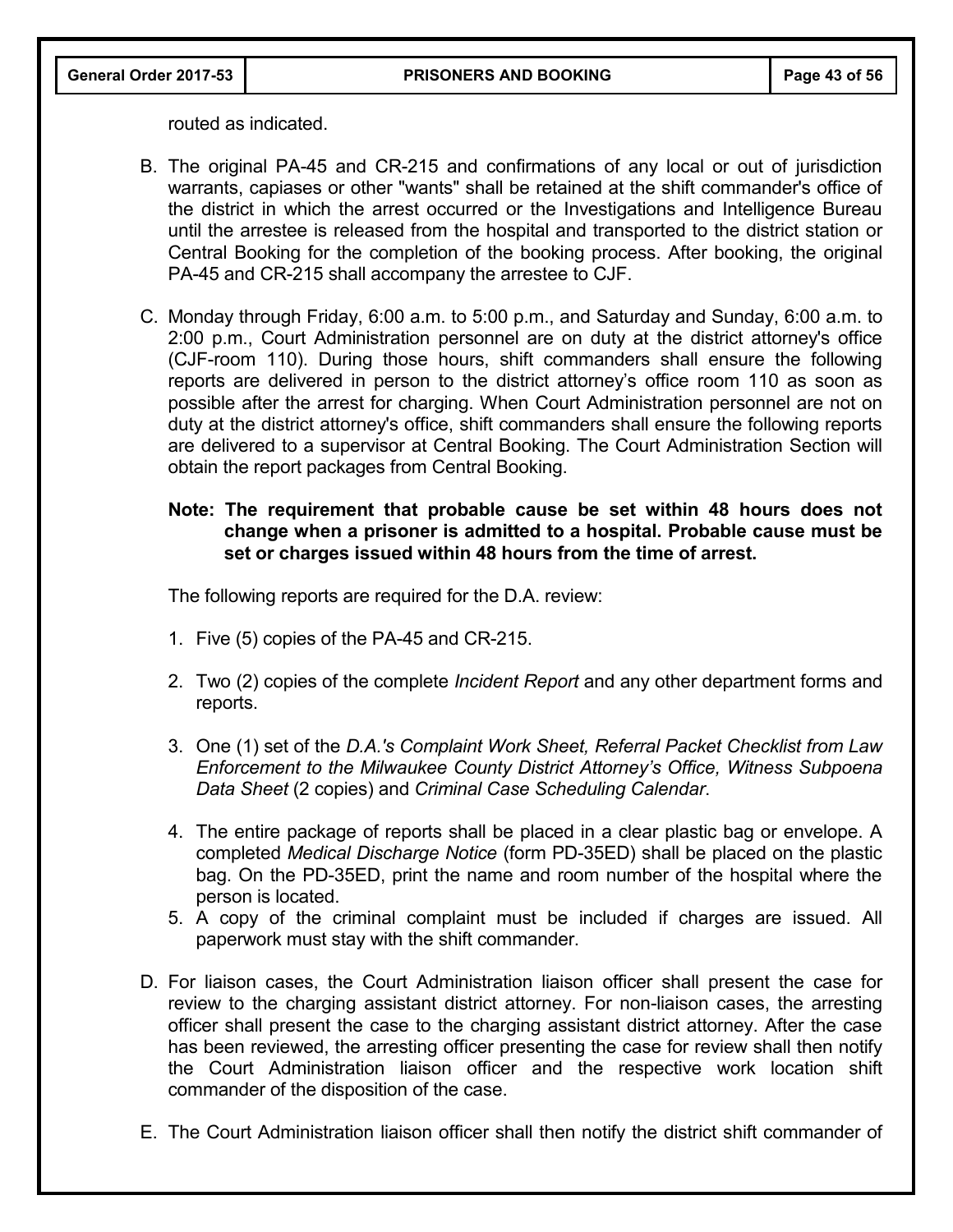routed as indicated.

B. The original PA-45 and CR-215 and confirmations of any local or out of jurisdiction warrants, capiases or other "wants" shall be retained at the shift commander's office of the district in which the arrest occurred or the Investigations and Intelligence Bureau until the arrestee is released from the hospital and transported to the district station or Central Booking for the completion of the booking process. After booking, the original PA-45 and CR-215 shall accompany the arrestee to CJF.

C. Monday through Friday, 6:00 a.m. to 5:00 p.m., and Saturday and Sunday, 6:00 a.m. to 2:00 p.m., Court Administration personnel are on duty at the district attorney's office (CJF-room 110). During those hours, shift commanders shall ensure the following reports are delivered in person to the district attorney's office room 110 as soon as possible after the arrest for charging. When Court Administration personnel are not on duty at the district attorney's office, shift commanders shall ensure the following reports are delivered to a supervisor at Central Booking. The Court Administration Section will obtain the report packages from Central Booking.

   **Note: The requirement that probable cause be set within 48 hours does not change when a prisoner is admitted to a hospital. Probable cause must be set or charges issued within 48 hours from the time of arrest.**

   The following reports are required for the D.A. review:

   1. Five (5) copies of the PA-45 and CR-215.

   2. Two (2) copies of the complete *Incident Report* and any other department forms and reports.

   3. One (1) set of the *D.A.'s Complaint Work Sheet, Referral Packet Checklist from Law Enforcement to the Milwaukee County District Attorney's Office, Witness Subpoena Data Sheet* (2 copies) and *Criminal Case Scheduling Calendar*.

   4. The entire package of reports shall be placed in a clear plastic bag or envelope. A completed *Medical Discharge Notice* (form PD-35ED) shall be placed on the plastic bag. On the PD-35ED, print the name and room number of the hospital where the person is located.

   5. A copy of the criminal complaint must be included if charges are issued. All paperwork must stay with the shift commander.

D. For liaison cases, the Court Administration liaison officer shall present the case for review to the charging assistant district attorney. For non-liaison cases, the arresting officer shall present the case to the charging assistant district attorney. After the case has been reviewed, the arresting officer presenting the case for review shall then notify the Court Administration liaison officer and the respective work location shift commander of the disposition of the case.

E. The Court Administration liaison officer shall then notify the district shift commander of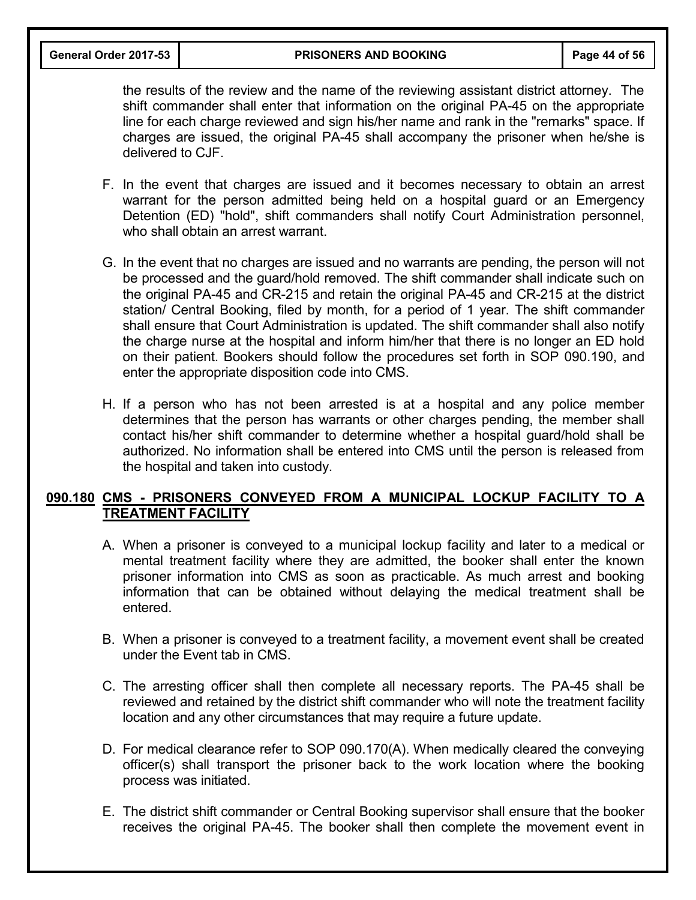the results of the review and the name of the reviewing assistant district attorney. The shift commander shall enter that information on the original PA-45 on the appropriate line for each charge reviewed and sign his/her name and rank in the "remarks" space. If charges are issued, the original PA-45 shall accompany the prisoner when he/she is delivered to CJF.

F. In the event that charges are issued and it becomes necessary to obtain an arrest warrant for the person admitted being held on a hospital guard or an Emergency Detention (ED) "hold", shift commanders shall notify Court Administration personnel, who shall obtain an arrest warrant.

G. In the event that no charges are issued and no warrants are pending, the person will not be processed and the guard/hold removed. The shift commander shall indicate such on the original PA-45 and CR-215 and retain the original PA-45 and CR-215 at the district station/ Central Booking, filed by month, for a period of 1 year. The shift commander shall ensure that Court Administration is updated. The shift commander shall also notify the charge nurse at the hospital and inform him/her that there is no longer an ED hold on their patient. Bookers should follow the procedures set forth in SOP 090.190, and enter the appropriate disposition code into CMS.

H. If a person who has not been arrested is at a hospital and any police member determines that the person has warrants or other charges pending, the member shall contact his/her shift commander to determine whether a hospital guard/hold shall be authorized. No information shall be entered into CMS until the person is released from the hospital and taken into custody.

## 090.180 CMS - PRISONERS CONVEYED FROM A MUNICIPAL LOCKUP FACILITY TO A TREATMENT FACILITY

A. When a prisoner is conveyed to a municipal lockup facility and later to a medical or mental treatment facility where they are admitted, the booker shall enter the known prisoner information into CMS as soon as practicable. As much arrest and booking information that can be obtained without delaying the medical treatment shall be entered.

B. When a prisoner is conveyed to a treatment facility, a movement event shall be created under the Event tab in CMS.

C. The arresting officer shall then complete all necessary reports. The PA-45 shall be reviewed and retained by the district shift commander who will note the treatment facility location and any other circumstances that may require a future update.

D. For medical clearance refer to SOP 090.170(A). When medically cleared the conveying officer(s) shall transport the prisoner back to the work location where the booking process was initiated.

E. The district shift commander or Central Booking supervisor shall ensure that the booker receives the original PA-45. The booker shall then complete the movement event in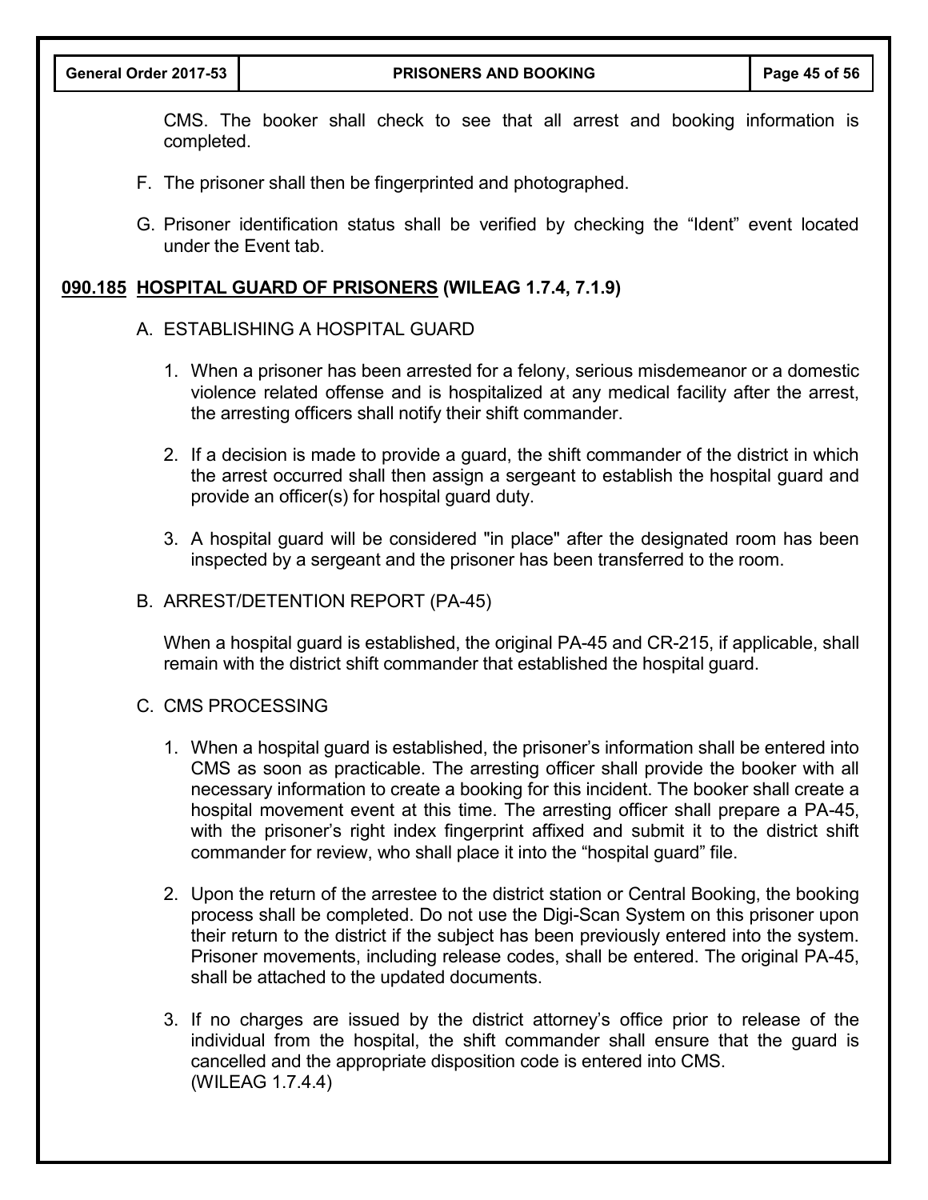CMS. The booker shall check to see that all arrest and booking information is completed.

F. The prisoner shall then be fingerprinted and photographed.

G. Prisoner identification status shall be verified by checking the "Ident" event located under the Event tab.

## 090.185 HOSPITAL GUARD OF PRISONERS (WILEAG 1.7.4, 7.1.9)

A. ESTABLISHING A HOSPITAL GUARD

1. When a prisoner has been arrested for a felony, serious misdemeanor or a domestic violence related offense and is hospitalized at any medical facility after the arrest, the arresting officers shall notify their shift commander.

2. If a decision is made to provide a guard, the shift commander of the district in which the arrest occurred shall then assign a sergeant to establish the hospital guard and provide an officer(s) for hospital guard duty.

3. A hospital guard will be considered "in place" after the designated room has been inspected by a sergeant and the prisoner has been transferred to the room.

B. ARREST/DETENTION REPORT (PA-45)

When a hospital guard is established, the original PA-45 and CR-215, if applicable, shall remain with the district shift commander that established the hospital guard.

C. CMS PROCESSING

1. When a hospital guard is established, the prisoner's information shall be entered into CMS as soon as practicable. The arresting officer shall provide the booker with all necessary information to create a booking for this incident. The booker shall create a hospital movement event at this time. The arresting officer shall prepare a PA-45, with the prisoner's right index fingerprint affixed and submit it to the district shift commander for review, who shall place it into the "hospital guard" file.

2. Upon the return of the arrestee to the district station or Central Booking, the booking process shall be completed. Do not use the Digi-Scan System on this prisoner upon their return to the district if the subject has been previously entered into the system. Prisoner movements, including release codes, shall be entered. The original PA-45, shall be attached to the updated documents.

3. If no charges are issued by the district attorney's office prior to release of the individual from the hospital, the shift commander shall ensure that the guard is cancelled and the appropriate disposition code is entered into CMS. (WILEAG 1.7.4.4)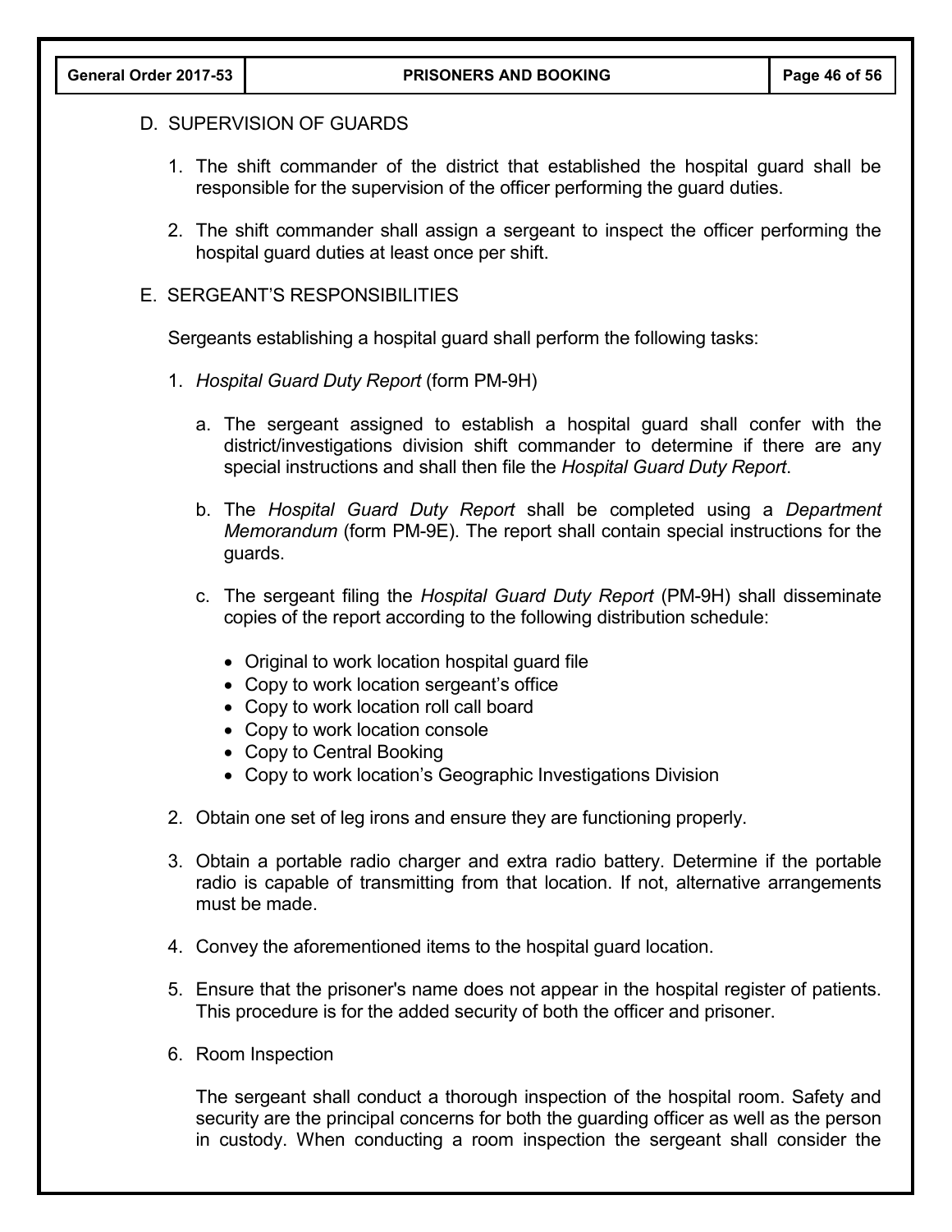## D. SUPERVISION OF GUARDS

1. The shift commander of the district that established the hospital guard shall be responsible for the supervision of the officer performing the guard duties.

2. The shift commander shall assign a sergeant to inspect the officer performing the hospital guard duties at least once per shift.

## E. SERGEANT'S RESPONSIBILITIES

Sergeants establishing a hospital guard shall perform the following tasks:

1. *Hospital Guard Duty Report* (form PM-9H)

   a. The sergeant assigned to establish a hospital guard shall confer with the district/investigations division shift commander to determine if there are any special instructions and shall then file the *Hospital Guard Duty Report*.

   b. The *Hospital Guard Duty Report* shall be completed using a *Department Memorandum* (form PM-9E). The report shall contain special instructions for the guards.

   c. The sergeant filing the *Hospital Guard Duty Report* (PM-9H) shall disseminate copies of the report according to the following distribution schedule:

      - Original to work location hospital guard file
      - Copy to work location sergeant's office
      - Copy to work location roll call board
      - Copy to work location console
      - Copy to Central Booking
      - Copy to work location's Geographic Investigations Division

2. Obtain one set of leg irons and ensure they are functioning properly.

3. Obtain a portable radio charger and extra radio battery. Determine if the portable radio is capable of transmitting from that location. If not, alternative arrangements must be made.

4. Convey the aforementioned items to the hospital guard location.

5. Ensure that the prisoner's name does not appear in the hospital register of patients. This procedure is for the added security of both the officer and prisoner.

6. Room Inspection

   The sergeant shall conduct a thorough inspection of the hospital room. Safety and security are the principal concerns for both the guarding officer as well as the person in custody. When conducting a room inspection the sergeant shall consider the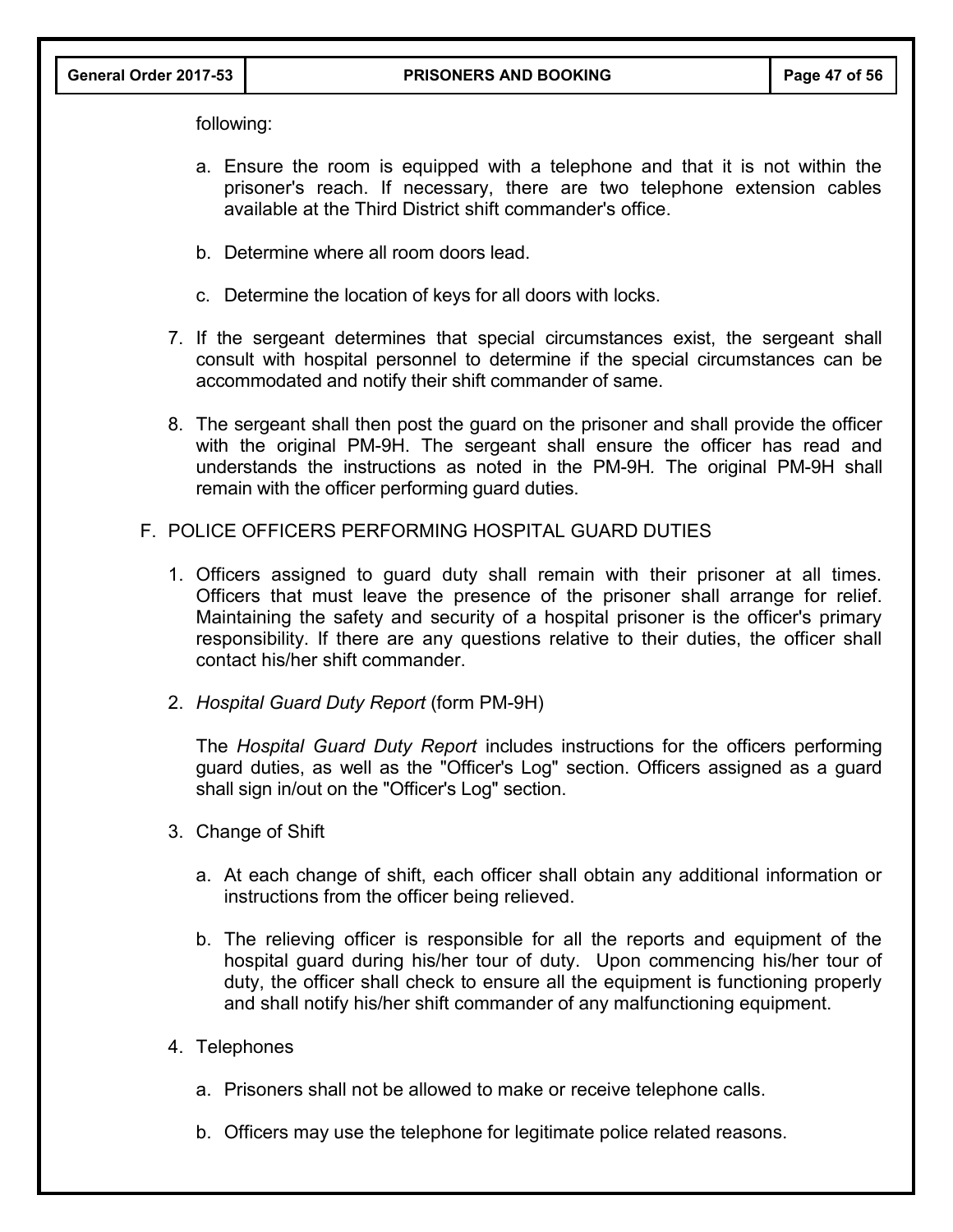following:

   a. Ensure the room is equipped with a telephone and that it is not within the prisoner's reach. If necessary, there are two telephone extension cables available at the Third District shift commander's office.

   b. Determine where all room doors lead.

   c. Determine the location of keys for all doors with locks.

7. If the sergeant determines that special circumstances exist, the sergeant shall consult with hospital personnel to determine if the special circumstances can be accommodated and notify their shift commander of same.

8. The sergeant shall then post the guard on the prisoner and shall provide the officer with the original PM-9H. The sergeant shall ensure the officer has read and understands the instructions as noted in the PM-9H. The original PM-9H shall remain with the officer performing guard duties.

F. POLICE OFFICERS PERFORMING HOSPITAL GUARD DUTIES

1. Officers assigned to guard duty shall remain with their prisoner at all times. Officers that must leave the presence of the prisoner shall arrange for relief. Maintaining the safety and security of a hospital prisoner is the officer's primary responsibility. If there are any questions relative to their duties, the officer shall contact his/her shift commander.

2. *Hospital Guard Duty Report* (form PM-9H)

   The *Hospital Guard Duty Report* includes instructions for the officers performing guard duties, as well as the "Officer's Log" section. Officers assigned as a guard shall sign in/out on the "Officer's Log" section.

3. Change of Shift

   a. At each change of shift, each officer shall obtain any additional information or instructions from the officer being relieved.

   b. The relieving officer is responsible for all the reports and equipment of the hospital guard during his/her tour of duty. Upon commencing his/her tour of duty, the officer shall check to ensure all the equipment is functioning properly and shall notify his/her shift commander of any malfunctioning equipment.

4. Telephones

   a. Prisoners shall not be allowed to make or receive telephone calls.

   b. Officers may use the telephone for legitimate police related reasons.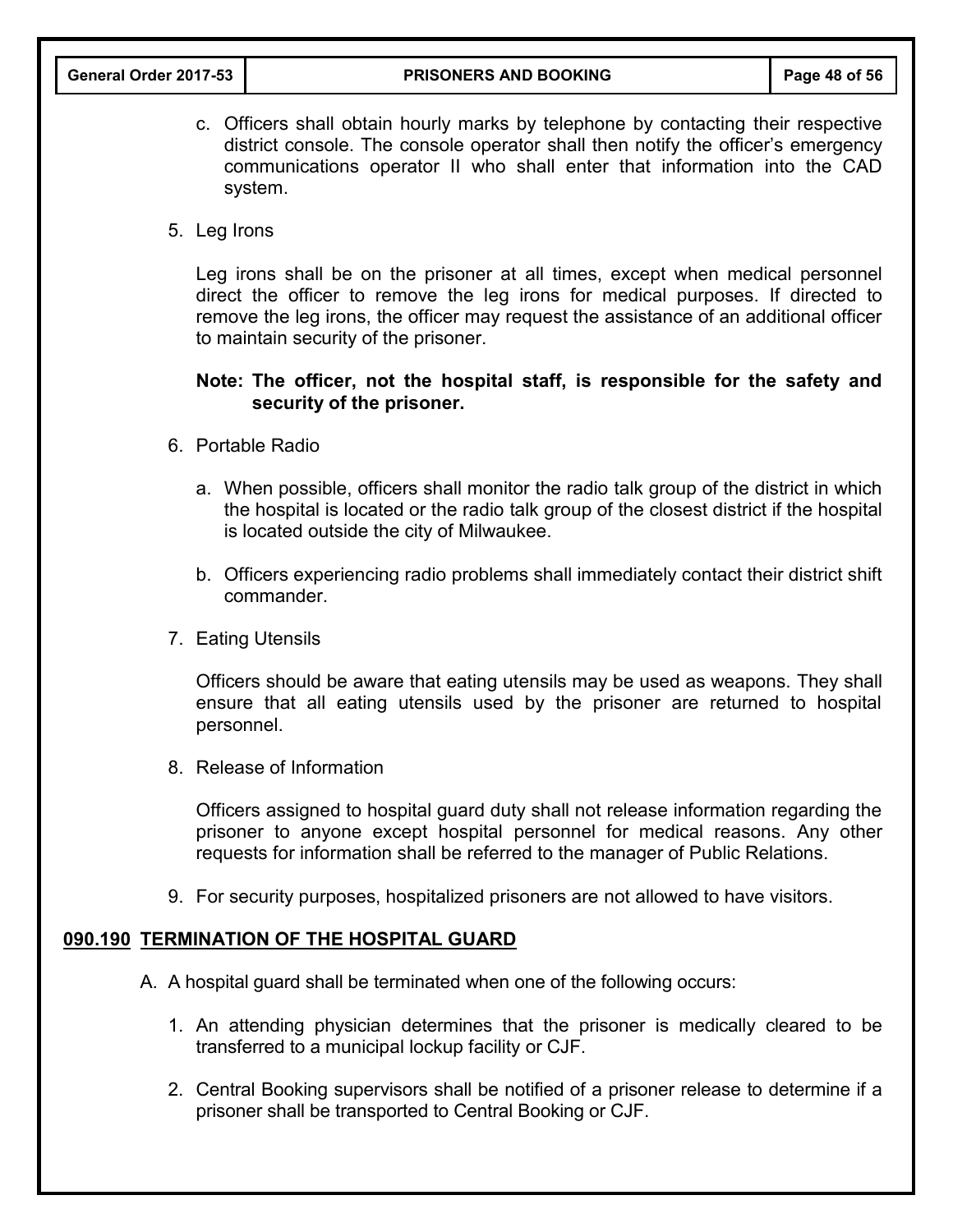c. Officers shall obtain hourly marks by telephone by contacting their respective district console. The console operator shall then notify the officer's emergency communications operator II who shall enter that information into the CAD system.

5. Leg Irons

   Leg irons shall be on the prisoner at all times, except when medical personnel direct the officer to remove the leg irons for medical purposes. If directed to remove the leg irons, the officer may request the assistance of an additional officer to maintain security of the prisoner.

   **Note: The officer, not the hospital staff, is responsible for the safety and security of the prisoner.**

6. Portable Radio

   a. When possible, officers shall monitor the radio talk group of the district in which the hospital is located or the radio talk group of the closest district if the hospital is located outside the city of Milwaukee.

   b. Officers experiencing radio problems shall immediately contact their district shift commander.

7. Eating Utensils

   Officers should be aware that eating utensils may be used as weapons. They shall ensure that all eating utensils used by the prisoner are returned to hospital personnel.

8. Release of Information

   Officers assigned to hospital guard duty shall not release information regarding the prisoner to anyone except hospital personnel for medical reasons. Any other requests for information shall be referred to the manager of Public Relations.

9. For security purposes, hospitalized prisoners are not allowed to have visitors.

## 090.190 TERMINATION OF THE HOSPITAL GUARD

A. A hospital guard shall be terminated when one of the following occurs:

   1. An attending physician determines that the prisoner is medically cleared to be transferred to a municipal lockup facility or CJF.

   2. Central Booking supervisors shall be notified of a prisoner release to determine if a prisoner shall be transported to Central Booking or CJF.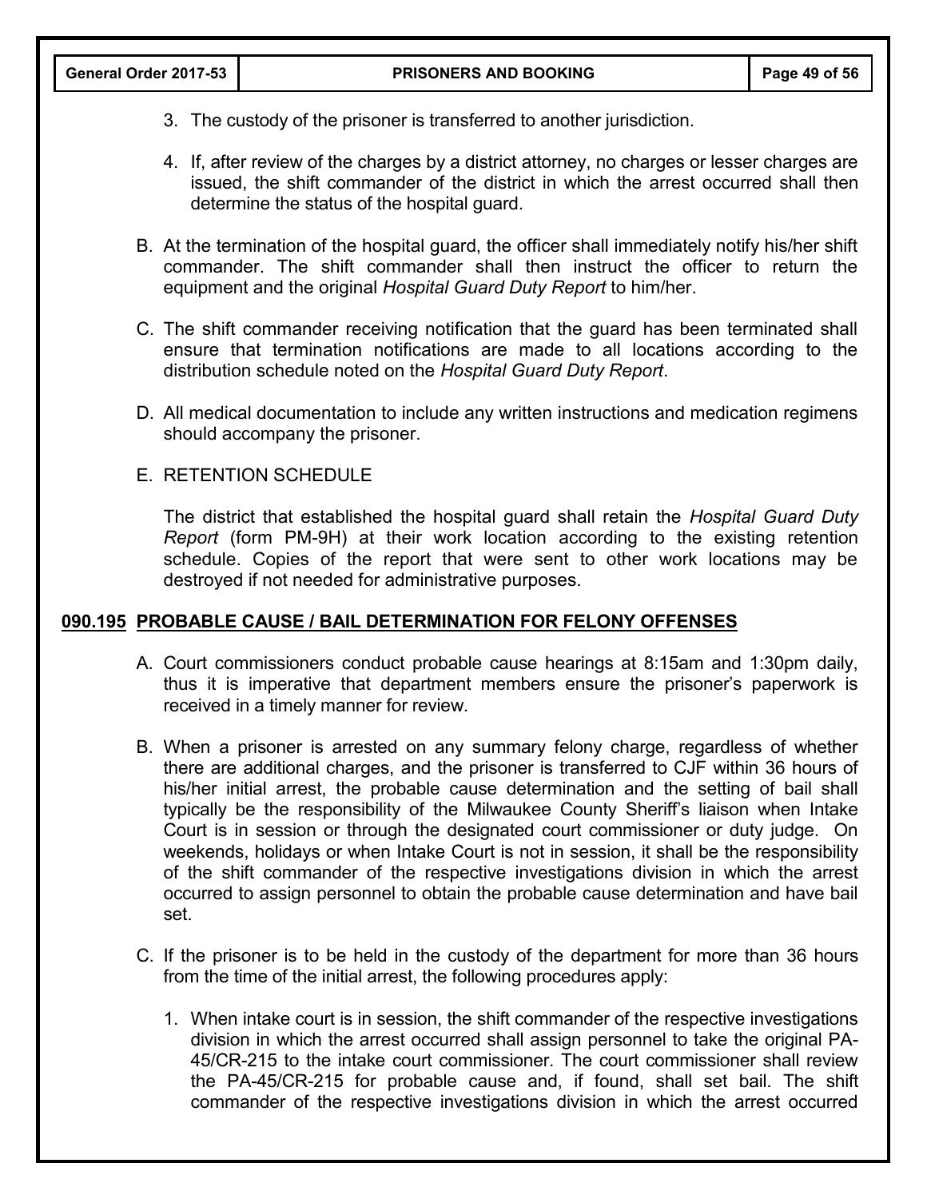3. The custody of the prisoner is transferred to another jurisdiction.

4. If, after review of the charges by a district attorney, no charges or lesser charges are issued, the shift commander of the district in which the arrest occurred shall then determine the status of the hospital guard.

B. At the termination of the hospital guard, the officer shall immediately notify his/her shift commander. The shift commander shall then instruct the officer to return the equipment and the original *Hospital Guard Duty Report* to him/her.

C. The shift commander receiving notification that the guard has been terminated shall ensure that termination notifications are made to all locations according to the distribution schedule noted on the *Hospital Guard Duty Report*.

D. All medical documentation to include any written instructions and medication regimens should accompany the prisoner.

E. RETENTION SCHEDULE

The district that established the hospital guard shall retain the *Hospital Guard Duty Report* (form PM-9H) at their work location according to the existing retention schedule. Copies of the report that were sent to other work locations may be destroyed if not needed for administrative purposes.

## 090.195 PROBABLE CAUSE / BAIL DETERMINATION FOR FELONY OFFENSES

A. Court commissioners conduct probable cause hearings at 8:15am and 1:30pm daily, thus it is imperative that department members ensure the prisoner's paperwork is received in a timely manner for review.

B. When a prisoner is arrested on any summary felony charge, regardless of whether there are additional charges, and the prisoner is transferred to CJF within 36 hours of his/her initial arrest, the probable cause determination and the setting of bail shall typically be the responsibility of the Milwaukee County Sheriff's liaison when Intake Court is in session or through the designated court commissioner or duty judge. On weekends, holidays or when Intake Court is not in session, it shall be the responsibility of the shift commander of the respective investigations division in which the arrest occurred to assign personnel to obtain the probable cause determination and have bail set.

C. If the prisoner is to be held in the custody of the department for more than 36 hours from the time of the initial arrest, the following procedures apply:

1. When intake court is in session, the shift commander of the respective investigations division in which the arrest occurred shall assign personnel to take the original PA-45/CR-215 to the intake court commissioner. The court commissioner shall review the PA-45/CR-215 for probable cause and, if found, shall set bail. The shift commander of the respective investigations division in which the arrest occurred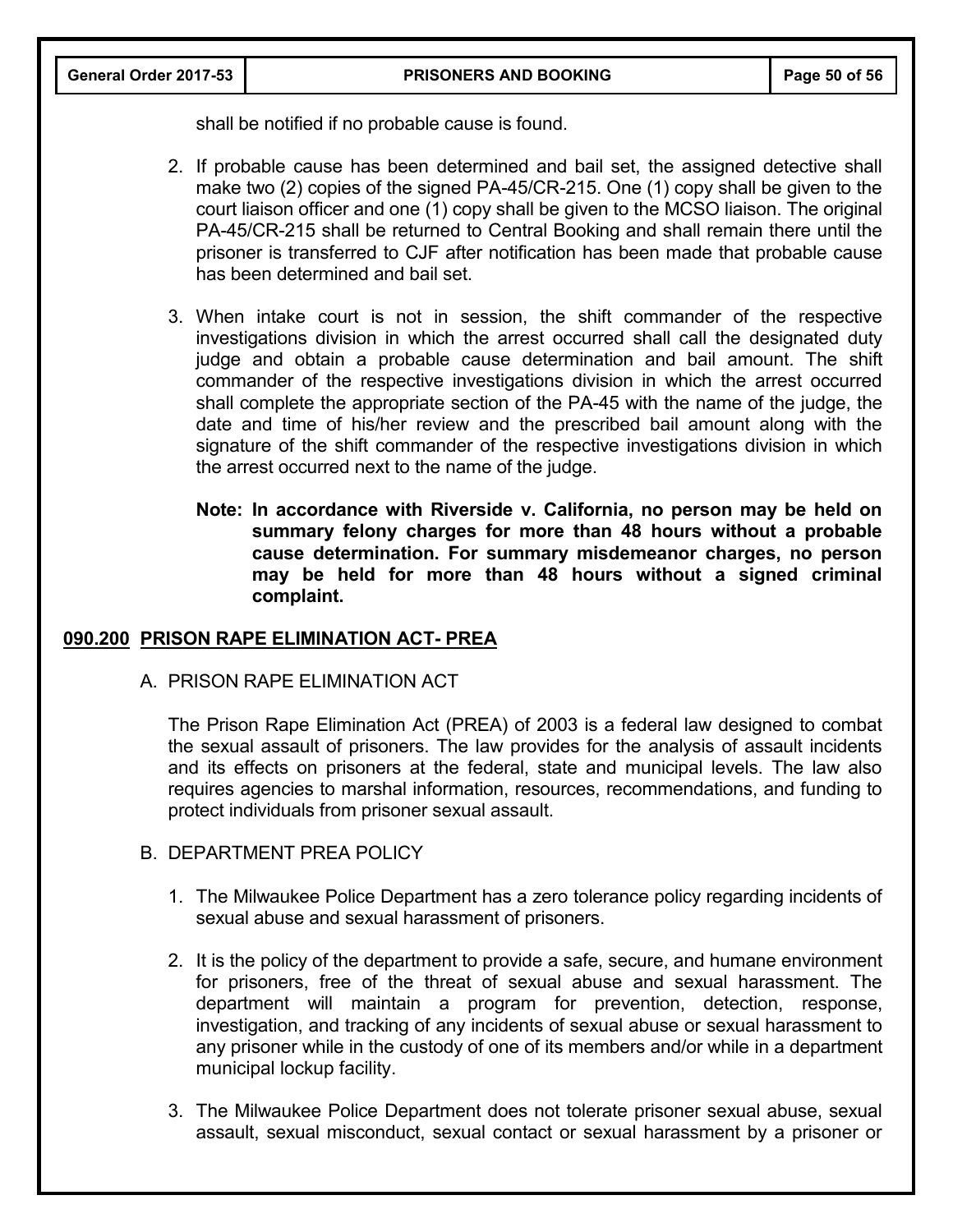shall be notified if no probable cause is found.

2. If probable cause has been determined and bail set, the assigned detective shall make two (2) copies of the signed PA-45/CR-215. One (1) copy shall be given to the court liaison officer and one (1) copy shall be given to the MCSO liaison. The original PA-45/CR-215 shall be returned to Central Booking and shall remain there until the prisoner is transferred to CJF after notification has been made that probable cause has been determined and bail set.

3. When intake court is not in session, the shift commander of the respective investigations division in which the arrest occurred shall call the designated duty judge and obtain a probable cause determination and bail amount. The shift commander of the respective investigations division in which the arrest occurred shall complete the appropriate section of the PA-45 with the name of the judge, the date and time of his/her review and the prescribed bail amount along with the signature of the shift commander of the respective investigations division in which the arrest occurred next to the name of the judge.

   **Note: In accordance with Riverside v. California, no person may be held on summary felony charges for more than 48 hours without a probable cause determination. For summary misdemeanor charges, no person may be held for more than 48 hours without a signed criminal complaint.**

## 090.200 PRISON RAPE ELIMINATION ACT- PREA

A. PRISON RAPE ELIMINATION ACT

The Prison Rape Elimination Act (PREA) of 2003 is a federal law designed to combat the sexual assault of prisoners. The law provides for the analysis of assault incidents and its effects on prisoners at the federal, state and municipal levels. The law also requires agencies to marshal information, resources, recommendations, and funding to protect individuals from prisoner sexual assault.

B. DEPARTMENT PREA POLICY

1. The Milwaukee Police Department has a zero tolerance policy regarding incidents of sexual abuse and sexual harassment of prisoners.

2. It is the policy of the department to provide a safe, secure, and humane environment for prisoners, free of the threat of sexual abuse and sexual harassment. The department will maintain a program for prevention, detection, response, investigation, and tracking of any incidents of sexual abuse or sexual harassment to any prisoner while in the custody of one of its members and/or while in a department municipal lockup facility.

3. The Milwaukee Police Department does not tolerate prisoner sexual abuse, sexual assault, sexual misconduct, sexual contact or sexual harassment by a prisoner or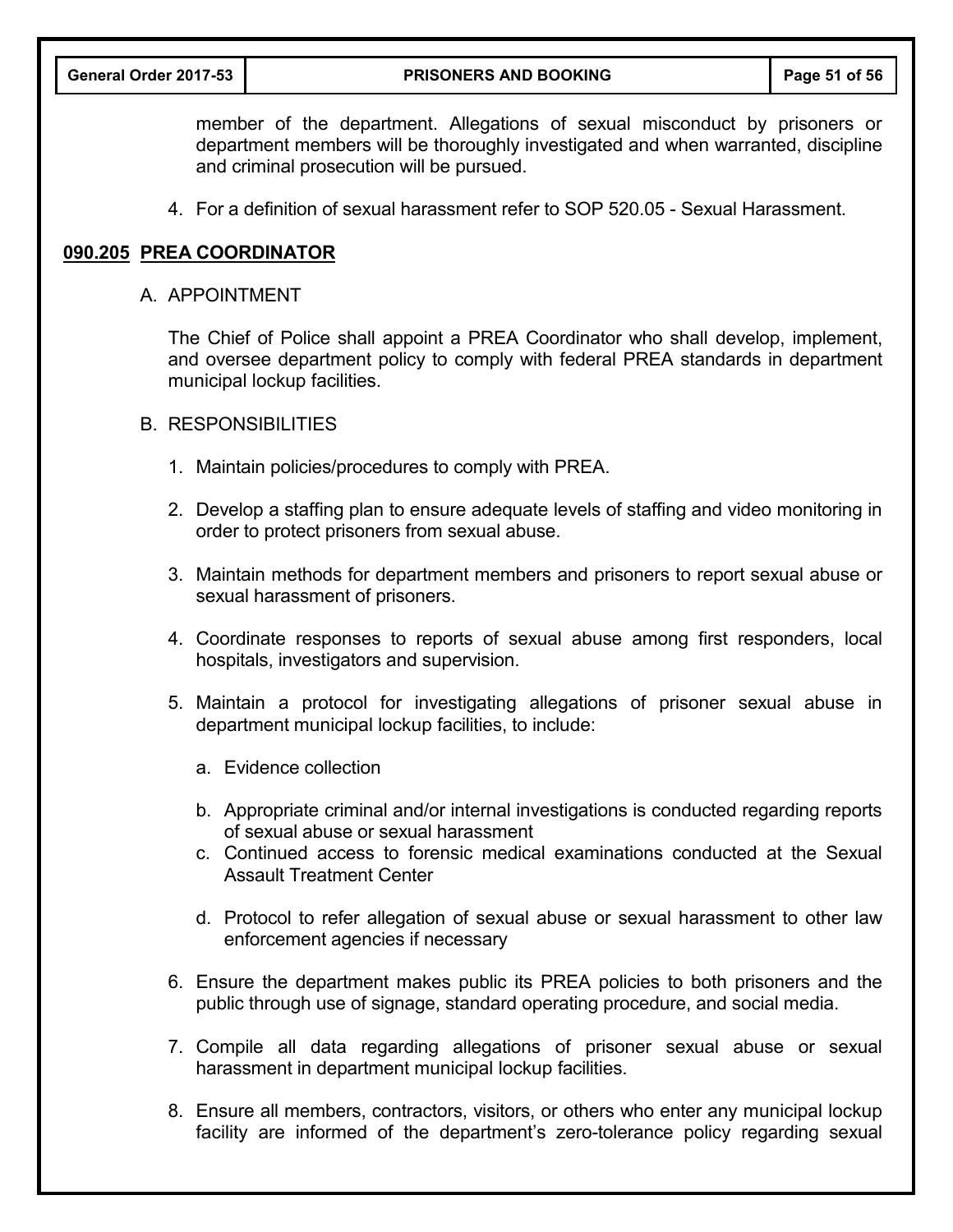member of the department. Allegations of sexual misconduct by prisoners or department members will be thoroughly investigated and when warranted, discipline and criminal prosecution will be pursued.

4. For a definition of sexual harassment refer to SOP 520.05 - Sexual Harassment.

## 090.205 PREA COORDINATOR

A. APPOINTMENT

The Chief of Police shall appoint a PREA Coordinator who shall develop, implement, and oversee department policy to comply with federal PREA standards in department municipal lockup facilities.

B. RESPONSIBILITIES

1. Maintain policies/procedures to comply with PREA.

2. Develop a staffing plan to ensure adequate levels of staffing and video monitoring in order to protect prisoners from sexual abuse.

3. Maintain methods for department members and prisoners to report sexual abuse or sexual harassment of prisoners.

4. Coordinate responses to reports of sexual abuse among first responders, local hospitals, investigators and supervision.

5. Maintain a protocol for investigating allegations of prisoner sexual abuse in department municipal lockup facilities, to include:

   a. Evidence collection

   b. Appropriate criminal and/or internal investigations is conducted regarding reports of sexual abuse or sexual harassment

   c. Continued access to forensic medical examinations conducted at the Sexual Assault Treatment Center

   d. Protocol to refer allegation of sexual abuse or sexual harassment to other law enforcement agencies if necessary

6. Ensure the department makes public its PREA policies to both prisoners and the public through use of signage, standard operating procedure, and social media.

7. Compile all data regarding allegations of prisoner sexual abuse or sexual harassment in department municipal lockup facilities.

8. Ensure all members, contractors, visitors, or others who enter any municipal lockup facility are informed of the department's zero-tolerance policy regarding sexual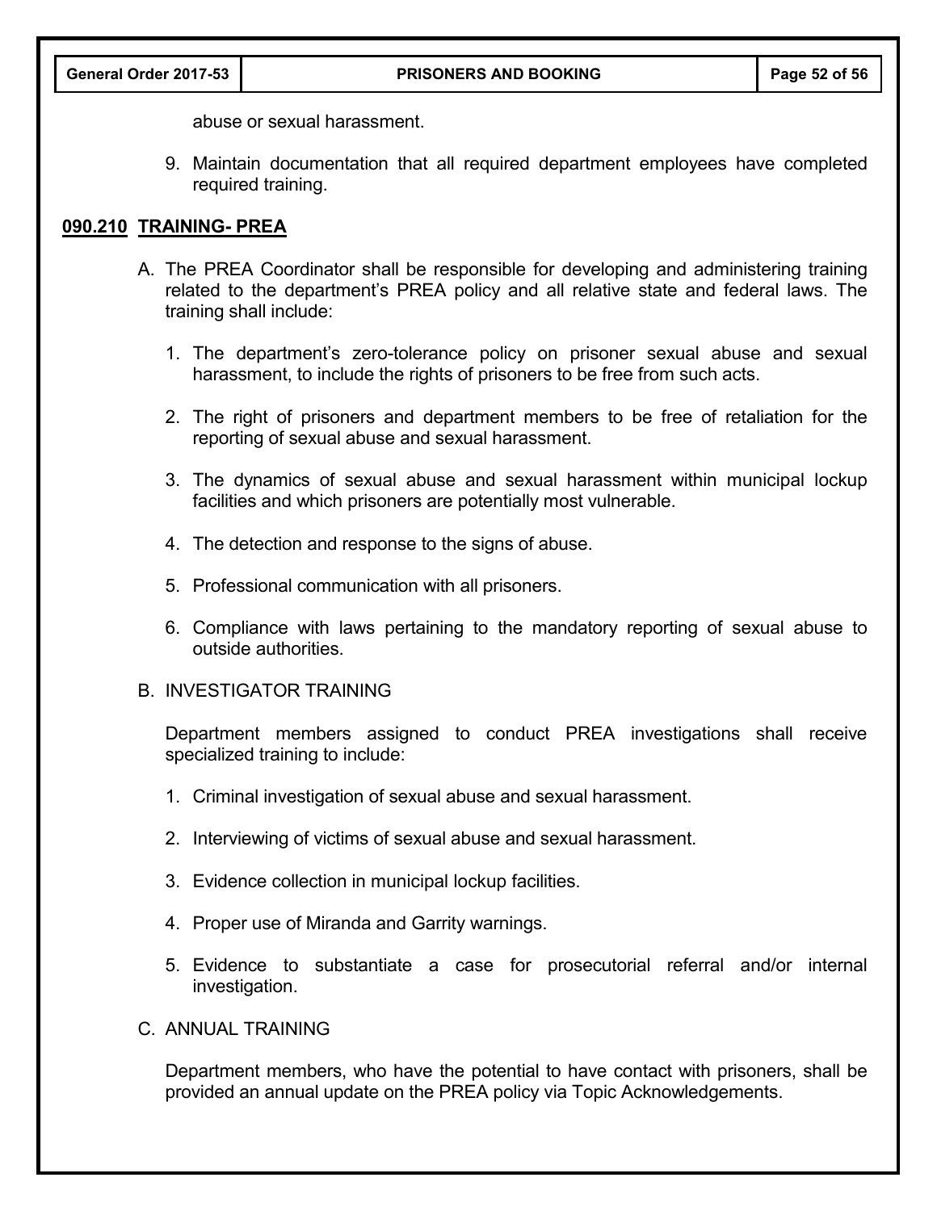abuse or sexual harassment.

9. Maintain documentation that all required department employees have completed required training.

## 090.210 TRAINING- PREA

A. The PREA Coordinator shall be responsible for developing and administering training related to the department's PREA policy and all relative state and federal laws. The training shall include:

   1. The department's zero-tolerance policy on prisoner sexual abuse and sexual harassment, to include the rights of prisoners to be free from such acts.

   2. The right of prisoners and department members to be free of retaliation for the reporting of sexual abuse and sexual harassment.

   3. The dynamics of sexual abuse and sexual harassment within municipal lockup facilities and which prisoners are potentially most vulnerable.

   4. The detection and response to the signs of abuse.

   5. Professional communication with all prisoners.

   6. Compliance with laws pertaining to the mandatory reporting of sexual abuse to outside authorities.

B. INVESTIGATOR TRAINING

   Department members assigned to conduct PREA investigations shall receive specialized training to include:

   1. Criminal investigation of sexual abuse and sexual harassment.

   2. Interviewing of victims of sexual abuse and sexual harassment.

   3. Evidence collection in municipal lockup facilities.

   4. Proper use of Miranda and Garrity warnings.

   5. Evidence to substantiate a case for prosecutorial referral and/or internal investigation.

C. ANNUAL TRAINING

   Department members, who have the potential to have contact with prisoners, shall be provided an annual update on the PREA policy via Topic Acknowledgements.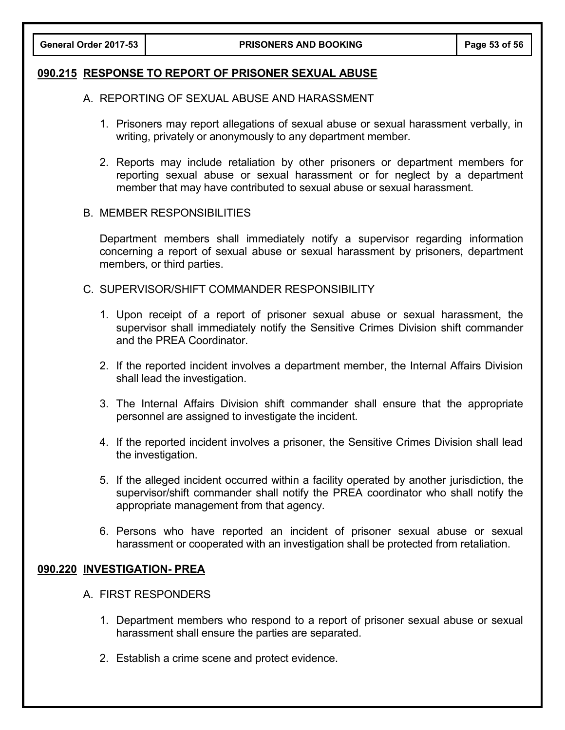## 090.215 RESPONSE TO REPORT OF PRISONER SEXUAL ABUSE

A. REPORTING OF SEXUAL ABUSE AND HARASSMENT

1. Prisoners may report allegations of sexual abuse or sexual harassment verbally, in writing, privately or anonymously to any department member.

2. Reports may include retaliation by other prisoners or department members for reporting sexual abuse or sexual harassment or for neglect by a department member that may have contributed to sexual abuse or sexual harassment.

B. MEMBER RESPONSIBILITIES

Department members shall immediately notify a supervisor regarding information concerning a report of sexual abuse or sexual harassment by prisoners, department members, or third parties.

C. SUPERVISOR/SHIFT COMMANDER RESPONSIBILITY

1. Upon receipt of a report of prisoner sexual abuse or sexual harassment, the supervisor shall immediately notify the Sensitive Crimes Division shift commander and the PREA Coordinator.

2. If the reported incident involves a department member, the Internal Affairs Division shall lead the investigation.

3. The Internal Affairs Division shift commander shall ensure that the appropriate personnel are assigned to investigate the incident.

4. If the reported incident involves a prisoner, the Sensitive Crimes Division shall lead the investigation.

5. If the alleged incident occurred within a facility operated by another jurisdiction, the supervisor/shift commander shall notify the PREA coordinator who shall notify the appropriate management from that agency.

6. Persons who have reported an incident of prisoner sexual abuse or sexual harassment or cooperated with an investigation shall be protected from retaliation.

## 090.220 INVESTIGATION- PREA

A. FIRST RESPONDERS

1. Department members who respond to a report of prisoner sexual abuse or sexual harassment shall ensure the parties are separated.

2. Establish a crime scene and protect evidence.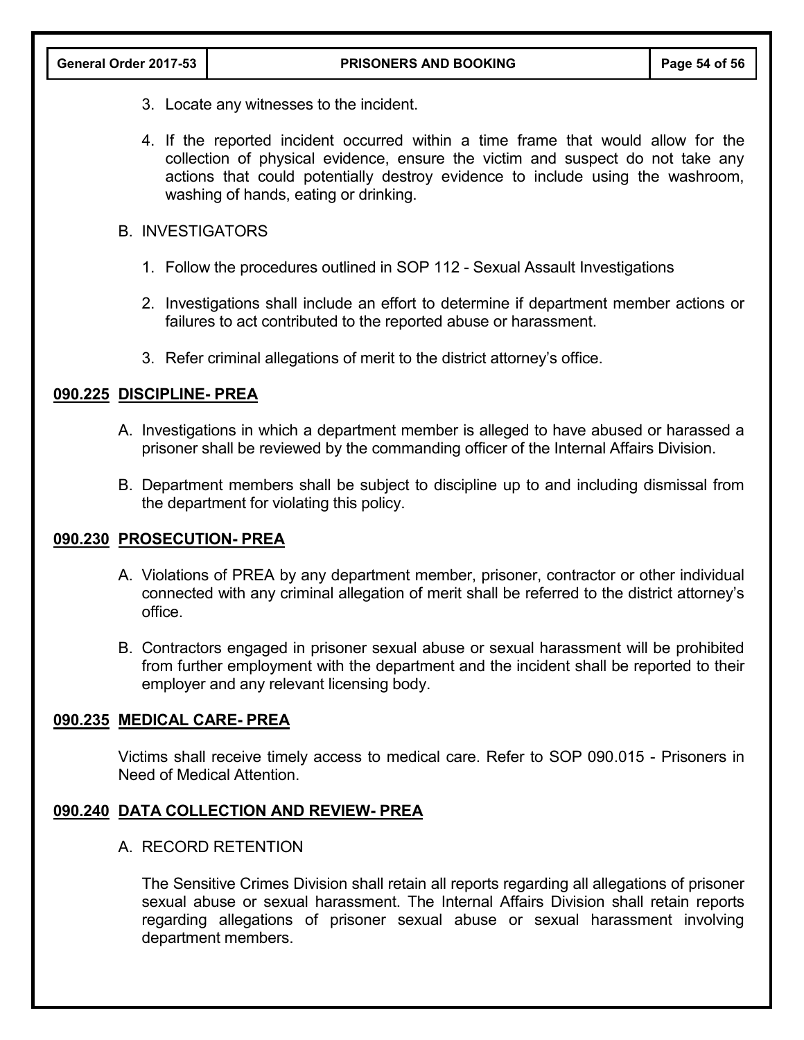3. Locate any witnesses to the incident.

4. If the reported incident occurred within a time frame that would allow for the collection of physical evidence, ensure the victim and suspect do not take any actions that could potentially destroy evidence to include using the washroom, washing of hands, eating or drinking.

B. INVESTIGATORS

1. Follow the procedures outlined in SOP 112 - Sexual Assault Investigations

2. Investigations shall include an effort to determine if department member actions or failures to act contributed to the reported abuse or harassment.

3. Refer criminal allegations of merit to the district attorney's office.

## 090.225 DISCIPLINE- PREA

A. Investigations in which a department member is alleged to have abused or harassed a prisoner shall be reviewed by the commanding officer of the Internal Affairs Division.

B. Department members shall be subject to discipline up to and including dismissal from the department for violating this policy.

## 090.230 PROSECUTION- PREA

A. Violations of PREA by any department member, prisoner, contractor or other individual connected with any criminal allegation of merit shall be referred to the district attorney's office.

B. Contractors engaged in prisoner sexual abuse or sexual harassment will be prohibited from further employment with the department and the incident shall be reported to their employer and any relevant licensing body.

## 090.235 MEDICAL CARE- PREA

Victims shall receive timely access to medical care. Refer to SOP 090.015 - Prisoners in Need of Medical Attention.

## 090.240 DATA COLLECTION AND REVIEW- PREA

A. RECORD RETENTION

The Sensitive Crimes Division shall retain all reports regarding all allegations of prisoner sexual abuse or sexual harassment. The Internal Affairs Division shall retain reports regarding allegations of prisoner sexual abuse or sexual harassment involving department members.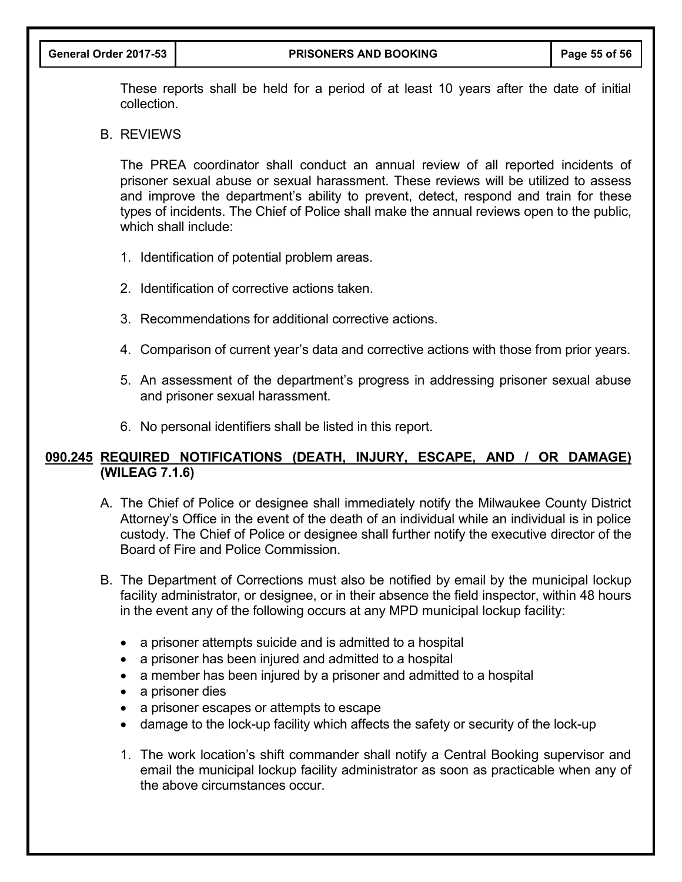These reports shall be held for a period of at least 10 years after the date of initial collection.

B. REVIEWS

The PREA coordinator shall conduct an annual review of all reported incidents of prisoner sexual abuse or sexual harassment. These reviews will be utilized to assess and improve the department's ability to prevent, detect, respond and train for these types of incidents. The Chief of Police shall make the annual reviews open to the public, which shall include:

1. Identification of potential problem areas.

2. Identification of corrective actions taken.

3. Recommendations for additional corrective actions.

4. Comparison of current year's data and corrective actions with those from prior years.

5. An assessment of the department's progress in addressing prisoner sexual abuse and prisoner sexual harassment.

6. No personal identifiers shall be listed in this report.

## **<u>090.245 REQUIRED NOTIFICATIONS (DEATH, INJURY, ESCAPE, AND / OR DAMAGE) (WILEAG 7.1.6)</u>**

A. The Chief of Police or designee shall immediately notify the Milwaukee County District Attorney's Office in the event of the death of an individual while an individual is in police custody. The Chief of Police or designee shall further notify the executive director of the Board of Fire and Police Commission.

B. The Department of Corrections must also be notified by email by the municipal lockup facility administrator, or designee, or in their absence the field inspector, within 48 hours in the event any of the following occurs at any MPD municipal lockup facility:

- a prisoner attempts suicide and is admitted to a hospital
- a prisoner has been injured and admitted to a hospital
- a member has been injured by a prisoner and admitted to a hospital
- a prisoner dies
- a prisoner escapes or attempts to escape
- damage to the lock-up facility which affects the safety or security of the lock-up

1. The work location's shift commander shall notify a Central Booking supervisor and email the municipal lockup facility administrator as soon as practicable when any of the above circumstances occur.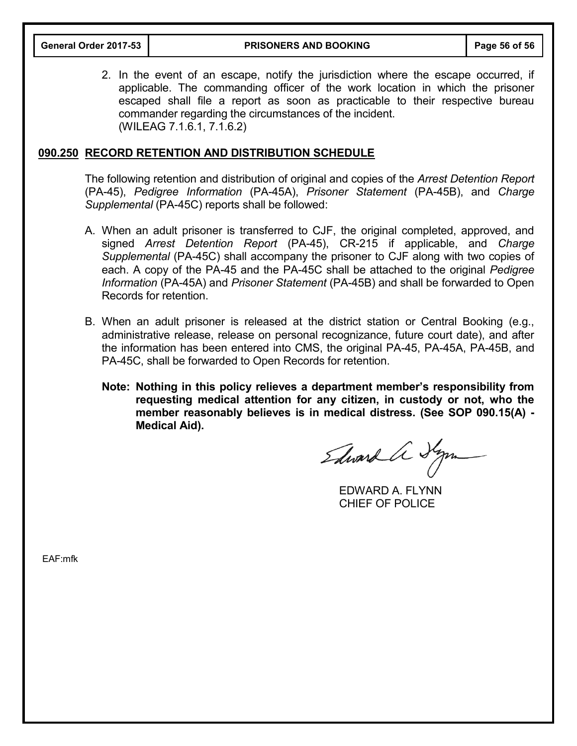2. In the event of an escape, notify the jurisdiction where the escape occurred, if applicable. The commanding officer of the work location in which the prisoner escaped shall file a report as soon as practicable to their respective bureau commander regarding the circumstances of the incident.
(WILEAG 7.1.6.1, 7.1.6.2)

## 090.250 RECORD RETENTION AND DISTRIBUTION SCHEDULE

The following retention and distribution of original and copies of the *Arrest Detention Report* (PA-45), *Pedigree Information* (PA-45A), *Prisoner Statement* (PA-45B), and *Charge Supplemental* (PA-45C) reports shall be followed:

A. When an adult prisoner is transferred to CJF, the original completed, approved, and signed *Arrest Detention Report* (PA-45), CR-215 if applicable, and *Charge Supplemental* (PA-45C) shall accompany the prisoner to CJF along with two copies of each. A copy of the PA-45 and the PA-45C shall be attached to the original *Pedigree Information* (PA-45A) and *Prisoner Statement* (PA-45B) and shall be forwarded to Open Records for retention.

B. When an adult prisoner is released at the district station or Central Booking (e.g., administrative release, release on personal recognizance, future court date), and after the information has been entered into CMS, the original PA-45, PA-45A, PA-45B, and PA-45C, shall be forwarded to Open Records for retention.

**Note: Nothing in this policy relieves a department member's responsibility from requesting medical attention for any citizen, in custody or not, who the member reasonably believes is in medical distress. (See SOP 090.15(A) - Medical Aid).**

EDWARD A. FLYNN
CHIEF OF POLICE

EAF:mfk